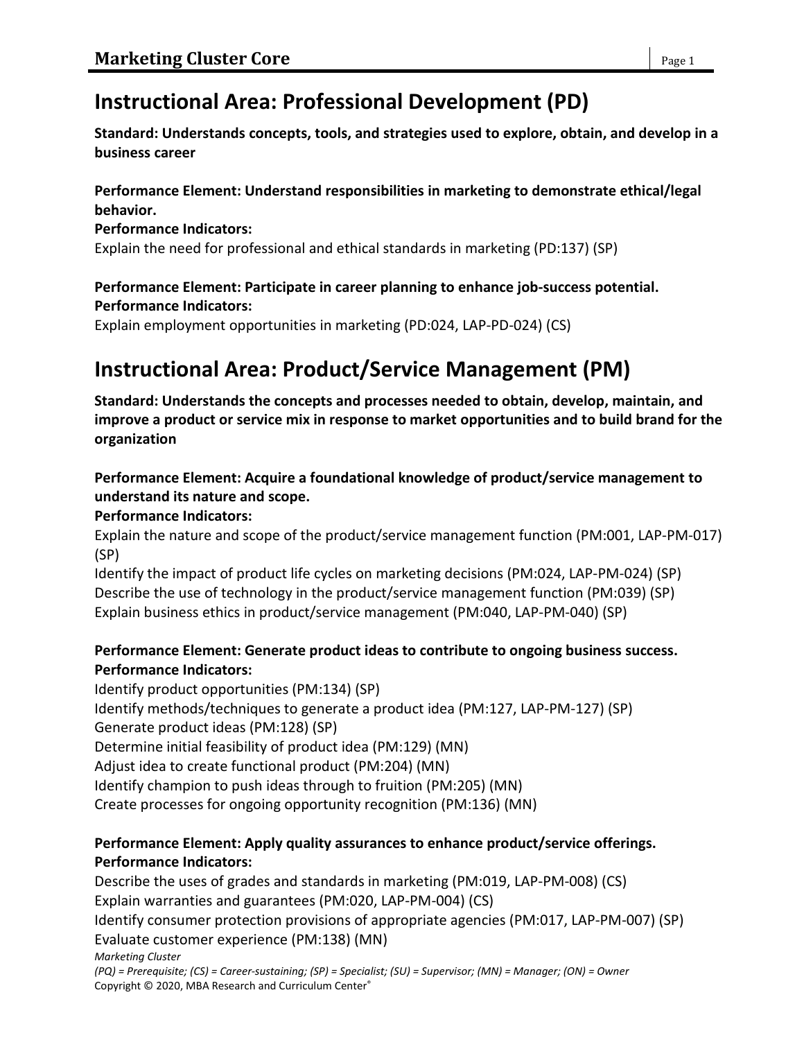# Instructional Area: Professional Development (PD)

**Standard: Understands concepts, tools, and strategies used to explore, obtain, and develop in a business career**

**Performance Element: Understand responsibilities in marketing to demonstrate ethical/legal behavior.**
**Performance Indicators:**
Explain the need for professional and ethical standards in marketing (PD:137) (SP)

**Performance Element: Participate in career planning to enhance job-success potential.**
**Performance Indicators:**
Explain employment opportunities in marketing (PD:024, LAP-PD-024) (CS)

# Instructional Area: Product/Service Management (PM)

**Standard: Understands the concepts and processes needed to obtain, develop, maintain, and improve a product or service mix in response to market opportunities and to build brand for the organization**

**Performance Element: Acquire a foundational knowledge of product/service management to understand its nature and scope.**
**Performance Indicators:**
Explain the nature and scope of the product/service management function (PM:001, LAP-PM-017) (SP)
Identify the impact of product life cycles on marketing decisions (PM:024, LAP-PM-024) (SP)
Describe the use of technology in the product/service management function (PM:039) (SP)
Explain business ethics in product/service management (PM:040, LAP-PM-040) (SP)

**Performance Element: Generate product ideas to contribute to ongoing business success.**
**Performance Indicators:**
Identify product opportunities (PM:134) (SP)
Identify methods/techniques to generate a product idea (PM:127, LAP-PM-127) (SP)
Generate product ideas (PM:128) (SP)
Determine initial feasibility of product idea (PM:129) (MN)
Adjust idea to create functional product (PM:204) (MN)
Identify champion to push ideas through to fruition (PM:205) (MN)
Create processes for ongoing opportunity recognition (PM:136) (MN)

**Performance Element: Apply quality assurances to enhance product/service offerings.**
**Performance Indicators:**
Describe the uses of grades and standards in marketing (PM:019, LAP-PM-008) (CS)
Explain warranties and guarantees (PM:020, LAP-PM-004) (CS)
Identify consumer protection provisions of appropriate agencies (PM:017, LAP-PM-007) (SP)
Evaluate customer experience (PM:138) (MN)

*Marketing Cluster*
*(PQ) = Prerequisite; (CS) = Career-sustaining; (SP) = Specialist; (SU) = Supervisor; (MN) = Manager; (ON) = Owner*
Copyright © 2020, MBA Research and Curriculum Center®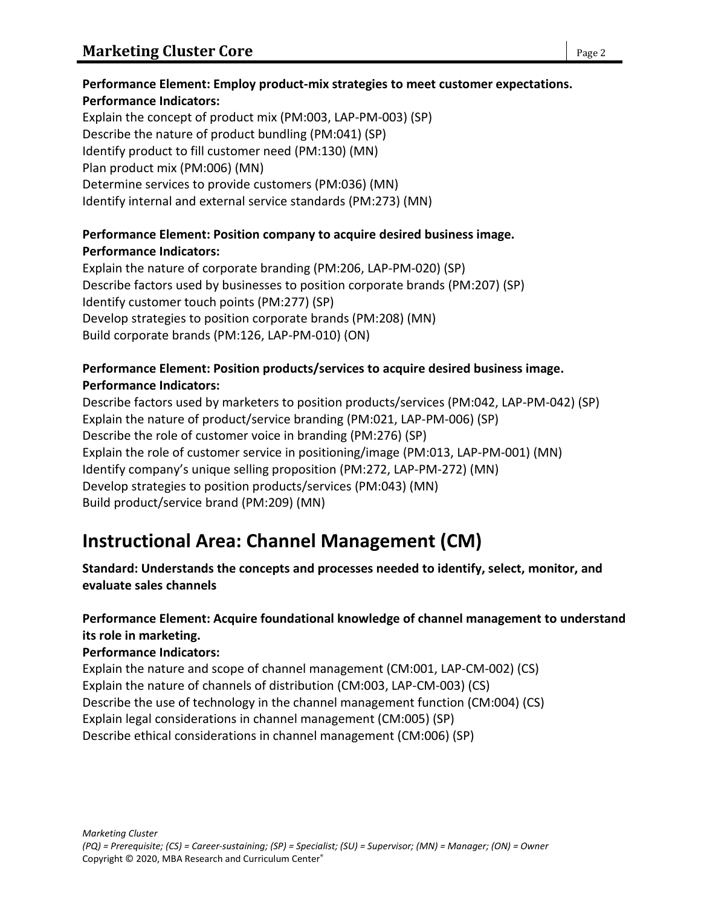**Performance Element: Employ product-mix strategies to meet customer expectations.**
**Performance Indicators:**

Explain the concept of product mix (PM:003, LAP-PM-003) (SP)
Describe the nature of product bundling (PM:041) (SP)
Identify product to fill customer need (PM:130) (MN)
Plan product mix (PM:006) (MN)
Determine services to provide customers (PM:036) (MN)
Identify internal and external service standards (PM:273) (MN)

**Performance Element: Position company to acquire desired business image.**
**Performance Indicators:**

Explain the nature of corporate branding (PM:206, LAP-PM-020) (SP)
Describe factors used by businesses to position corporate brands (PM:207) (SP)
Identify customer touch points (PM:277) (SP)
Develop strategies to position corporate brands (PM:208) (MN)
Build corporate brands (PM:126, LAP-PM-010) (ON)

**Performance Element: Position products/services to acquire desired business image.**
**Performance Indicators:**

Describe factors used by marketers to position products/services (PM:042, LAP-PM-042) (SP)
Explain the nature of product/service branding (PM:021, LAP-PM-006) (SP)
Describe the role of customer voice in branding (PM:276) (SP)
Explain the role of customer service in positioning/image (PM:013, LAP-PM-001) (MN)
Identify company's unique selling proposition (PM:272, LAP-PM-272) (MN)
Develop strategies to position products/services (PM:043) (MN)
Build product/service brand (PM:209) (MN)

# Instructional Area: Channel Management (CM)

**Standard: Understands the concepts and processes needed to identify, select, monitor, and evaluate sales channels**

**Performance Element: Acquire foundational knowledge of channel management to understand its role in marketing.**
**Performance Indicators:**

Explain the nature and scope of channel management (CM:001, LAP-CM-002) (CS)
Explain the nature of channels of distribution (CM:003, LAP-CM-003) (CS)
Describe the use of technology in the channel management function (CM:004) (CS)
Explain legal considerations in channel management (CM:005) (SP)
Describe ethical considerations in channel management (CM:006) (SP)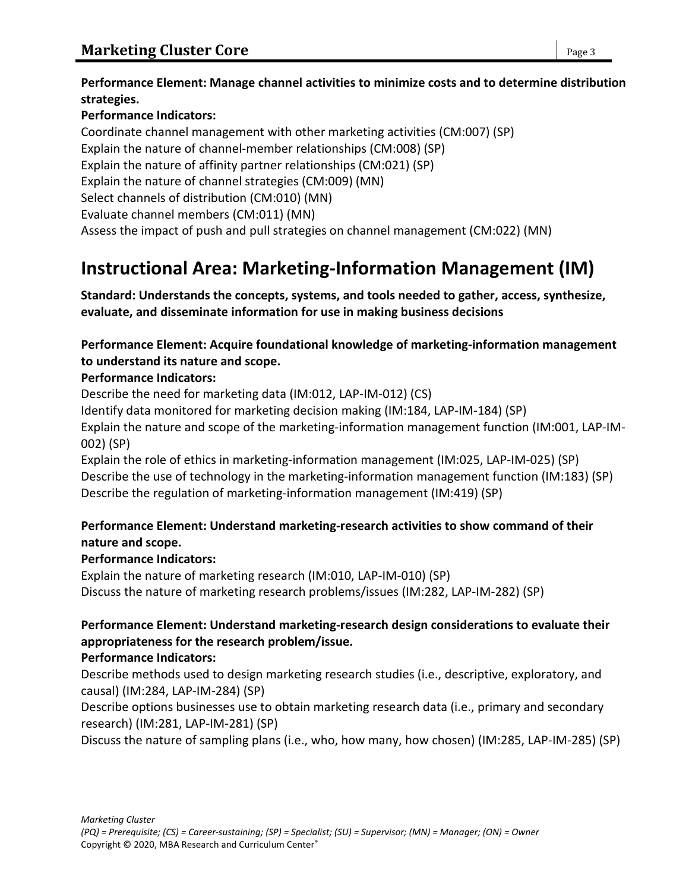**Performance Element: Manage channel activities to minimize costs and to determine distribution strategies.**

**Performance Indicators:**

Coordinate channel management with other marketing activities (CM:007) (SP)
Explain the nature of channel-member relationships (CM:008) (SP)
Explain the nature of affinity partner relationships (CM:021) (SP)
Explain the nature of channel strategies (CM:009) (MN)
Select channels of distribution (CM:010) (MN)
Evaluate channel members (CM:011) (MN)
Assess the impact of push and pull strategies on channel management (CM:022) (MN)

# Instructional Area: Marketing-Information Management (IM)

**Standard: Understands the concepts, systems, and tools needed to gather, access, synthesize, evaluate, and disseminate information for use in making business decisions**

**Performance Element: Acquire foundational knowledge of marketing-information management to understand its nature and scope.**

**Performance Indicators:**

Describe the need for marketing data (IM:012, LAP-IM-012) (CS)
Identify data monitored for marketing decision making (IM:184, LAP-IM-184) (SP)
Explain the nature and scope of the marketing-information management function (IM:001, LAP-IM-002) (SP)
Explain the role of ethics in marketing-information management (IM:025, LAP-IM-025) (SP)
Describe the use of technology in the marketing-information management function (IM:183) (SP)
Describe the regulation of marketing-information management (IM:419) (SP)

**Performance Element: Understand marketing-research activities to show command of their nature and scope.**

**Performance Indicators:**

Explain the nature of marketing research (IM:010, LAP-IM-010) (SP)
Discuss the nature of marketing research problems/issues (IM:282, LAP-IM-282) (SP)

**Performance Element: Understand marketing-research design considerations to evaluate their appropriateness for the research problem/issue.**

**Performance Indicators:**

Describe methods used to design marketing research studies (i.e., descriptive, exploratory, and causal) (IM:284, LAP-IM-284) (SP)
Describe options businesses use to obtain marketing research data (i.e., primary and secondary research) (IM:281, LAP-IM-281) (SP)
Discuss the nature of sampling plans (i.e., who, how many, how chosen) (IM:285, LAP-IM-285) (SP)

*Marketing Cluster*
*(PQ) = Prerequisite; (CS) = Career-sustaining; (SP) = Specialist; (SU) = Supervisor; (MN) = Manager; (ON) = Owner*
Copyright © 2020, MBA Research and Curriculum Center®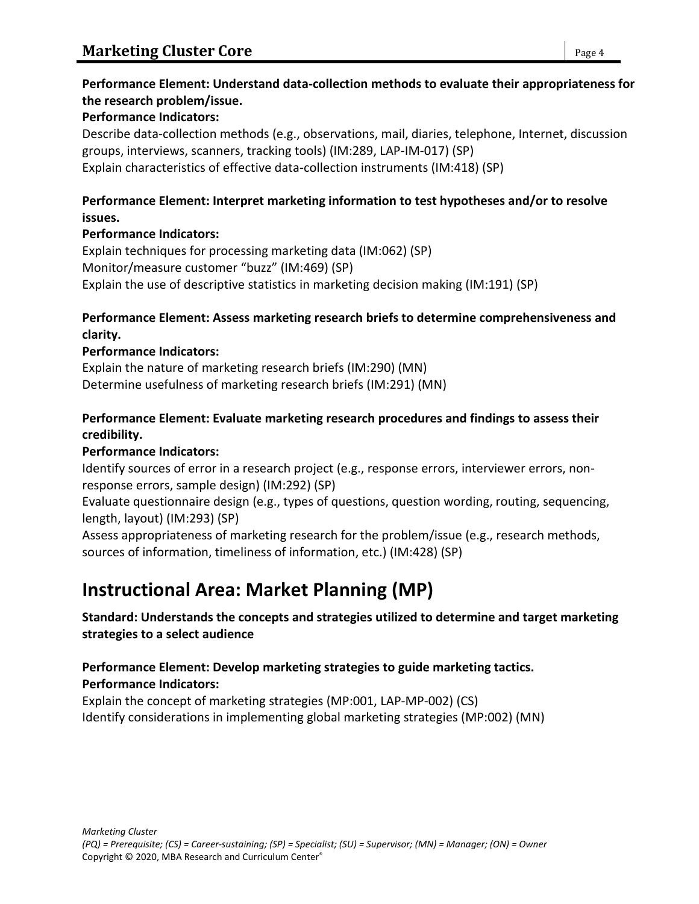**Performance Element: Understand data-collection methods to evaluate their appropriateness for the research problem/issue.**

**Performance Indicators:**

Describe data-collection methods (e.g., observations, mail, diaries, telephone, Internet, discussion groups, interviews, scanners, tracking tools) (IM:289, LAP-IM-017) (SP)

Explain characteristics of effective data-collection instruments (IM:418) (SP)

**Performance Element: Interpret marketing information to test hypotheses and/or to resolve issues.**

**Performance Indicators:**

Explain techniques for processing marketing data (IM:062) (SP)

Monitor/measure customer "buzz" (IM:469) (SP)

Explain the use of descriptive statistics in marketing decision making (IM:191) (SP)

**Performance Element: Assess marketing research briefs to determine comprehensiveness and clarity.**

**Performance Indicators:**

Explain the nature of marketing research briefs (IM:290) (MN)

Determine usefulness of marketing research briefs (IM:291) (MN)

**Performance Element: Evaluate marketing research procedures and findings to assess their credibility.**

**Performance Indicators:**

Identify sources of error in a research project (e.g., response errors, interviewer errors, non-response errors, sample design) (IM:292) (SP)

Evaluate questionnaire design (e.g., types of questions, question wording, routing, sequencing, length, layout) (IM:293) (SP)

Assess appropriateness of marketing research for the problem/issue (e.g., research methods, sources of information, timeliness of information, etc.) (IM:428) (SP)

# Instructional Area: Market Planning (MP)

**Standard: Understands the concepts and strategies utilized to determine and target marketing strategies to a select audience**

**Performance Element: Develop marketing strategies to guide marketing tactics.**

**Performance Indicators:**

Explain the concept of marketing strategies (MP:001, LAP-MP-002) (CS)

Identify considerations in implementing global marketing strategies (MP:002) (MN)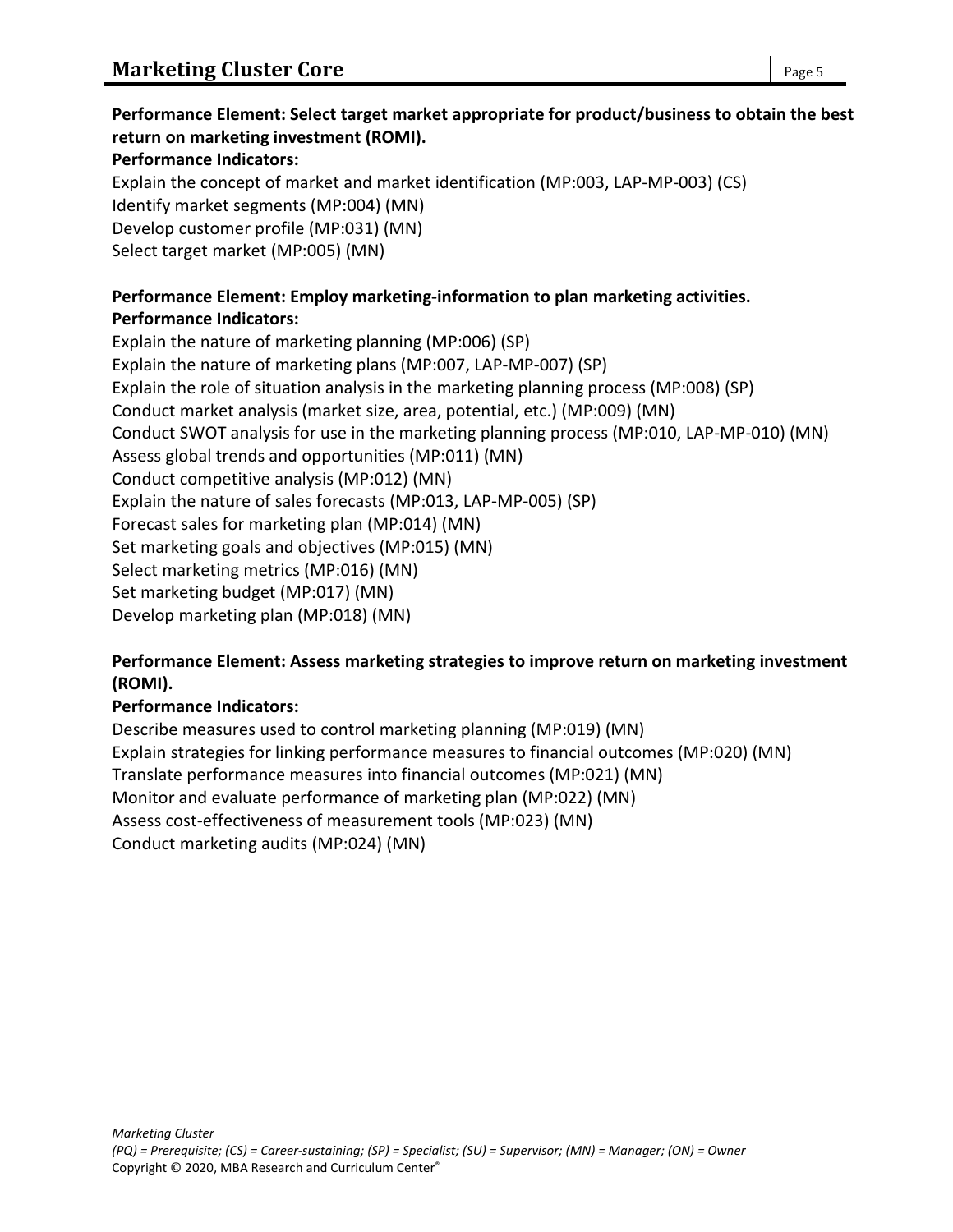**Performance Element: Select target market appropriate for product/business to obtain the best return on marketing investment (ROMI).**

**Performance Indicators:**

Explain the concept of market and market identification (MP:003, LAP-MP-003) (CS)
Identify market segments (MP:004) (MN)
Develop customer profile (MP:031) (MN)
Select target market (MP:005) (MN)

**Performance Element: Employ marketing-information to plan marketing activities.**

**Performance Indicators:**

Explain the nature of marketing planning (MP:006) (SP)
Explain the nature of marketing plans (MP:007, LAP-MP-007) (SP)
Explain the role of situation analysis in the marketing planning process (MP:008) (SP)
Conduct market analysis (market size, area, potential, etc.) (MP:009) (MN)
Conduct SWOT analysis for use in the marketing planning process (MP:010, LAP-MP-010) (MN)
Assess global trends and opportunities (MP:011) (MN)
Conduct competitive analysis (MP:012) (MN)
Explain the nature of sales forecasts (MP:013, LAP-MP-005) (SP)
Forecast sales for marketing plan (MP:014) (MN)
Set marketing goals and objectives (MP:015) (MN)
Select marketing metrics (MP:016) (MN)
Set marketing budget (MP:017) (MN)
Develop marketing plan (MP:018) (MN)

**Performance Element: Assess marketing strategies to improve return on marketing investment (ROMI).**

**Performance Indicators:**

Describe measures used to control marketing planning (MP:019) (MN)
Explain strategies for linking performance measures to financial outcomes (MP:020) (MN)
Translate performance measures into financial outcomes (MP:021) (MN)
Monitor and evaluate performance of marketing plan (MP:022) (MN)
Assess cost-effectiveness of measurement tools (MP:023) (MN)
Conduct marketing audits (MP:024) (MN)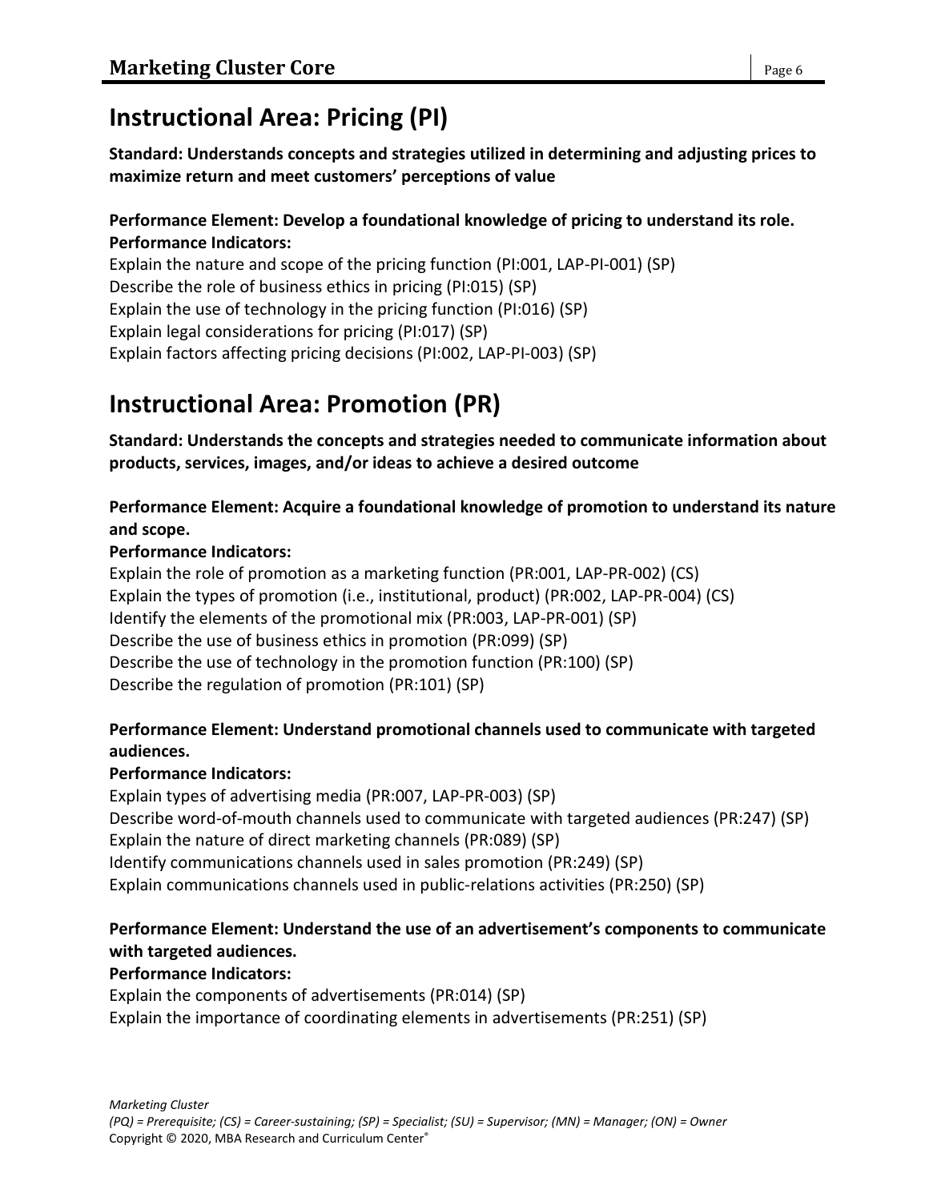## Instructional Area: Pricing (PI)

**Standard: Understands concepts and strategies utilized in determining and adjusting prices to maximize return and meet customers' perceptions of value**

**Performance Element: Develop a foundational knowledge of pricing to understand its role.**
**Performance Indicators:**

Explain the nature and scope of the pricing function (PI:001, LAP-PI-001) (SP)
Describe the role of business ethics in pricing (PI:015) (SP)
Explain the use of technology in the pricing function (PI:016) (SP)
Explain legal considerations for pricing (PI:017) (SP)
Explain factors affecting pricing decisions (PI:002, LAP-PI-003) (SP)

## Instructional Area: Promotion (PR)

**Standard: Understands the concepts and strategies needed to communicate information about products, services, images, and/or ideas to achieve a desired outcome**

**Performance Element: Acquire a foundational knowledge of promotion to understand its nature and scope.**
**Performance Indicators:**

Explain the role of promotion as a marketing function (PR:001, LAP-PR-002) (CS)
Explain the types of promotion (i.e., institutional, product) (PR:002, LAP-PR-004) (CS)
Identify the elements of the promotional mix (PR:003, LAP-PR-001) (SP)
Describe the use of business ethics in promotion (PR:099) (SP)
Describe the use of technology in the promotion function (PR:100) (SP)
Describe the regulation of promotion (PR:101) (SP)

**Performance Element: Understand promotional channels used to communicate with targeted audiences.**
**Performance Indicators:**

Explain types of advertising media (PR:007, LAP-PR-003) (SP)
Describe word-of-mouth channels used to communicate with targeted audiences (PR:247) (SP)
Explain the nature of direct marketing channels (PR:089) (SP)
Identify communications channels used in sales promotion (PR:249) (SP)
Explain communications channels used in public-relations activities (PR:250) (SP)

**Performance Element: Understand the use of an advertisement's components to communicate with targeted audiences.**
**Performance Indicators:**

Explain the components of advertisements (PR:014) (SP)
Explain the importance of coordinating elements in advertisements (PR:251) (SP)

*Marketing Cluster*
*(PQ) = Prerequisite; (CS) = Career-sustaining; (SP) = Specialist; (SU) = Supervisor; (MN) = Manager; (ON) = Owner*
Copyright © 2020, MBA Research and Curriculum Center®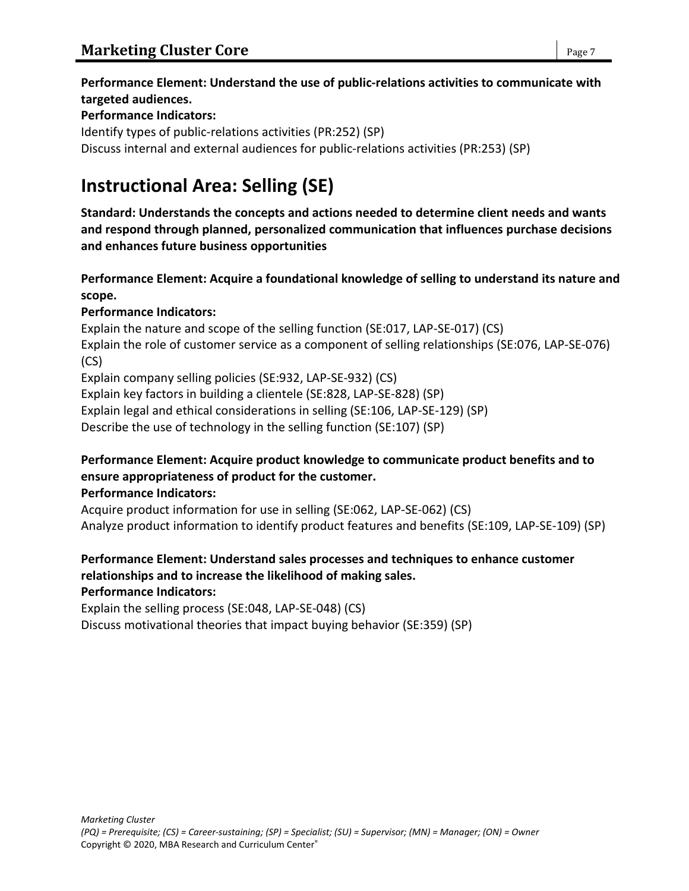**Performance Element: Understand the use of public-relations activities to communicate with targeted audiences.**
**Performance Indicators:**
Identify types of public-relations activities (PR:252) (SP)
Discuss internal and external audiences for public-relations activities (PR:253) (SP)

# Instructional Area: Selling (SE)

**Standard: Understands the concepts and actions needed to determine client needs and wants and respond through planned, personalized communication that influences purchase decisions and enhances future business opportunities**

**Performance Element: Acquire a foundational knowledge of selling to understand its nature and scope.**
**Performance Indicators:**
Explain the nature and scope of the selling function (SE:017, LAP-SE-017) (CS)
Explain the role of customer service as a component of selling relationships (SE:076, LAP-SE-076) (CS)
Explain company selling policies (SE:932, LAP-SE-932) (CS)
Explain key factors in building a clientele (SE:828, LAP-SE-828) (SP)
Explain legal and ethical considerations in selling (SE:106, LAP-SE-129) (SP)
Describe the use of technology in the selling function (SE:107) (SP)

**Performance Element: Acquire product knowledge to communicate product benefits and to ensure appropriateness of product for the customer.**
**Performance Indicators:**
Acquire product information for use in selling (SE:062, LAP-SE-062) (CS)
Analyze product information to identify product features and benefits (SE:109, LAP-SE-109) (SP)

**Performance Element: Understand sales processes and techniques to enhance customer relationships and to increase the likelihood of making sales.**
**Performance Indicators:**
Explain the selling process (SE:048, LAP-SE-048) (CS)
Discuss motivational theories that impact buying behavior (SE:359) (SP)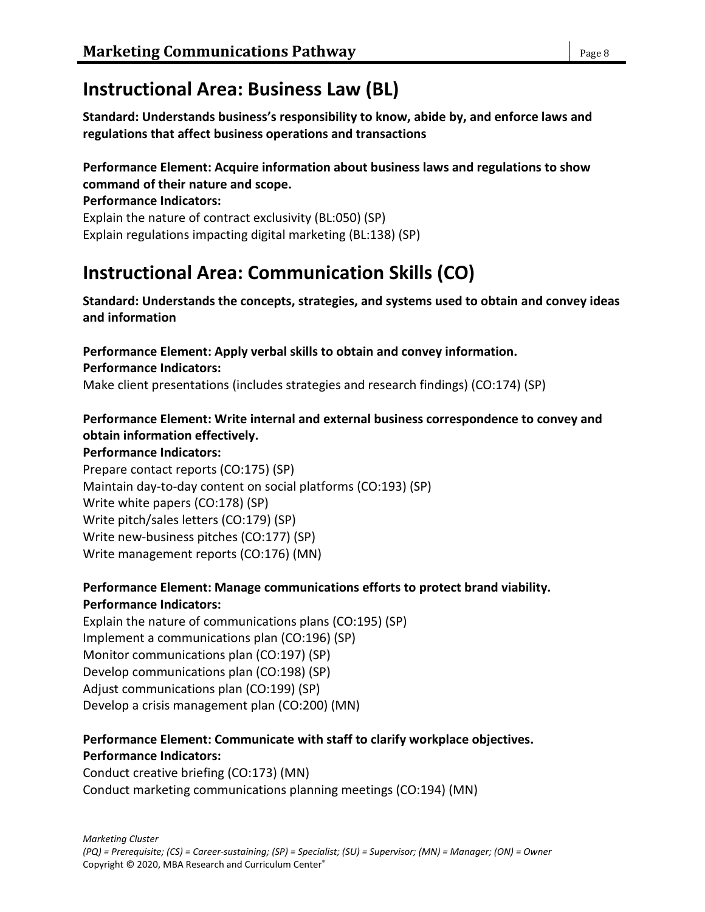## Instructional Area: Business Law (BL)

**Standard: Understands business's responsibility to know, abide by, and enforce laws and regulations that affect business operations and transactions**

**Performance Element: Acquire information about business laws and regulations to show command of their nature and scope.**

**Performance Indicators:**

Explain the nature of contract exclusivity (BL:050) (SP)
Explain regulations impacting digital marketing (BL:138) (SP)

## Instructional Area: Communication Skills (CO)

**Standard: Understands the concepts, strategies, and systems used to obtain and convey ideas and information**

**Performance Element: Apply verbal skills to obtain and convey information.**

**Performance Indicators:**

Make client presentations (includes strategies and research findings) (CO:174) (SP)

**Performance Element: Write internal and external business correspondence to convey and obtain information effectively.**

**Performance Indicators:**

Prepare contact reports (CO:175) (SP)
Maintain day-to-day content on social platforms (CO:193) (SP)
Write white papers (CO:178) (SP)
Write pitch/sales letters (CO:179) (SP)
Write new-business pitches (CO:177) (SP)
Write management reports (CO:176) (MN)

**Performance Element: Manage communications efforts to protect brand viability.**

**Performance Indicators:**

Explain the nature of communications plans (CO:195) (SP)
Implement a communications plan (CO:196) (SP)
Monitor communications plan (CO:197) (SP)
Develop communications plan (CO:198) (SP)
Adjust communications plan (CO:199) (SP)
Develop a crisis management plan (CO:200) (MN)

**Performance Element: Communicate with staff to clarify workplace objectives.**

**Performance Indicators:**

Conduct creative briefing (CO:173) (MN)
Conduct marketing communications planning meetings (CO:194) (MN)

*Marketing Cluster*
*(PQ) = Prerequisite; (CS) = Career-sustaining; (SP) = Specialist; (SU) = Supervisor; (MN) = Manager; (ON) = Owner*
Copyright © 2020, MBA Research and Curriculum Center®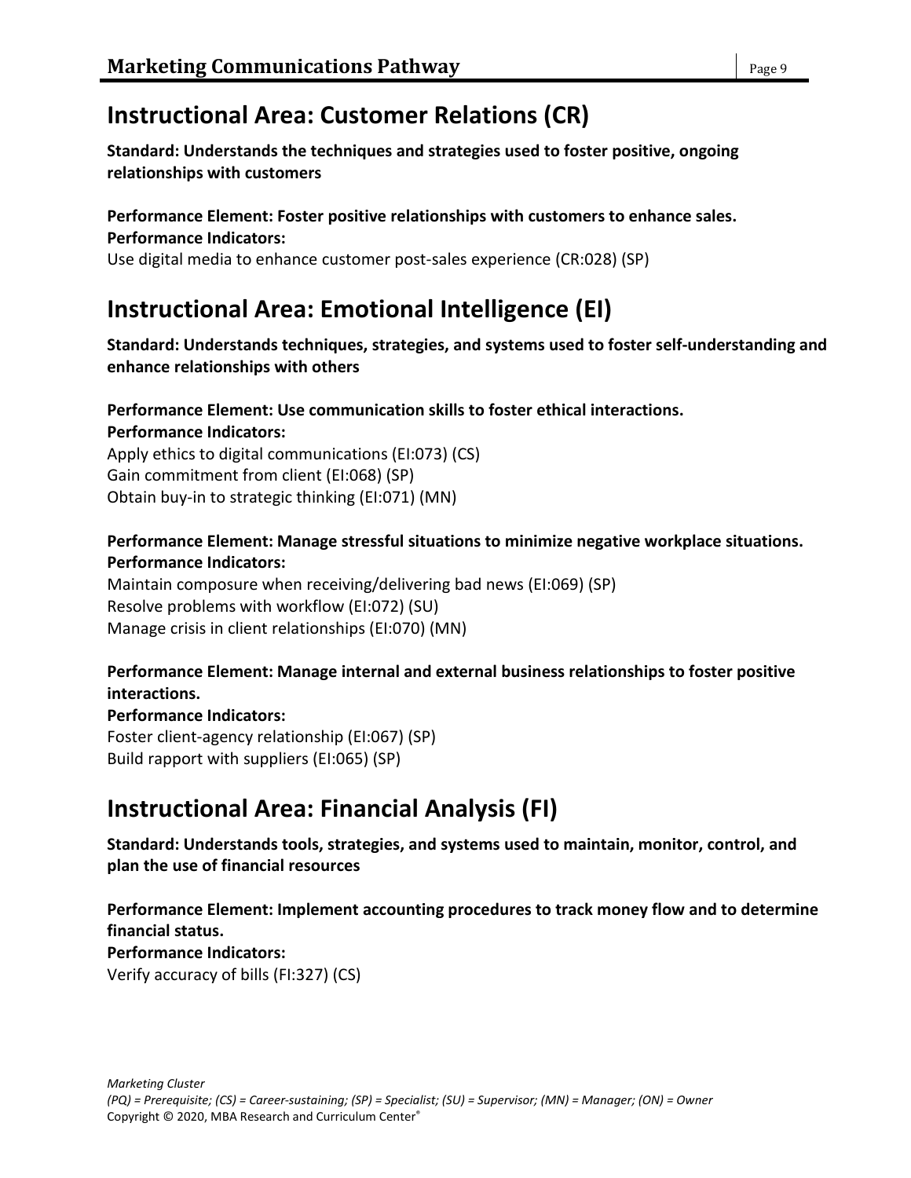## Instructional Area: Customer Relations (CR)

**Standard: Understands the techniques and strategies used to foster positive, ongoing relationships with customers**

**Performance Element: Foster positive relationships with customers to enhance sales.**
**Performance Indicators:**
Use digital media to enhance customer post-sales experience (CR:028) (SP)

## Instructional Area: Emotional Intelligence (EI)

**Standard: Understands techniques, strategies, and systems used to foster self-understanding and enhance relationships with others**

**Performance Element: Use communication skills to foster ethical interactions.**
**Performance Indicators:**
Apply ethics to digital communications (EI:073) (CS)
Gain commitment from client (EI:068) (SP)
Obtain buy-in to strategic thinking (EI:071) (MN)

**Performance Element: Manage stressful situations to minimize negative workplace situations.**
**Performance Indicators:**
Maintain composure when receiving/delivering bad news (EI:069) (SP)
Resolve problems with workflow (EI:072) (SU)
Manage crisis in client relationships (EI:070) (MN)

**Performance Element: Manage internal and external business relationships to foster positive interactions.**
**Performance Indicators:**
Foster client-agency relationship (EI:067) (SP)
Build rapport with suppliers (EI:065) (SP)

## Instructional Area: Financial Analysis (FI)

**Standard: Understands tools, strategies, and systems used to maintain, monitor, control, and plan the use of financial resources**

**Performance Element: Implement accounting procedures to track money flow and to determine financial status.**
**Performance Indicators:**
Verify accuracy of bills (FI:327) (CS)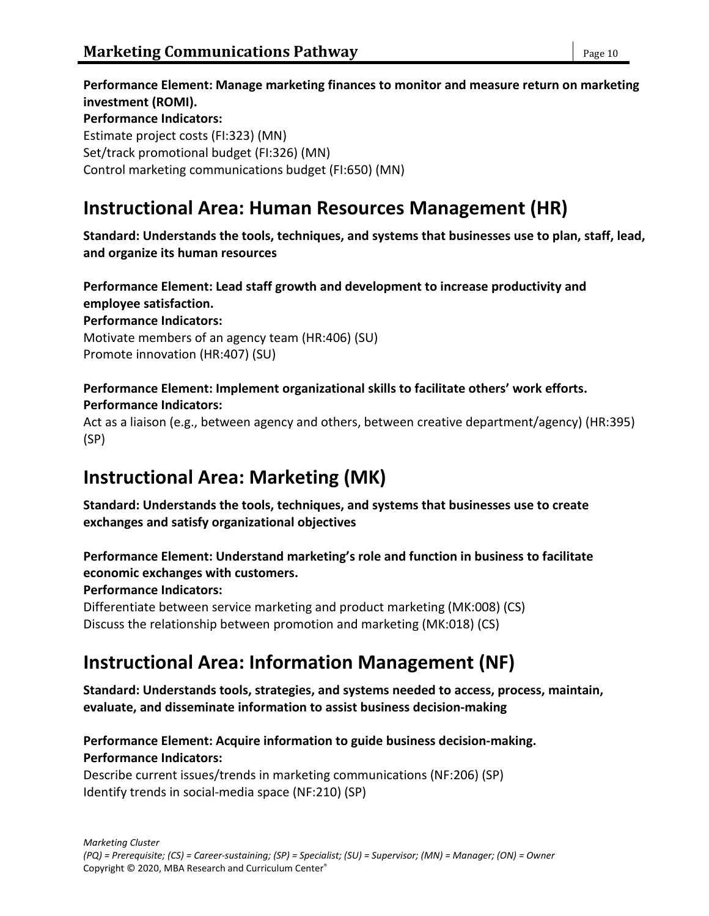**Performance Element: Manage marketing finances to monitor and measure return on marketing investment (ROMI).**

**Performance Indicators:**

Estimate project costs (FI:323) (MN)
Set/track promotional budget (FI:326) (MN)
Control marketing communications budget (FI:650) (MN)

## Instructional Area: Human Resources Management (HR)

**Standard: Understands the tools, techniques, and systems that businesses use to plan, staff, lead, and organize its human resources**

**Performance Element: Lead staff growth and development to increase productivity and employee satisfaction.**

**Performance Indicators:**

Motivate members of an agency team (HR:406) (SU)
Promote innovation (HR:407) (SU)

**Performance Element: Implement organizational skills to facilitate others' work efforts.**

**Performance Indicators:**

Act as a liaison (e.g., between agency and others, between creative department/agency) (HR:395) (SP)

## Instructional Area: Marketing (MK)

**Standard: Understands the tools, techniques, and systems that businesses use to create exchanges and satisfy organizational objectives**

**Performance Element: Understand marketing's role and function in business to facilitate economic exchanges with customers.**

**Performance Indicators:**

Differentiate between service marketing and product marketing (MK:008) (CS)
Discuss the relationship between promotion and marketing (MK:018) (CS)

## Instructional Area: Information Management (NF)

**Standard: Understands tools, strategies, and systems needed to access, process, maintain, evaluate, and disseminate information to assist business decision-making**

**Performance Element: Acquire information to guide business decision-making.**

**Performance Indicators:**

Describe current issues/trends in marketing communications (NF:206) (SP)
Identify trends in social-media space (NF:210) (SP)

*Marketing Cluster*
*(PQ) = Prerequisite; (CS) = Career-sustaining; (SP) = Specialist; (SU) = Supervisor; (MN) = Manager; (ON) = Owner*
Copyright © 2020, MBA Research and Curriculum Center®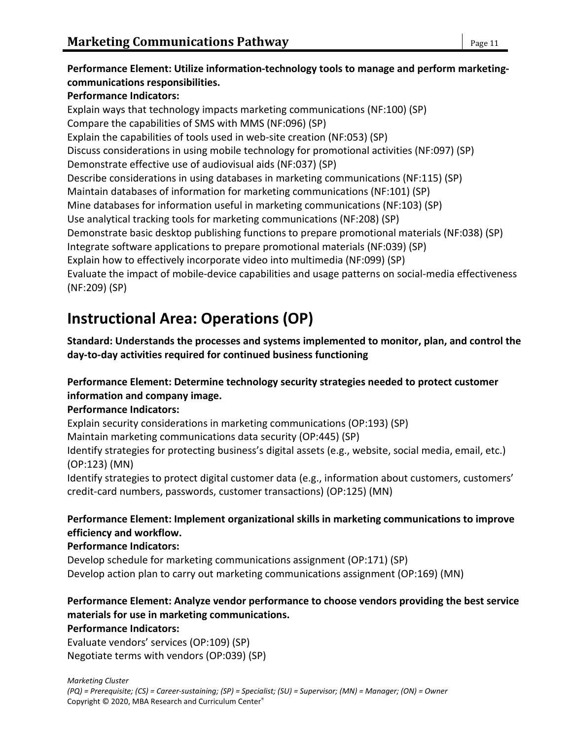**Performance Element: Utilize information-technology tools to manage and perform marketing-communications responsibilities.**

**Performance Indicators:**

Explain ways that technology impacts marketing communications (NF:100) (SP)
Compare the capabilities of SMS with MMS (NF:096) (SP)
Explain the capabilities of tools used in web-site creation (NF:053) (SP)
Discuss considerations in using mobile technology for promotional activities (NF:097) (SP)
Demonstrate effective use of audiovisual aids (NF:037) (SP)
Describe considerations in using databases in marketing communications (NF:115) (SP)
Maintain databases of information for marketing communications (NF:101) (SP)
Mine databases for information useful in marketing communications (NF:103) (SP)
Use analytical tracking tools for marketing communications (NF:208) (SP)
Demonstrate basic desktop publishing functions to prepare promotional materials (NF:038) (SP)
Integrate software applications to prepare promotional materials (NF:039) (SP)
Explain how to effectively incorporate video into multimedia (NF:099) (SP)
Evaluate the impact of mobile-device capabilities and usage patterns on social-media effectiveness (NF:209) (SP)

# Instructional Area: Operations (OP)

**Standard: Understands the processes and systems implemented to monitor, plan, and control the day-to-day activities required for continued business functioning**

**Performance Element: Determine technology security strategies needed to protect customer information and company image.**

**Performance Indicators:**

Explain security considerations in marketing communications (OP:193) (SP)
Maintain marketing communications data security (OP:445) (SP)
Identify strategies for protecting business's digital assets (e.g., website, social media, email, etc.) (OP:123) (MN)
Identify strategies to protect digital customer data (e.g., information about customers, customers' credit-card numbers, passwords, customer transactions) (OP:125) (MN)

**Performance Element: Implement organizational skills in marketing communications to improve efficiency and workflow.**

**Performance Indicators:**

Develop schedule for marketing communications assignment (OP:171) (SP)
Develop action plan to carry out marketing communications assignment (OP:169) (MN)

**Performance Element: Analyze vendor performance to choose vendors providing the best service materials for use in marketing communications.**

**Performance Indicators:**

Evaluate vendors' services (OP:109) (SP)
Negotiate terms with vendors (OP:039) (SP)

*Marketing Cluster*
*(PQ) = Prerequisite; (CS) = Career-sustaining; (SP) = Specialist; (SU) = Supervisor; (MN) = Manager; (ON) = Owner*
Copyright © 2020, MBA Research and Curriculum Center®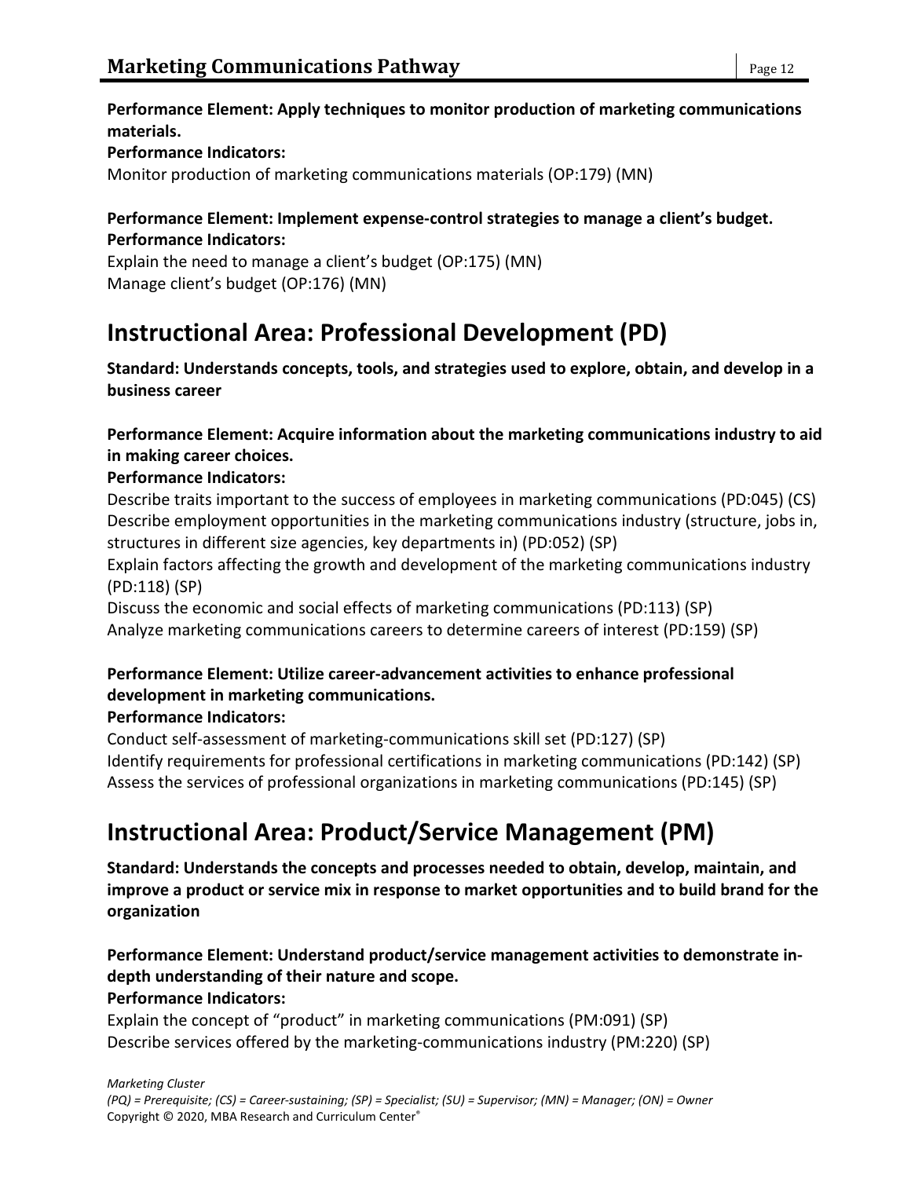**Performance Element: Apply techniques to monitor production of marketing communications materials.**
**Performance Indicators:**
Monitor production of marketing communications materials (OP:179) (MN)

**Performance Element: Implement expense-control strategies to manage a client's budget.**
**Performance Indicators:**
Explain the need to manage a client's budget (OP:175) (MN)
Manage client's budget (OP:176) (MN)

## Instructional Area: Professional Development (PD)

**Standard: Understands concepts, tools, and strategies used to explore, obtain, and develop in a business career**

**Performance Element: Acquire information about the marketing communications industry to aid in making career choices.**
**Performance Indicators:**
Describe traits important to the success of employees in marketing communications (PD:045) (CS)
Describe employment opportunities in the marketing communications industry (structure, jobs in, structures in different size agencies, key departments in) (PD:052) (SP)
Explain factors affecting the growth and development of the marketing communications industry (PD:118) (SP)
Discuss the economic and social effects of marketing communications (PD:113) (SP)
Analyze marketing communications careers to determine careers of interest (PD:159) (SP)

**Performance Element: Utilize career-advancement activities to enhance professional development in marketing communications.**
**Performance Indicators:**
Conduct self-assessment of marketing-communications skill set (PD:127) (SP)
Identify requirements for professional certifications in marketing communications (PD:142) (SP)
Assess the services of professional organizations in marketing communications (PD:145) (SP)

## Instructional Area: Product/Service Management (PM)

**Standard: Understands the concepts and processes needed to obtain, develop, maintain, and improve a product or service mix in response to market opportunities and to build brand for the organization**

**Performance Element: Understand product/service management activities to demonstrate in-depth understanding of their nature and scope.**
**Performance Indicators:**
Explain the concept of "product" in marketing communications (PM:091) (SP)
Describe services offered by the marketing-communications industry (PM:220) (SP)

*Marketing Cluster*
*(PQ) = Prerequisite; (CS) = Career-sustaining; (SP) = Specialist; (SU) = Supervisor; (MN) = Manager; (ON) = Owner*
Copyright © 2020, MBA Research and Curriculum Center®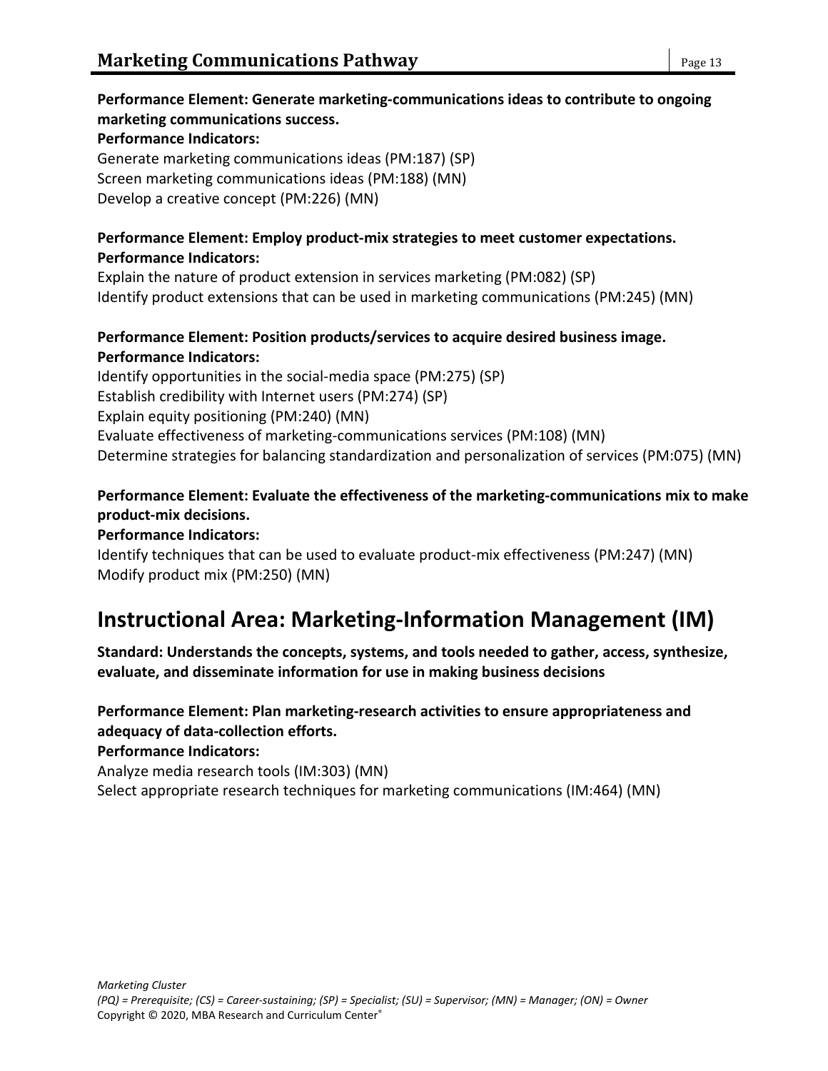**Performance Element: Generate marketing-communications ideas to contribute to ongoing marketing communications success.**

**Performance Indicators:**

Generate marketing communications ideas (PM:187) (SP)
Screen marketing communications ideas (PM:188) (MN)
Develop a creative concept (PM:226) (MN)

**Performance Element: Employ product-mix strategies to meet customer expectations.**

**Performance Indicators:**

Explain the nature of product extension in services marketing (PM:082) (SP)
Identify product extensions that can be used in marketing communications (PM:245) (MN)

**Performance Element: Position products/services to acquire desired business image.**

**Performance Indicators:**

Identify opportunities in the social-media space (PM:275) (SP)
Establish credibility with Internet users (PM:274) (SP)
Explain equity positioning (PM:240) (MN)
Evaluate effectiveness of marketing-communications services (PM:108) (MN)
Determine strategies for balancing standardization and personalization of services (PM:075) (MN)

**Performance Element: Evaluate the effectiveness of the marketing-communications mix to make product-mix decisions.**

**Performance Indicators:**

Identify techniques that can be used to evaluate product-mix effectiveness (PM:247) (MN)
Modify product mix (PM:250) (MN)

## Instructional Area: Marketing-Information Management (IM)

**Standard: Understands the concepts, systems, and tools needed to gather, access, synthesize, evaluate, and disseminate information for use in making business decisions**

**Performance Element: Plan marketing-research activities to ensure appropriateness and adequacy of data-collection efforts.**

**Performance Indicators:**

Analyze media research tools (IM:303) (MN)
Select appropriate research techniques for marketing communications (IM:464) (MN)

*Marketing Cluster*
*(PQ) = Prerequisite; (CS) = Career-sustaining; (SP) = Specialist; (SU) = Supervisor; (MN) = Manager; (ON) = Owner*
Copyright © 2020, MBA Research and Curriculum Center®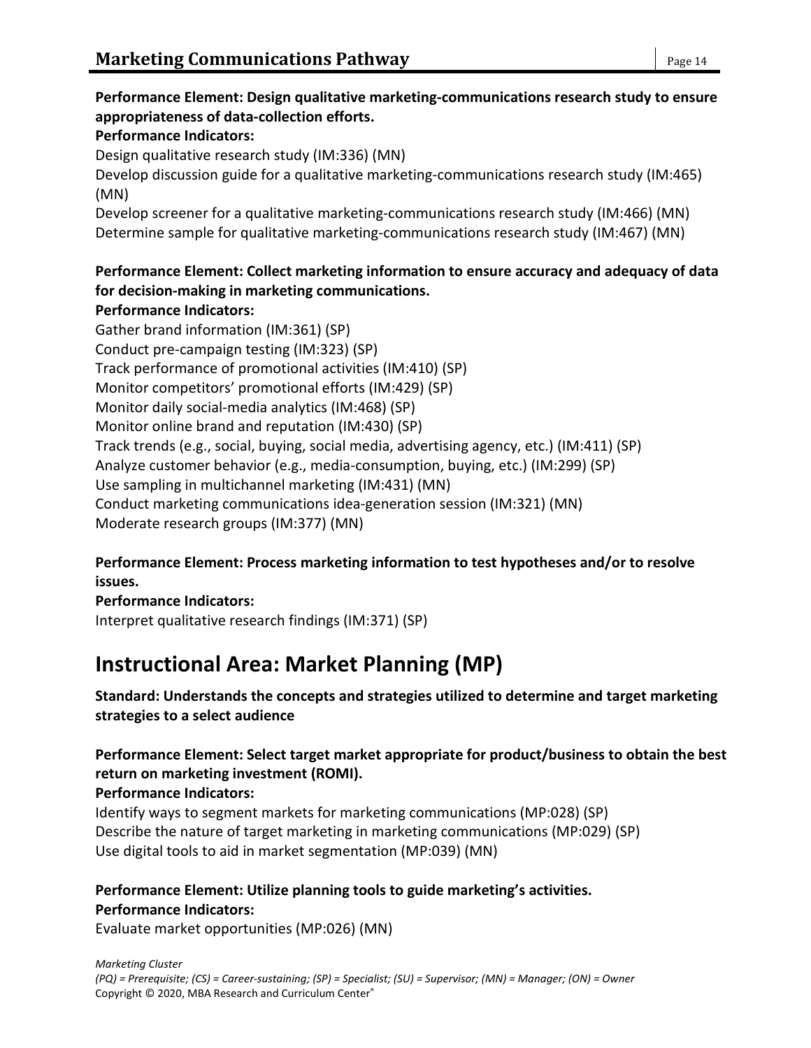**Performance Element: Design qualitative marketing-communications research study to ensure appropriateness of data-collection efforts.**

**Performance Indicators:**

Design qualitative research study (IM:336) (MN)
Develop discussion guide for a qualitative marketing-communications research study (IM:465) (MN)
Develop screener for a qualitative marketing-communications research study (IM:466) (MN)
Determine sample for qualitative marketing-communications research study (IM:467) (MN)

**Performance Element: Collect marketing information to ensure accuracy and adequacy of data for decision-making in marketing communications.**

**Performance Indicators:**

Gather brand information (IM:361) (SP)
Conduct pre-campaign testing (IM:323) (SP)
Track performance of promotional activities (IM:410) (SP)
Monitor competitors' promotional efforts (IM:429) (SP)
Monitor daily social-media analytics (IM:468) (SP)
Monitor online brand and reputation (IM:430) (SP)
Track trends (e.g., social, buying, social media, advertising agency, etc.) (IM:411) (SP)
Analyze customer behavior (e.g., media-consumption, buying, etc.) (IM:299) (SP)
Use sampling in multichannel marketing (IM:431) (MN)
Conduct marketing communications idea-generation session (IM:321) (MN)
Moderate research groups (IM:377) (MN)

**Performance Element: Process marketing information to test hypotheses and/or to resolve issues.**

**Performance Indicators:**

Interpret qualitative research findings (IM:371) (SP)

# Instructional Area: Market Planning (MP)

**Standard: Understands the concepts and strategies utilized to determine and target marketing strategies to a select audience**

**Performance Element: Select target market appropriate for product/business to obtain the best return on marketing investment (ROMI).**

**Performance Indicators:**

Identify ways to segment markets for marketing communications (MP:028) (SP)
Describe the nature of target marketing in marketing communications (MP:029) (SP)
Use digital tools to aid in market segmentation (MP:039) (MN)

**Performance Element: Utilize planning tools to guide marketing's activities.**

**Performance Indicators:**

Evaluate market opportunities (MP:026) (MN)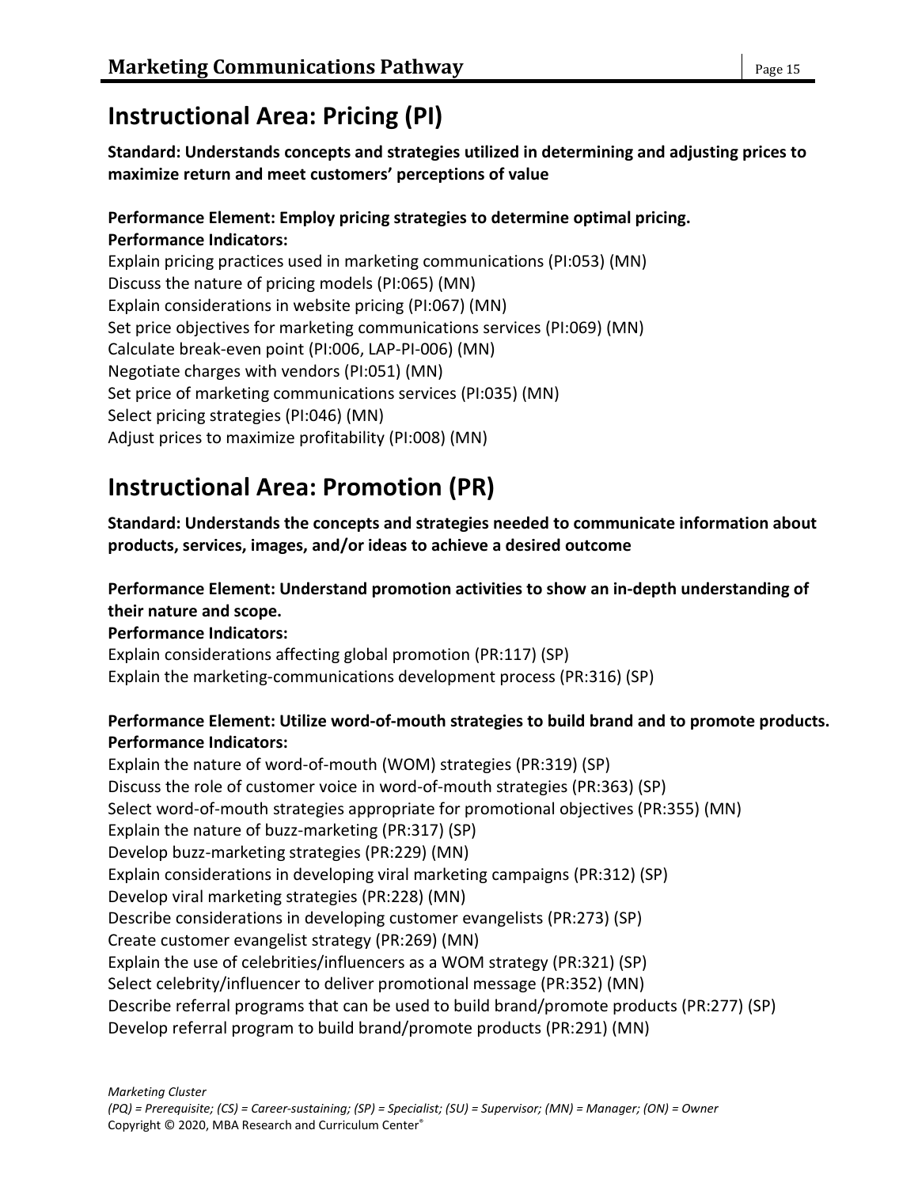## Instructional Area: Pricing (PI)

**Standard: Understands concepts and strategies utilized in determining and adjusting prices to maximize return and meet customers' perceptions of value**

**Performance Element: Employ pricing strategies to determine optimal pricing.**
**Performance Indicators:**
Explain pricing practices used in marketing communications (PI:053) (MN)
Discuss the nature of pricing models (PI:065) (MN)
Explain considerations in website pricing (PI:067) (MN)
Set price objectives for marketing communications services (PI:069) (MN)
Calculate break-even point (PI:006, LAP-PI-006) (MN)
Negotiate charges with vendors (PI:051) (MN)
Set price of marketing communications services (PI:035) (MN)
Select pricing strategies (PI:046) (MN)
Adjust prices to maximize profitability (PI:008) (MN)

## Instructional Area: Promotion (PR)

**Standard: Understands the concepts and strategies needed to communicate information about products, services, images, and/or ideas to achieve a desired outcome**

**Performance Element: Understand promotion activities to show an in-depth understanding of their nature and scope.**
**Performance Indicators:**
Explain considerations affecting global promotion (PR:117) (SP)
Explain the marketing-communications development process (PR:316) (SP)

**Performance Element: Utilize word-of-mouth strategies to build brand and to promote products.**
**Performance Indicators:**
Explain the nature of word-of-mouth (WOM) strategies (PR:319) (SP)
Discuss the role of customer voice in word-of-mouth strategies (PR:363) (SP)
Select word-of-mouth strategies appropriate for promotional objectives (PR:355) (MN)
Explain the nature of buzz-marketing (PR:317) (SP)
Develop buzz-marketing strategies (PR:229) (MN)
Explain considerations in developing viral marketing campaigns (PR:312) (SP)
Develop viral marketing strategies (PR:228) (MN)
Describe considerations in developing customer evangelists (PR:273) (SP)
Create customer evangelist strategy (PR:269) (MN)
Explain the use of celebrities/influencers as a WOM strategy (PR:321) (SP)
Select celebrity/influencer to deliver promotional message (PR:352) (MN)
Describe referral programs that can be used to build brand/promote products (PR:277) (SP)
Develop referral program to build brand/promote products (PR:291) (MN)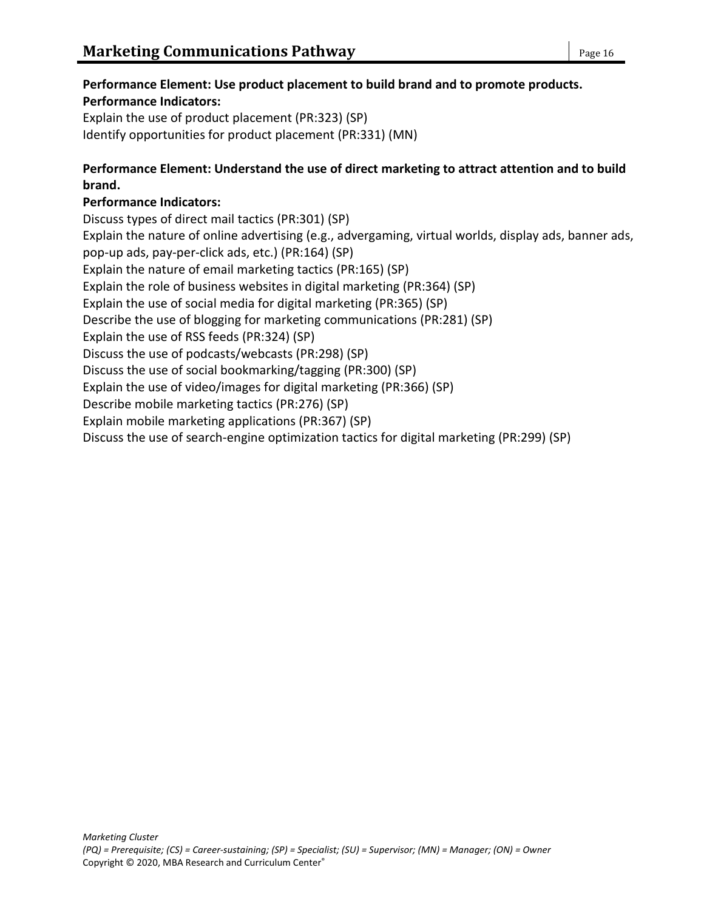**Performance Element: Use product placement to build brand and to promote products.**
**Performance Indicators:**
Explain the use of product placement (PR:323) (SP)
Identify opportunities for product placement (PR:331) (MN)

**Performance Element: Understand the use of direct marketing to attract attention and to build brand.**
**Performance Indicators:**
Discuss types of direct mail tactics (PR:301) (SP)
Explain the nature of online advertising (e.g., advergaming, virtual worlds, display ads, banner ads, pop-up ads, pay-per-click ads, etc.) (PR:164) (SP)
Explain the nature of email marketing tactics (PR:165) (SP)
Explain the role of business websites in digital marketing (PR:364) (SP)
Explain the use of social media for digital marketing (PR:365) (SP)
Describe the use of blogging for marketing communications (PR:281) (SP)
Explain the use of RSS feeds (PR:324) (SP)
Discuss the use of podcasts/webcasts (PR:298) (SP)
Discuss the use of social bookmarking/tagging (PR:300) (SP)
Explain the use of video/images for digital marketing (PR:366) (SP)
Describe mobile marketing tactics (PR:276) (SP)
Explain mobile marketing applications (PR:367) (SP)
Discuss the use of search-engine optimization tactics for digital marketing (PR:299) (SP)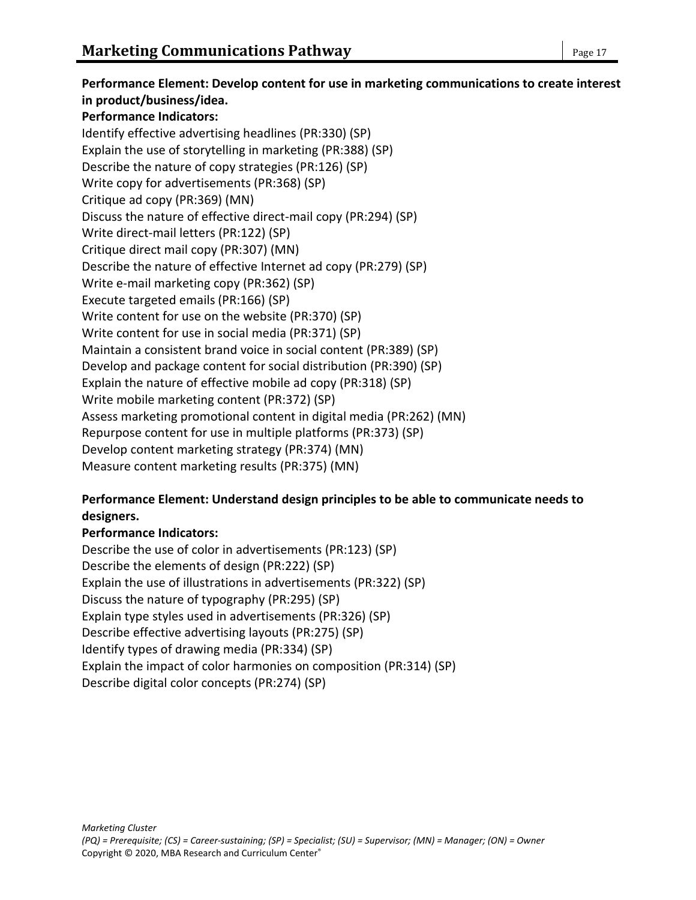**Performance Element: Develop content for use in marketing communications to create interest in product/business/idea.**

**Performance Indicators:**

Identify effective advertising headlines (PR:330) (SP)
Explain the use of storytelling in marketing (PR:388) (SP)
Describe the nature of copy strategies (PR:126) (SP)
Write copy for advertisements (PR:368) (SP)
Critique ad copy (PR:369) (MN)
Discuss the nature of effective direct-mail copy (PR:294) (SP)
Write direct-mail letters (PR:122) (SP)
Critique direct mail copy (PR:307) (MN)
Describe the nature of effective Internet ad copy (PR:279) (SP)
Write e-mail marketing copy (PR:362) (SP)
Execute targeted emails (PR:166) (SP)
Write content for use on the website (PR:370) (SP)
Write content for use in social media (PR:371) (SP)
Maintain a consistent brand voice in social content (PR:389) (SP)
Develop and package content for social distribution (PR:390) (SP)
Explain the nature of effective mobile ad copy (PR:318) (SP)
Write mobile marketing content (PR:372) (SP)
Assess marketing promotional content in digital media (PR:262) (MN)
Repurpose content for use in multiple platforms (PR:373) (SP)
Develop content marketing strategy (PR:374) (MN)
Measure content marketing results (PR:375) (MN)

**Performance Element: Understand design principles to be able to communicate needs to designers.**

**Performance Indicators:**

Describe the use of color in advertisements (PR:123) (SP)
Describe the elements of design (PR:222) (SP)
Explain the use of illustrations in advertisements (PR:322) (SP)
Discuss the nature of typography (PR:295) (SP)
Explain type styles used in advertisements (PR:326) (SP)
Describe effective advertising layouts (PR:275) (SP)
Identify types of drawing media (PR:334) (SP)
Explain the impact of color harmonies on composition (PR:314) (SP)
Describe digital color concepts (PR:274) (SP)

*Marketing Cluster*
*(PQ) = Prerequisite; (CS) = Career-sustaining; (SP) = Specialist; (SU) = Supervisor; (MN) = Manager; (ON) = Owner*
Copyright © 2020, MBA Research and Curriculum Center®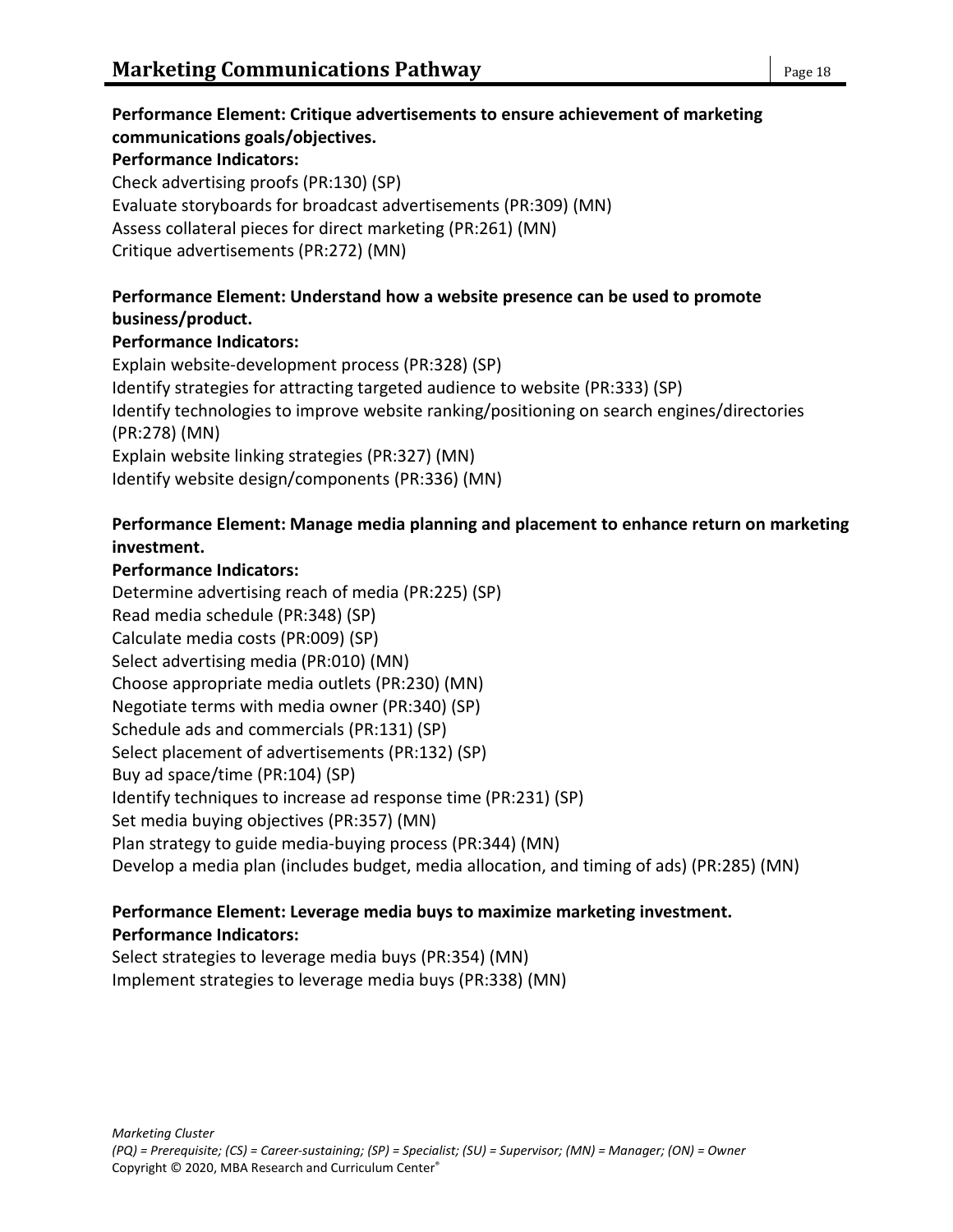**Performance Element: Critique advertisements to ensure achievement of marketing communications goals/objectives.**
**Performance Indicators:**
Check advertising proofs (PR:130) (SP)
Evaluate storyboards for broadcast advertisements (PR:309) (MN)
Assess collateral pieces for direct marketing (PR:261) (MN)
Critique advertisements (PR:272) (MN)

**Performance Element: Understand how a website presence can be used to promote business/product.**
**Performance Indicators:**
Explain website-development process (PR:328) (SP)
Identify strategies for attracting targeted audience to website (PR:333) (SP)
Identify technologies to improve website ranking/positioning on search engines/directories (PR:278) (MN)
Explain website linking strategies (PR:327) (MN)
Identify website design/components (PR:336) (MN)

**Performance Element: Manage media planning and placement to enhance return on marketing investment.**
**Performance Indicators:**
Determine advertising reach of media (PR:225) (SP)
Read media schedule (PR:348) (SP)
Calculate media costs (PR:009) (SP)
Select advertising media (PR:010) (MN)
Choose appropriate media outlets (PR:230) (MN)
Negotiate terms with media owner (PR:340) (SP)
Schedule ads and commercials (PR:131) (SP)
Select placement of advertisements (PR:132) (SP)
Buy ad space/time (PR:104) (SP)
Identify techniques to increase ad response time (PR:231) (SP)
Set media buying objectives (PR:357) (MN)
Plan strategy to guide media-buying process (PR:344) (MN)
Develop a media plan (includes budget, media allocation, and timing of ads) (PR:285) (MN)

**Performance Element: Leverage media buys to maximize marketing investment.**
**Performance Indicators:**
Select strategies to leverage media buys (PR:354) (MN)
Implement strategies to leverage media buys (PR:338) (MN)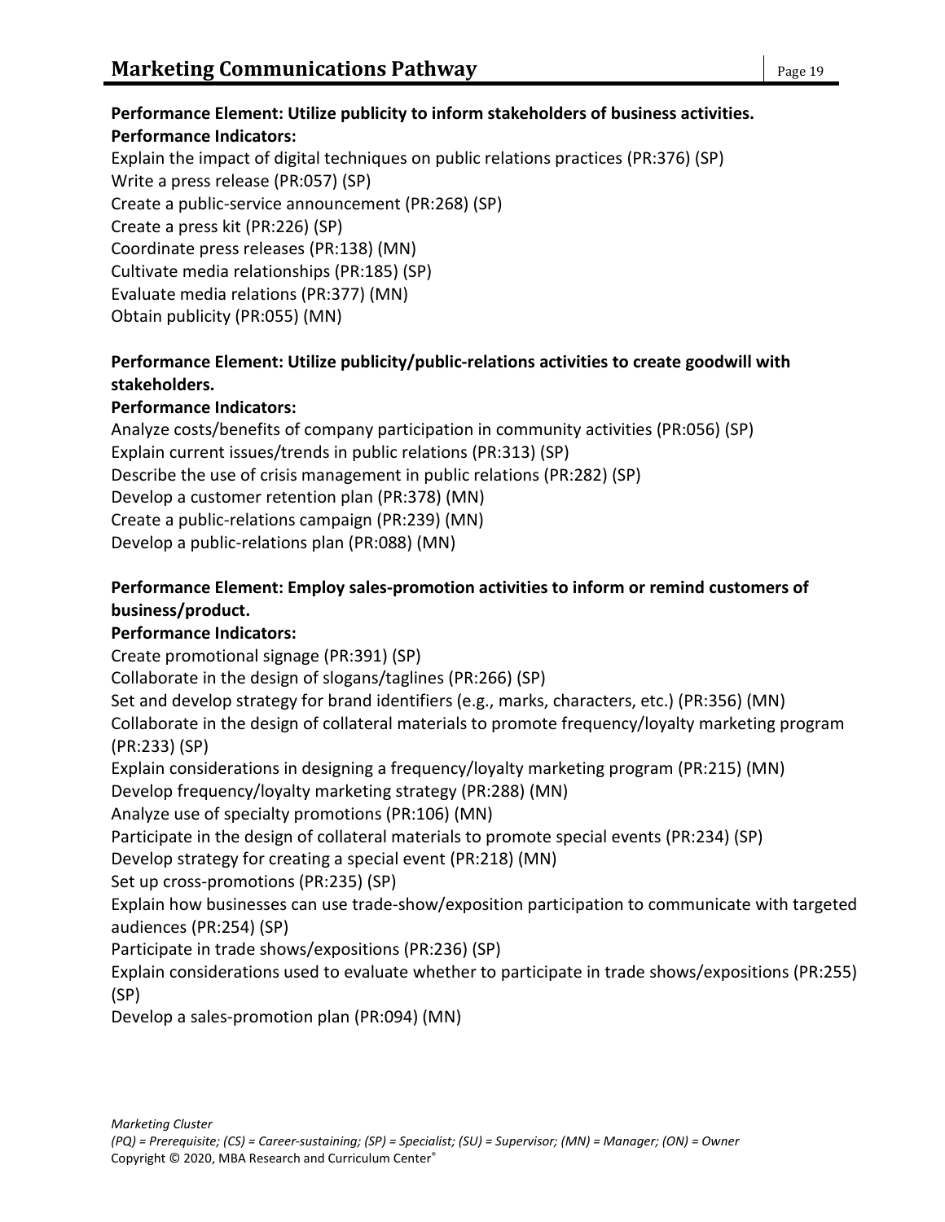**Performance Element: Utilize publicity to inform stakeholders of business activities.**

**Performance Indicators:**

Explain the impact of digital techniques on public relations practices (PR:376) (SP)
Write a press release (PR:057) (SP)
Create a public-service announcement (PR:268) (SP)
Create a press kit (PR:226) (SP)
Coordinate press releases (PR:138) (MN)
Cultivate media relationships (PR:185) (SP)
Evaluate media relations (PR:377) (MN)
Obtain publicity (PR:055) (MN)

**Performance Element: Utilize publicity/public-relations activities to create goodwill with stakeholders.**

**Performance Indicators:**

Analyze costs/benefits of company participation in community activities (PR:056) (SP)
Explain current issues/trends in public relations (PR:313) (SP)
Describe the use of crisis management in public relations (PR:282) (SP)
Develop a customer retention plan (PR:378) (MN)
Create a public-relations campaign (PR:239) (MN)
Develop a public-relations plan (PR:088) (MN)

**Performance Element: Employ sales-promotion activities to inform or remind customers of business/product.**

**Performance Indicators:**

Create promotional signage (PR:391) (SP)
Collaborate in the design of slogans/taglines (PR:266) (SP)
Set and develop strategy for brand identifiers (e.g., marks, characters, etc.) (PR:356) (MN)
Collaborate in the design of collateral materials to promote frequency/loyalty marketing program (PR:233) (SP)
Explain considerations in designing a frequency/loyalty marketing program (PR:215) (MN)
Develop frequency/loyalty marketing strategy (PR:288) (MN)
Analyze use of specialty promotions (PR:106) (MN)
Participate in the design of collateral materials to promote special events (PR:234) (SP)
Develop strategy for creating a special event (PR:218) (MN)
Set up cross-promotions (PR:235) (SP)
Explain how businesses can use trade-show/exposition participation to communicate with targeted audiences (PR:254) (SP)
Participate in trade shows/expositions (PR:236) (SP)
Explain considerations used to evaluate whether to participate in trade shows/expositions (PR:255) (SP)
Develop a sales-promotion plan (PR:094) (MN)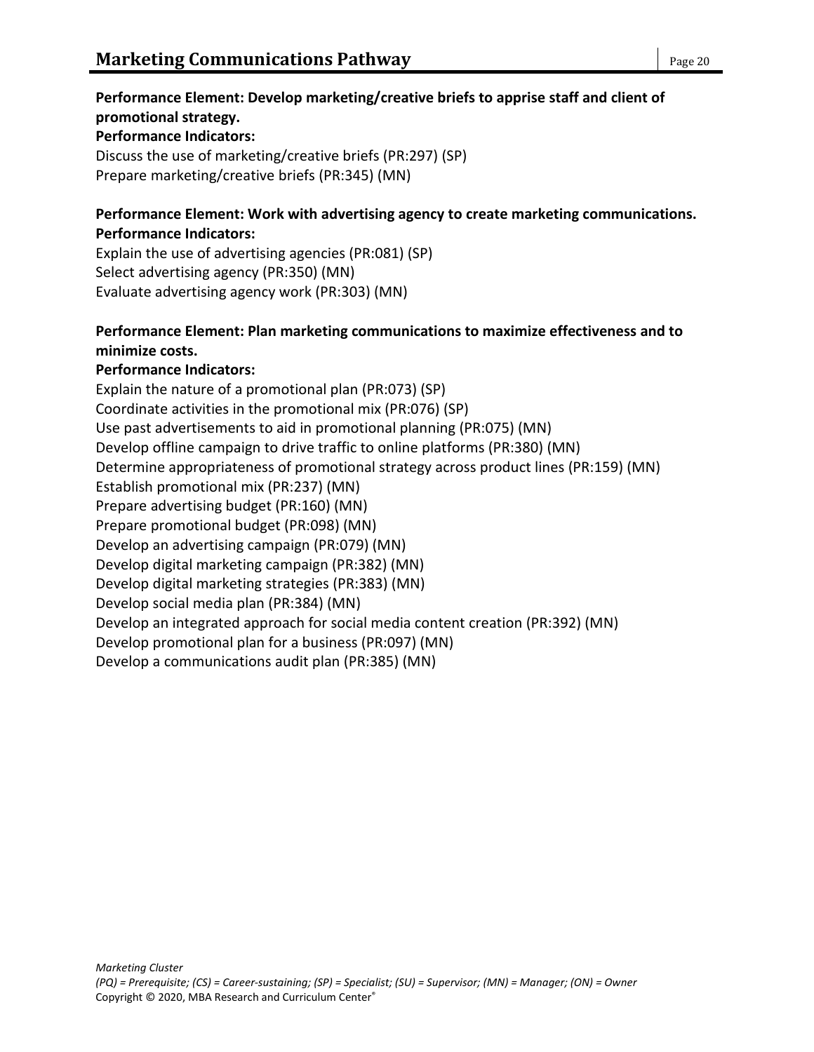**Performance Element: Develop marketing/creative briefs to apprise staff and client of promotional strategy.**

**Performance Indicators:**

Discuss the use of marketing/creative briefs (PR:297) (SP)
Prepare marketing/creative briefs (PR:345) (MN)

**Performance Element: Work with advertising agency to create marketing communications.**

**Performance Indicators:**

Explain the use of advertising agencies (PR:081) (SP)
Select advertising agency (PR:350) (MN)
Evaluate advertising agency work (PR:303) (MN)

**Performance Element: Plan marketing communications to maximize effectiveness and to minimize costs.**

**Performance Indicators:**

Explain the nature of a promotional plan (PR:073) (SP)
Coordinate activities in the promotional mix (PR:076) (SP)
Use past advertisements to aid in promotional planning (PR:075) (MN)
Develop offline campaign to drive traffic to online platforms (PR:380) (MN)
Determine appropriateness of promotional strategy across product lines (PR:159) (MN)
Establish promotional mix (PR:237) (MN)
Prepare advertising budget (PR:160) (MN)
Prepare promotional budget (PR:098) (MN)
Develop an advertising campaign (PR:079) (MN)
Develop digital marketing campaign (PR:382) (MN)
Develop digital marketing strategies (PR:383) (MN)
Develop social media plan (PR:384) (MN)
Develop an integrated approach for social media content creation (PR:392) (MN)
Develop promotional plan for a business (PR:097) (MN)
Develop a communications audit plan (PR:385) (MN)

*Marketing Cluster*
*(PQ) = Prerequisite; (CS) = Career-sustaining; (SP) = Specialist; (SU) = Supervisor; (MN) = Manager; (ON) = Owner*
Copyright © 2020, MBA Research and Curriculum Center®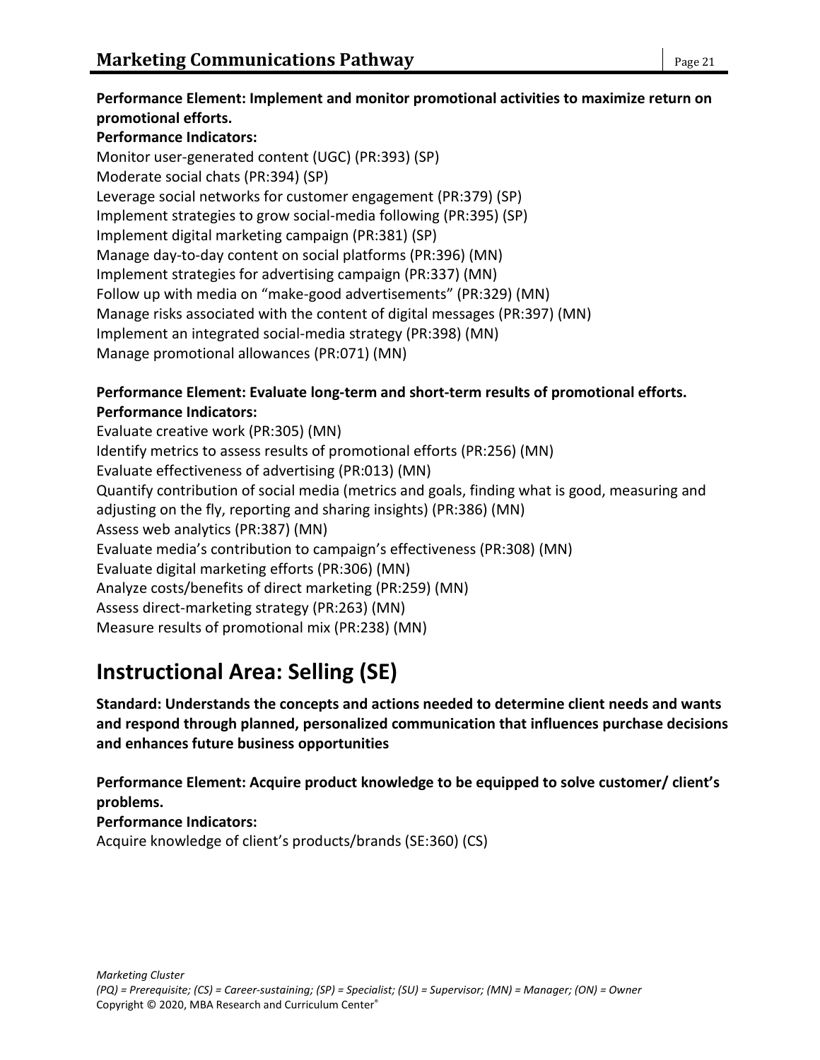**Performance Element: Implement and monitor promotional activities to maximize return on promotional efforts.**
**Performance Indicators:**
Monitor user-generated content (UGC) (PR:393) (SP)
Moderate social chats (PR:394) (SP)
Leverage social networks for customer engagement (PR:379) (SP)
Implement strategies to grow social-media following (PR:395) (SP)
Implement digital marketing campaign (PR:381) (SP)
Manage day-to-day content on social platforms (PR:396) (MN)
Implement strategies for advertising campaign (PR:337) (MN)
Follow up with media on "make-good advertisements" (PR:329) (MN)
Manage risks associated with the content of digital messages (PR:397) (MN)
Implement an integrated social-media strategy (PR:398) (MN)
Manage promotional allowances (PR:071) (MN)

**Performance Element: Evaluate long-term and short-term results of promotional efforts.**
**Performance Indicators:**
Evaluate creative work (PR:305) (MN)
Identify metrics to assess results of promotional efforts (PR:256) (MN)
Evaluate effectiveness of advertising (PR:013) (MN)
Quantify contribution of social media (metrics and goals, finding what is good, measuring and adjusting on the fly, reporting and sharing insights) (PR:386) (MN)
Assess web analytics (PR:387) (MN)
Evaluate media's contribution to campaign's effectiveness (PR:308) (MN)
Evaluate digital marketing efforts (PR:306) (MN)
Analyze costs/benefits of direct marketing (PR:259) (MN)
Assess direct-marketing strategy (PR:263) (MN)
Measure results of promotional mix (PR:238) (MN)

# Instructional Area: Selling (SE)

**Standard: Understands the concepts and actions needed to determine client needs and wants and respond through planned, personalized communication that influences purchase decisions and enhances future business opportunities**

**Performance Element: Acquire product knowledge to be equipped to solve customer/ client's problems.**
**Performance Indicators:**
Acquire knowledge of client's products/brands (SE:360) (CS)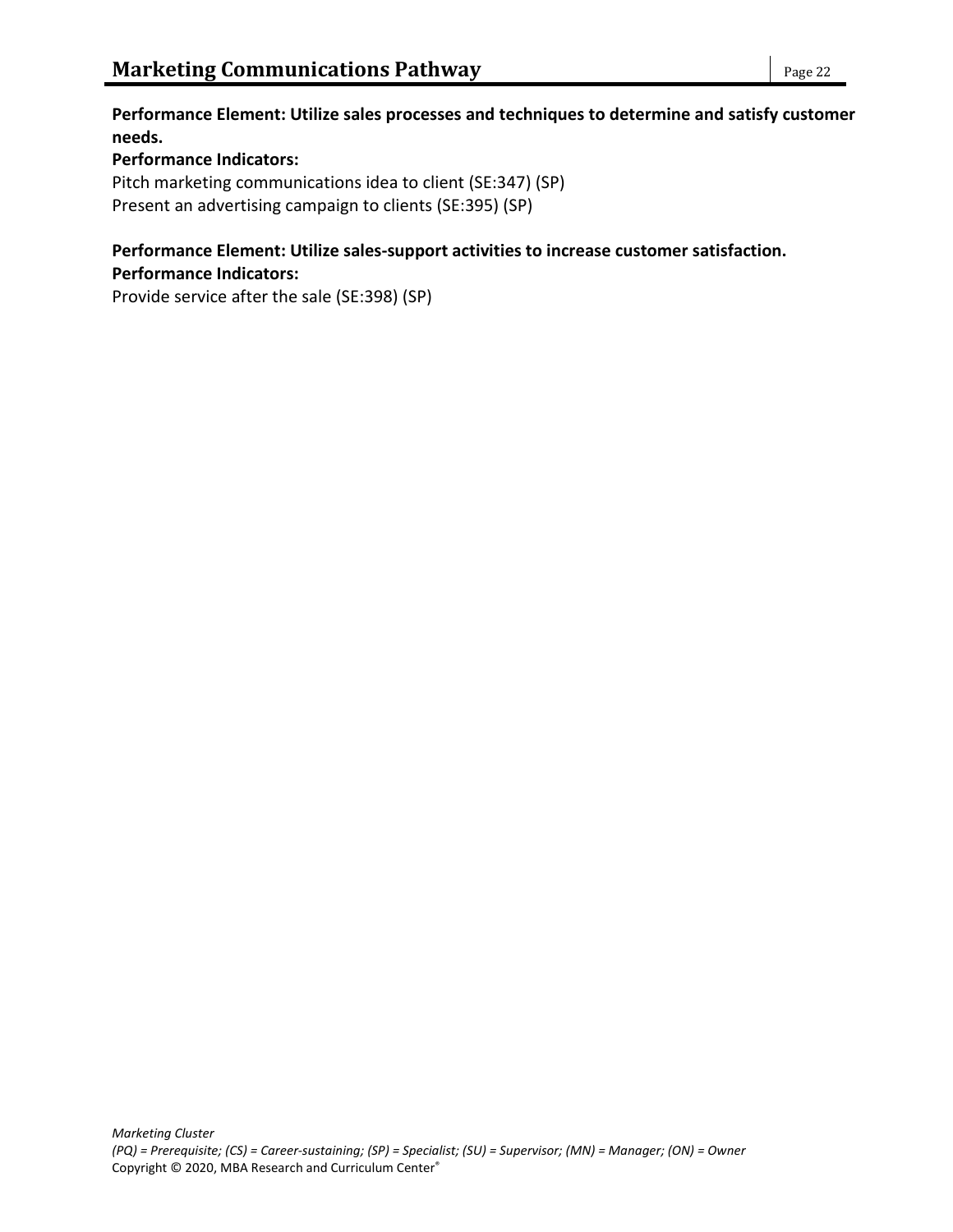**Performance Element: Utilize sales processes and techniques to determine and satisfy customer needs.**

**Performance Indicators:**

Pitch marketing communications idea to client (SE:347) (SP)
Present an advertising campaign to clients (SE:395) (SP)

**Performance Element: Utilize sales-support activities to increase customer satisfaction.**

**Performance Indicators:**

Provide service after the sale (SE:398) (SP)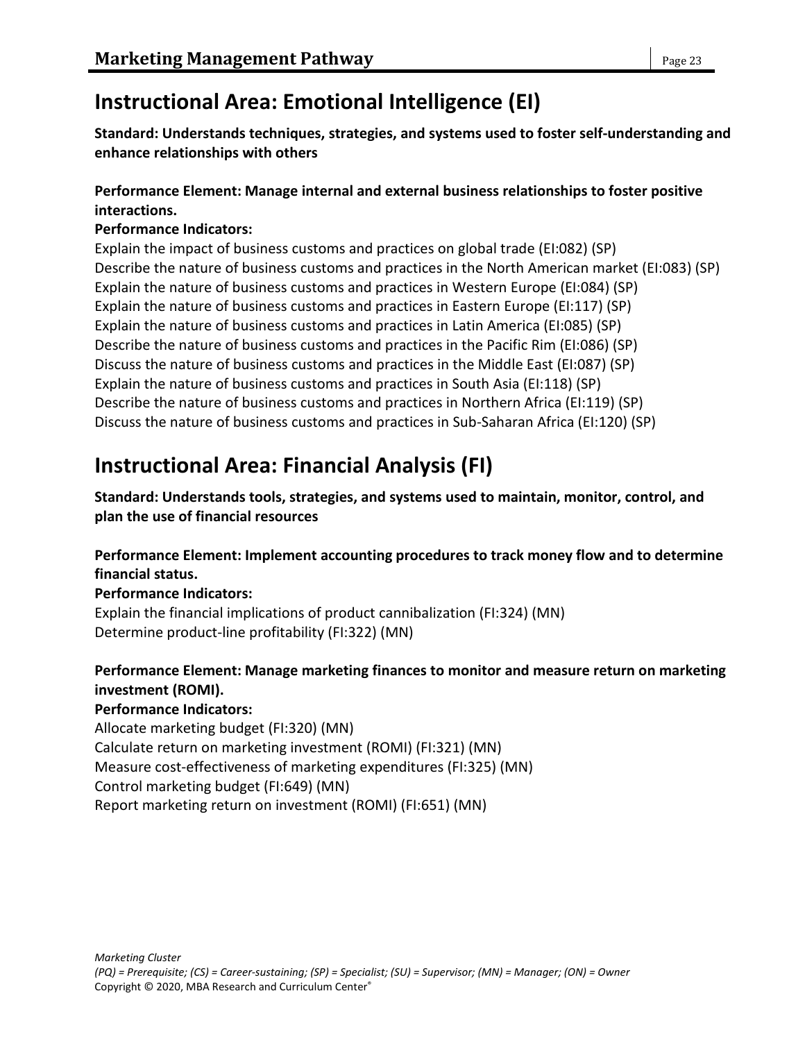## Instructional Area: Emotional Intelligence (EI)

**Standard: Understands techniques, strategies, and systems used to foster self-understanding and enhance relationships with others**

**Performance Element: Manage internal and external business relationships to foster positive interactions.**

**Performance Indicators:**

Explain the impact of business customs and practices on global trade (EI:082) (SP)
Describe the nature of business customs and practices in the North American market (EI:083) (SP)
Explain the nature of business customs and practices in Western Europe (EI:084) (SP)
Explain the nature of business customs and practices in Eastern Europe (EI:117) (SP)
Explain the nature of business customs and practices in Latin America (EI:085) (SP)
Describe the nature of business customs and practices in the Pacific Rim (EI:086) (SP)
Discuss the nature of business customs and practices in the Middle East (EI:087) (SP)
Explain the nature of business customs and practices in South Asia (EI:118) (SP)
Describe the nature of business customs and practices in Northern Africa (EI:119) (SP)
Discuss the nature of business customs and practices in Sub-Saharan Africa (EI:120) (SP)

## Instructional Area: Financial Analysis (FI)

**Standard: Understands tools, strategies, and systems used to maintain, monitor, control, and plan the use of financial resources**

**Performance Element: Implement accounting procedures to track money flow and to determine financial status.**

**Performance Indicators:**

Explain the financial implications of product cannibalization (FI:324) (MN)
Determine product-line profitability (FI:322) (MN)

**Performance Element: Manage marketing finances to monitor and measure return on marketing investment (ROMI).**

**Performance Indicators:**

Allocate marketing budget (FI:320) (MN)
Calculate return on marketing investment (ROMI) (FI:321) (MN)
Measure cost-effectiveness of marketing expenditures (FI:325) (MN)
Control marketing budget (FI:649) (MN)
Report marketing return on investment (ROMI) (FI:651) (MN)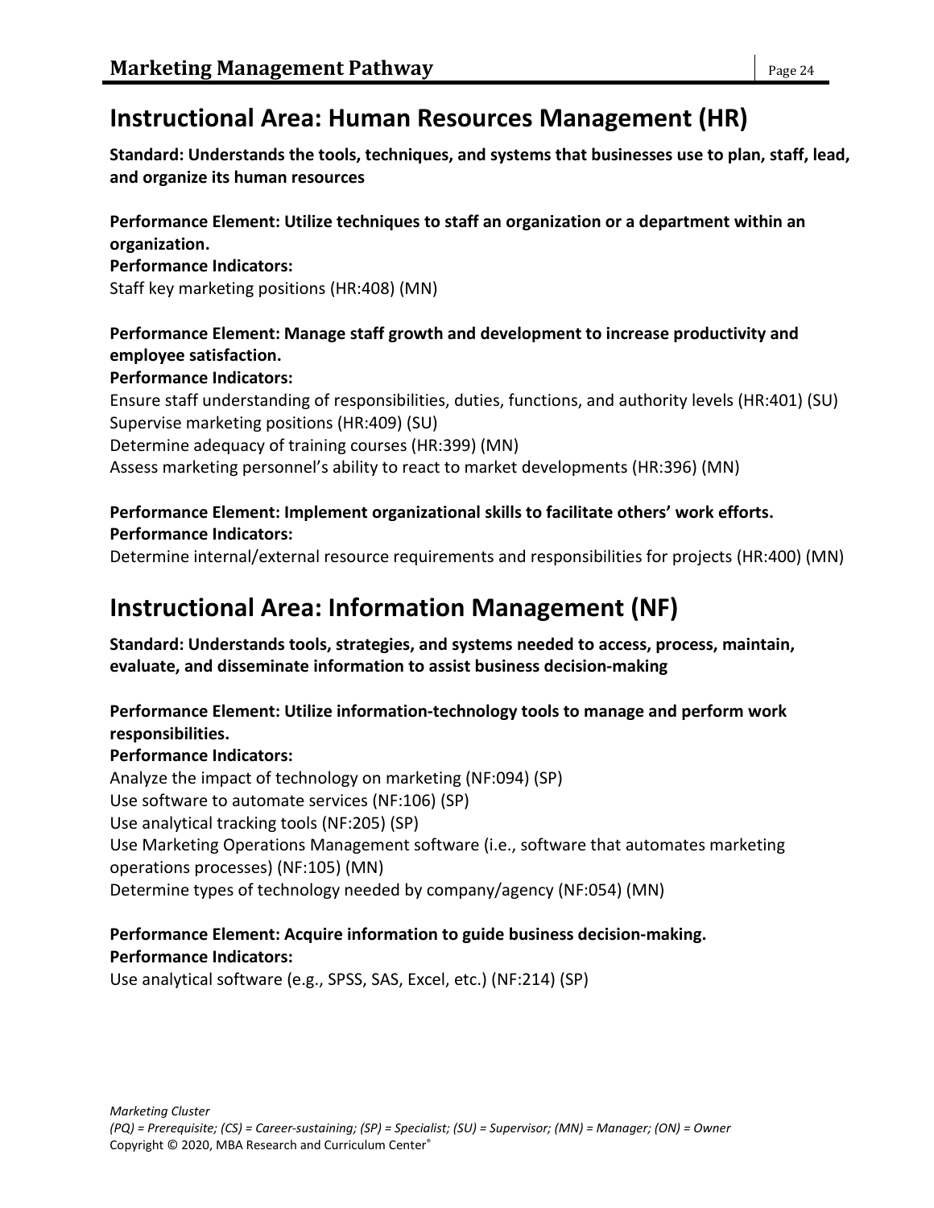# Instructional Area: Human Resources Management (HR)

**Standard: Understands the tools, techniques, and systems that businesses use to plan, staff, lead, and organize its human resources**

**Performance Element: Utilize techniques to staff an organization or a department within an organization.**
**Performance Indicators:**
Staff key marketing positions (HR:408) (MN)

**Performance Element: Manage staff growth and development to increase productivity and employee satisfaction.**
**Performance Indicators:**
Ensure staff understanding of responsibilities, duties, functions, and authority levels (HR:401) (SU)
Supervise marketing positions (HR:409) (SU)
Determine adequacy of training courses (HR:399) (MN)
Assess marketing personnel's ability to react to market developments (HR:396) (MN)

**Performance Element: Implement organizational skills to facilitate others' work efforts.**
**Performance Indicators:**
Determine internal/external resource requirements and responsibilities for projects (HR:400) (MN)

# Instructional Area: Information Management (NF)

**Standard: Understands tools, strategies, and systems needed to access, process, maintain, evaluate, and disseminate information to assist business decision-making**

**Performance Element: Utilize information-technology tools to manage and perform work responsibilities.**
**Performance Indicators:**
Analyze the impact of technology on marketing (NF:094) (SP)
Use software to automate services (NF:106) (SP)
Use analytical tracking tools (NF:205) (SP)
Use Marketing Operations Management software (i.e., software that automates marketing operations processes) (NF:105) (MN)
Determine types of technology needed by company/agency (NF:054) (MN)

**Performance Element: Acquire information to guide business decision-making.**
**Performance Indicators:**
Use analytical software (e.g., SPSS, SAS, Excel, etc.) (NF:214) (SP)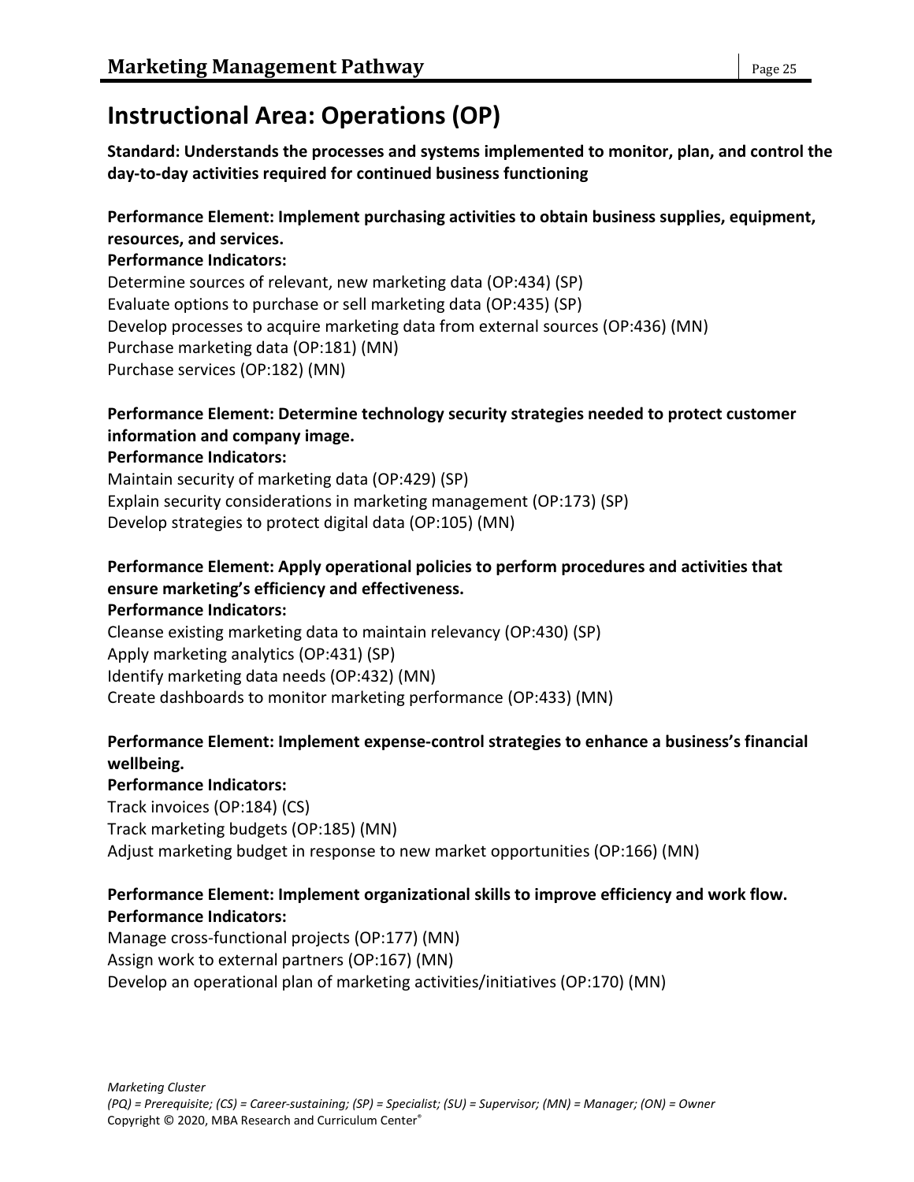# Instructional Area: Operations (OP)

**Standard: Understands the processes and systems implemented to monitor, plan, and control the day-to-day activities required for continued business functioning**

**Performance Element: Implement purchasing activities to obtain business supplies, equipment, resources, and services.**
**Performance Indicators:**
Determine sources of relevant, new marketing data (OP:434) (SP)
Evaluate options to purchase or sell marketing data (OP:435) (SP)
Develop processes to acquire marketing data from external sources (OP:436) (MN)
Purchase marketing data (OP:181) (MN)
Purchase services (OP:182) (MN)

**Performance Element: Determine technology security strategies needed to protect customer information and company image.**
**Performance Indicators:**
Maintain security of marketing data (OP:429) (SP)
Explain security considerations in marketing management (OP:173) (SP)
Develop strategies to protect digital data (OP:105) (MN)

**Performance Element: Apply operational policies to perform procedures and activities that ensure marketing's efficiency and effectiveness.**
**Performance Indicators:**
Cleanse existing marketing data to maintain relevancy (OP:430) (SP)
Apply marketing analytics (OP:431) (SP)
Identify marketing data needs (OP:432) (MN)
Create dashboards to monitor marketing performance (OP:433) (MN)

**Performance Element: Implement expense-control strategies to enhance a business's financial wellbeing.**
**Performance Indicators:**
Track invoices (OP:184) (CS)
Track marketing budgets (OP:185) (MN)
Adjust marketing budget in response to new market opportunities (OP:166) (MN)

**Performance Element: Implement organizational skills to improve efficiency and work flow.**
**Performance Indicators:**
Manage cross-functional projects (OP:177) (MN)
Assign work to external partners (OP:167) (MN)
Develop an operational plan of marketing activities/initiatives (OP:170) (MN)

*Marketing Cluster*
*(PQ) = Prerequisite; (CS) = Career-sustaining; (SP) = Specialist; (SU) = Supervisor; (MN) = Manager; (ON) = Owner*
Copyright © 2020, MBA Research and Curriculum Center®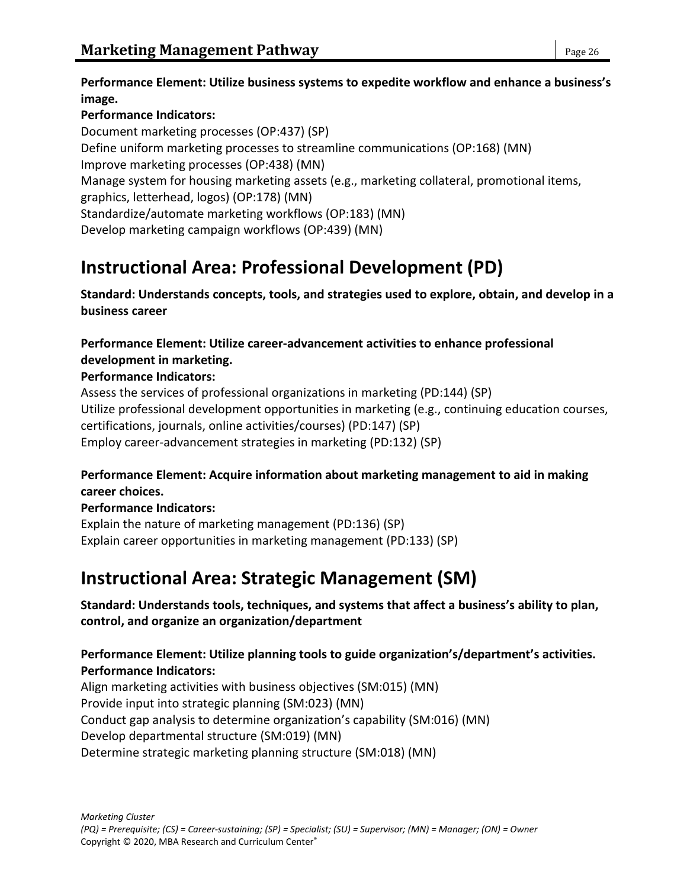**Performance Element: Utilize business systems to expedite workflow and enhance a business's image.**

**Performance Indicators:**

Document marketing processes (OP:437) (SP)
Define uniform marketing processes to streamline communications (OP:168) (MN)
Improve marketing processes (OP:438) (MN)
Manage system for housing marketing assets (e.g., marketing collateral, promotional items, graphics, letterhead, logos) (OP:178) (MN)
Standardize/automate marketing workflows (OP:183) (MN)
Develop marketing campaign workflows (OP:439) (MN)

# Instructional Area: Professional Development (PD)

**Standard: Understands concepts, tools, and strategies used to explore, obtain, and develop in a business career**

**Performance Element: Utilize career-advancement activities to enhance professional development in marketing.**

**Performance Indicators:**

Assess the services of professional organizations in marketing (PD:144) (SP)
Utilize professional development opportunities in marketing (e.g., continuing education courses, certifications, journals, online activities/courses) (PD:147) (SP)
Employ career-advancement strategies in marketing (PD:132) (SP)

**Performance Element: Acquire information about marketing management to aid in making career choices.**

**Performance Indicators:**

Explain the nature of marketing management (PD:136) (SP)
Explain career opportunities in marketing management (PD:133) (SP)

# Instructional Area: Strategic Management (SM)

**Standard: Understands tools, techniques, and systems that affect a business's ability to plan, control, and organize an organization/department**

**Performance Element: Utilize planning tools to guide organization's/department's activities.**

**Performance Indicators:**

Align marketing activities with business objectives (SM:015) (MN)
Provide input into strategic planning (SM:023) (MN)
Conduct gap analysis to determine organization's capability (SM:016) (MN)
Develop departmental structure (SM:019) (MN)
Determine strategic marketing planning structure (SM:018) (MN)

*Marketing Cluster*
*(PQ) = Prerequisite; (CS) = Career-sustaining; (SP) = Specialist; (SU) = Supervisor; (MN) = Manager; (ON) = Owner*
Copyright © 2020, MBA Research and Curriculum Center®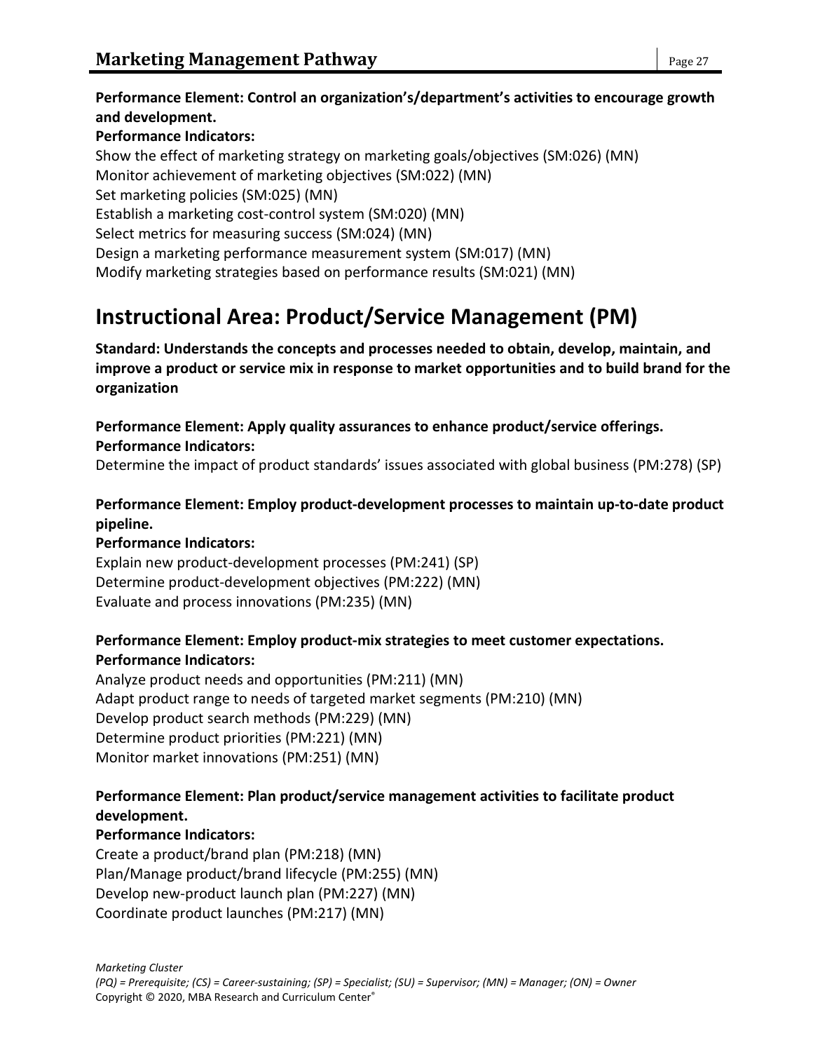**Performance Element: Control an organization's/department's activities to encourage growth and development.**
**Performance Indicators:**
Show the effect of marketing strategy on marketing goals/objectives (SM:026) (MN)
Monitor achievement of marketing objectives (SM:022) (MN)
Set marketing policies (SM:025) (MN)
Establish a marketing cost-control system (SM:020) (MN)
Select metrics for measuring success (SM:024) (MN)
Design a marketing performance measurement system (SM:017) (MN)
Modify marketing strategies based on performance results (SM:021) (MN)

# Instructional Area: Product/Service Management (PM)

**Standard: Understands the concepts and processes needed to obtain, develop, maintain, and improve a product or service mix in response to market opportunities and to build brand for the organization**

**Performance Element: Apply quality assurances to enhance product/service offerings.**
**Performance Indicators:**
Determine the impact of product standards' issues associated with global business (PM:278) (SP)

**Performance Element: Employ product-development processes to maintain up-to-date product pipeline.**
**Performance Indicators:**
Explain new product-development processes (PM:241) (SP)
Determine product-development objectives (PM:222) (MN)
Evaluate and process innovations (PM:235) (MN)

**Performance Element: Employ product-mix strategies to meet customer expectations.**
**Performance Indicators:**
Analyze product needs and opportunities (PM:211) (MN)
Adapt product range to needs of targeted market segments (PM:210) (MN)
Develop product search methods (PM:229) (MN)
Determine product priorities (PM:221) (MN)
Monitor market innovations (PM:251) (MN)

**Performance Element: Plan product/service management activities to facilitate product development.**
**Performance Indicators:**
Create a product/brand plan (PM:218) (MN)
Plan/Manage product/brand lifecycle (PM:255) (MN)
Develop new-product launch plan (PM:227) (MN)
Coordinate product launches (PM:217) (MN)

*Marketing Cluster*
*(PQ) = Prerequisite; (CS) = Career-sustaining; (SP) = Specialist; (SU) = Supervisor; (MN) = Manager; (ON) = Owner*
Copyright © 2020, MBA Research and Curriculum Center®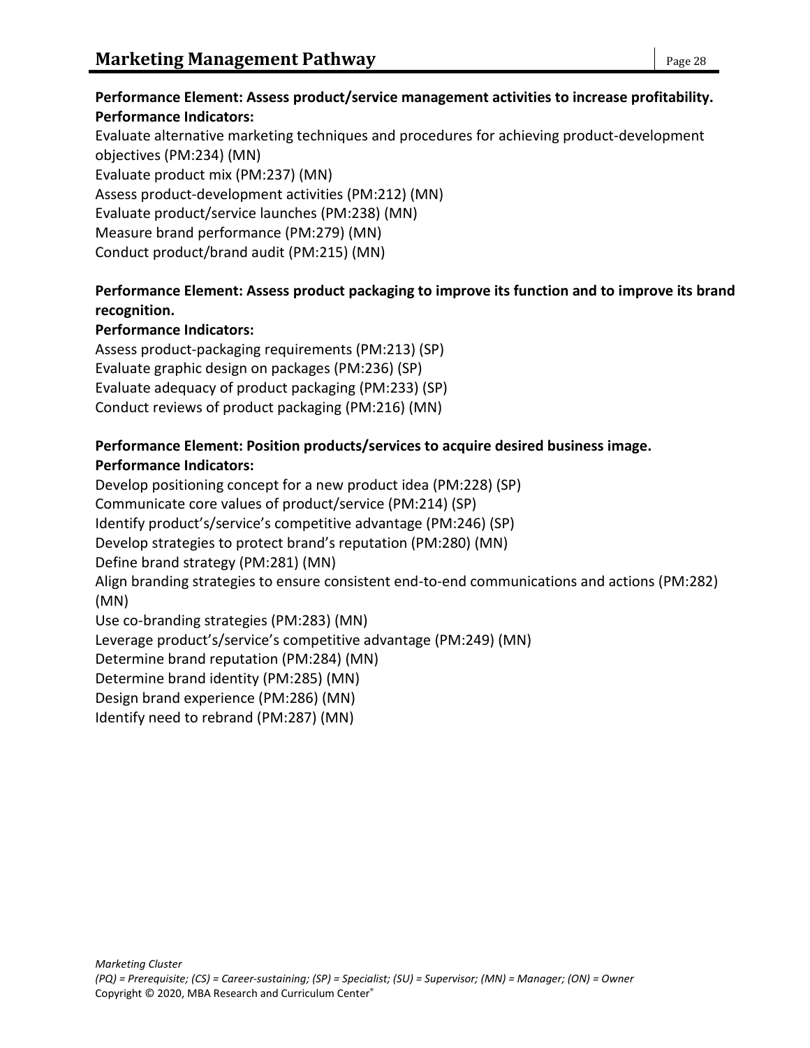**Performance Element: Assess product/service management activities to increase profitability.**
**Performance Indicators:**

Evaluate alternative marketing techniques and procedures for achieving product-development objectives (PM:234) (MN)
Evaluate product mix (PM:237) (MN)
Assess product-development activities (PM:212) (MN)
Evaluate product/service launches (PM:238) (MN)
Measure brand performance (PM:279) (MN)
Conduct product/brand audit (PM:215) (MN)

**Performance Element: Assess product packaging to improve its function and to improve its brand recognition.**
**Performance Indicators:**

Assess product-packaging requirements (PM:213) (SP)
Evaluate graphic design on packages (PM:236) (SP)
Evaluate adequacy of product packaging (PM:233) (SP)
Conduct reviews of product packaging (PM:216) (MN)

**Performance Element: Position products/services to acquire desired business image.**
**Performance Indicators:**

Develop positioning concept for a new product idea (PM:228) (SP)
Communicate core values of product/service (PM:214) (SP)
Identify product's/service's competitive advantage (PM:246) (SP)
Develop strategies to protect brand's reputation (PM:280) (MN)
Define brand strategy (PM:281) (MN)
Align branding strategies to ensure consistent end-to-end communications and actions (PM:282) (MN)
Use co-branding strategies (PM:283) (MN)
Leverage product's/service's competitive advantage (PM:249) (MN)
Determine brand reputation (PM:284) (MN)
Determine brand identity (PM:285) (MN)
Design brand experience (PM:286) (MN)
Identify need to rebrand (PM:287) (MN)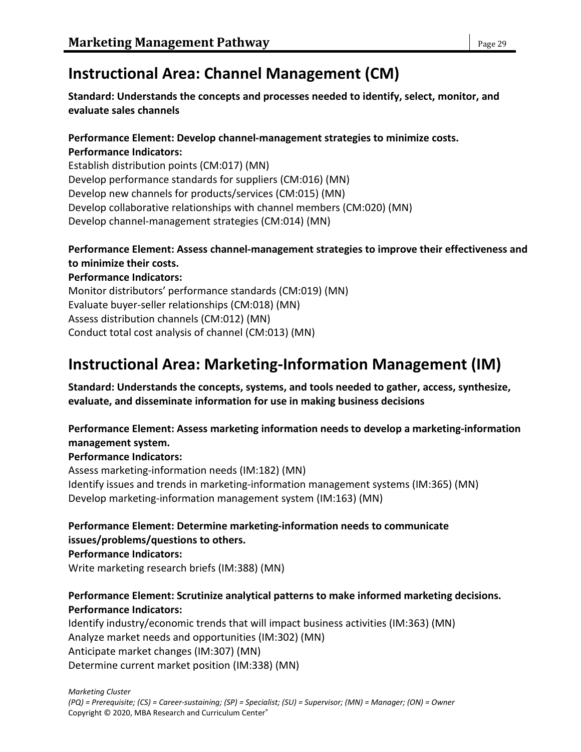# Instructional Area: Channel Management (CM)

**Standard: Understands the concepts and processes needed to identify, select, monitor, and evaluate sales channels**

**Performance Element: Develop channel-management strategies to minimize costs.**
**Performance Indicators:**
Establish distribution points (CM:017) (MN)
Develop performance standards for suppliers (CM:016) (MN)
Develop new channels for products/services (CM:015) (MN)
Develop collaborative relationships with channel members (CM:020) (MN)
Develop channel-management strategies (CM:014) (MN)

**Performance Element: Assess channel-management strategies to improve their effectiveness and to minimize their costs.**
**Performance Indicators:**
Monitor distributors' performance standards (CM:019) (MN)
Evaluate buyer-seller relationships (CM:018) (MN)
Assess distribution channels (CM:012) (MN)
Conduct total cost analysis of channel (CM:013) (MN)

# Instructional Area: Marketing-Information Management (IM)

**Standard: Understands the concepts, systems, and tools needed to gather, access, synthesize, evaluate, and disseminate information for use in making business decisions**

**Performance Element: Assess marketing information needs to develop a marketing-information management system.**
**Performance Indicators:**
Assess marketing-information needs (IM:182) (MN)
Identify issues and trends in marketing-information management systems (IM:365) (MN)
Develop marketing-information management system (IM:163) (MN)

**Performance Element: Determine marketing-information needs to communicate issues/problems/questions to others.**
**Performance Indicators:**
Write marketing research briefs (IM:388) (MN)

**Performance Element: Scrutinize analytical patterns to make informed marketing decisions.**
**Performance Indicators:**
Identify industry/economic trends that will impact business activities (IM:363) (MN)
Analyze market needs and opportunities (IM:302) (MN)
Anticipate market changes (IM:307) (MN)
Determine current market position (IM:338) (MN)

*Marketing Cluster*
*(PQ) = Prerequisite; (CS) = Career-sustaining; (SP) = Specialist; (SU) = Supervisor; (MN) = Manager; (ON) = Owner*
Copyright © 2020, MBA Research and Curriculum Center®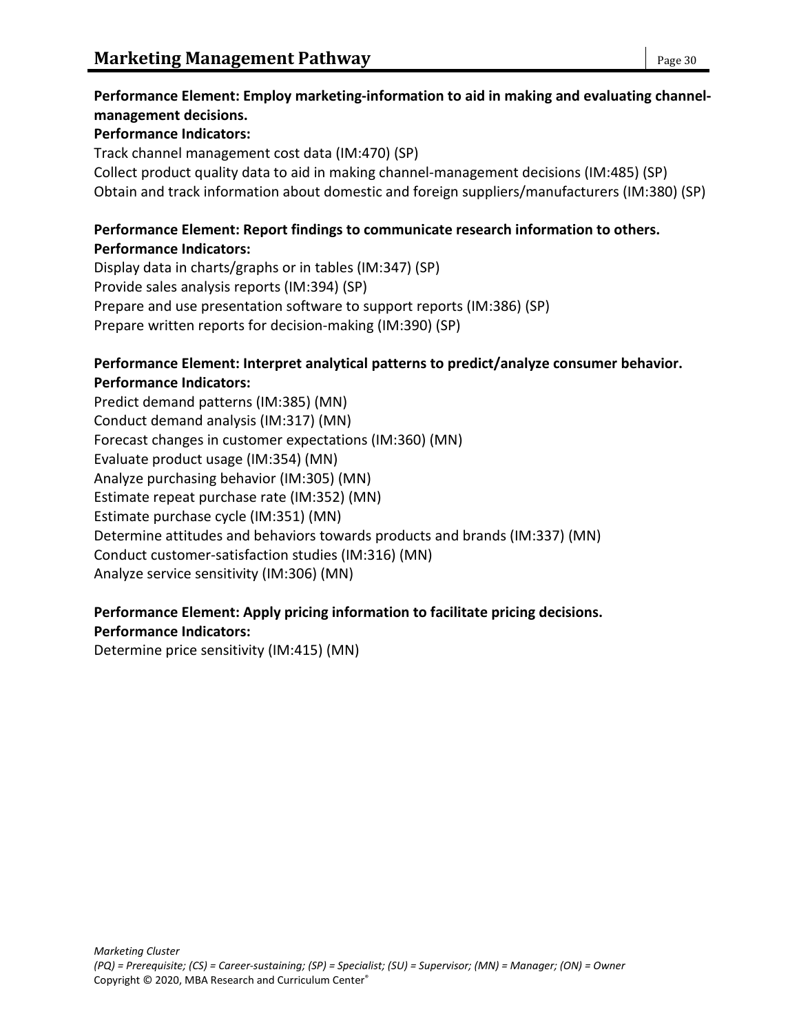**Performance Element: Employ marketing-information to aid in making and evaluating channel-management decisions.**

**Performance Indicators:**

Track channel management cost data (IM:470) (SP)

Collect product quality data to aid in making channel-management decisions (IM:485) (SP)

Obtain and track information about domestic and foreign suppliers/manufacturers (IM:380) (SP)

**Performance Element: Report findings to communicate research information to others.**

**Performance Indicators:**

Display data in charts/graphs or in tables (IM:347) (SP)

Provide sales analysis reports (IM:394) (SP)

Prepare and use presentation software to support reports (IM:386) (SP)

Prepare written reports for decision-making (IM:390) (SP)

**Performance Element: Interpret analytical patterns to predict/analyze consumer behavior.**

**Performance Indicators:**

Predict demand patterns (IM:385) (MN)

Conduct demand analysis (IM:317) (MN)

Forecast changes in customer expectations (IM:360) (MN)

Evaluate product usage (IM:354) (MN)

Analyze purchasing behavior (IM:305) (MN)

Estimate repeat purchase rate (IM:352) (MN)

Estimate purchase cycle (IM:351) (MN)

Determine attitudes and behaviors towards products and brands (IM:337) (MN)

Conduct customer-satisfaction studies (IM:316) (MN)

Analyze service sensitivity (IM:306) (MN)

**Performance Element: Apply pricing information to facilitate pricing decisions.**

**Performance Indicators:**

Determine price sensitivity (IM:415) (MN)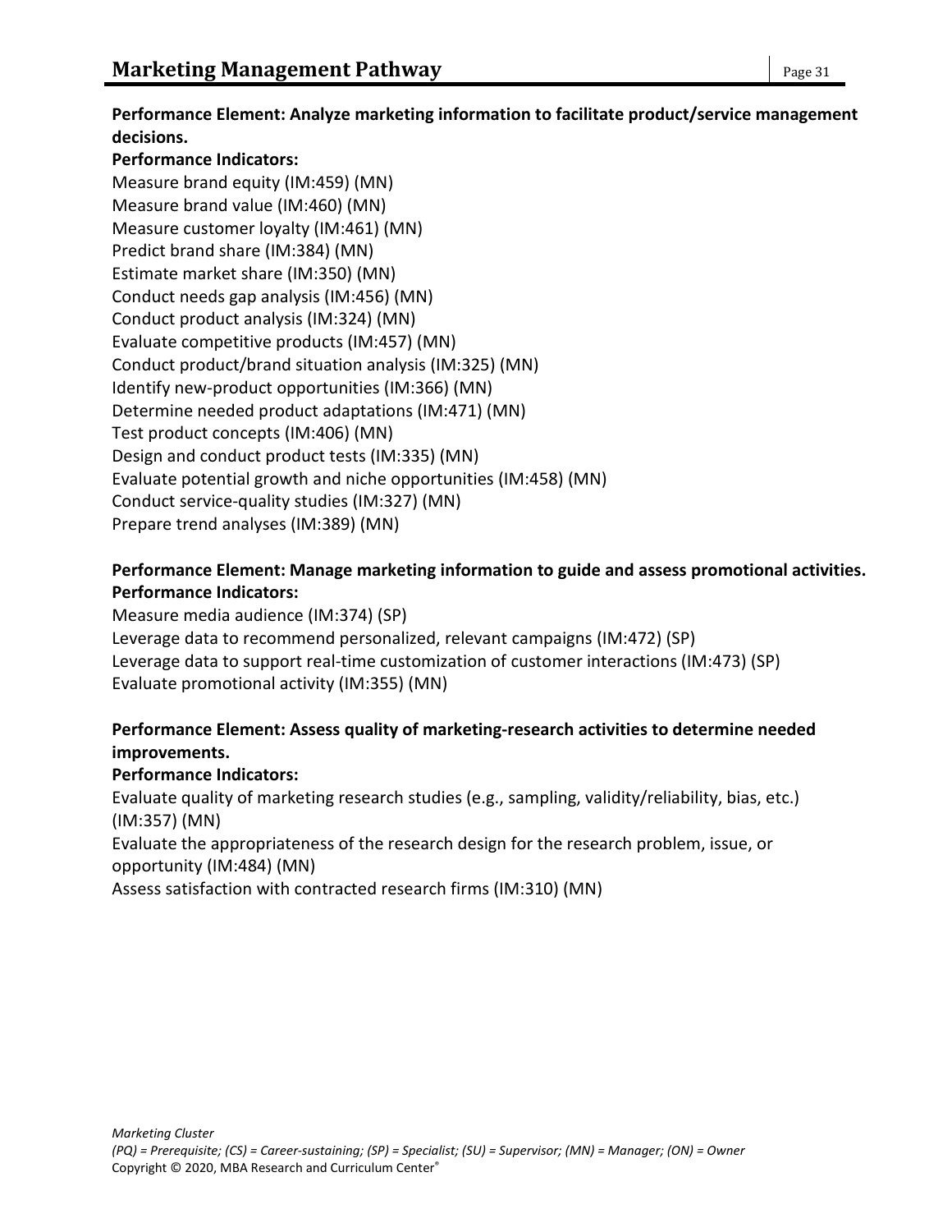**Performance Element: Analyze marketing information to facilitate product/service management decisions.**

**Performance Indicators:**

Measure brand equity (IM:459) (MN)
Measure brand value (IM:460) (MN)
Measure customer loyalty (IM:461) (MN)
Predict brand share (IM:384) (MN)
Estimate market share (IM:350) (MN)
Conduct needs gap analysis (IM:456) (MN)
Conduct product analysis (IM:324) (MN)
Evaluate competitive products (IM:457) (MN)
Conduct product/brand situation analysis (IM:325) (MN)
Identify new-product opportunities (IM:366) (MN)
Determine needed product adaptations (IM:471) (MN)
Test product concepts (IM:406) (MN)
Design and conduct product tests (IM:335) (MN)
Evaluate potential growth and niche opportunities (IM:458) (MN)
Conduct service-quality studies (IM:327) (MN)
Prepare trend analyses (IM:389) (MN)

**Performance Element: Manage marketing information to guide and assess promotional activities.**

**Performance Indicators:**

Measure media audience (IM:374) (SP)
Leverage data to recommend personalized, relevant campaigns (IM:472) (SP)
Leverage data to support real-time customization of customer interactions (IM:473) (SP)
Evaluate promotional activity (IM:355) (MN)

**Performance Element: Assess quality of marketing-research activities to determine needed improvements.**

**Performance Indicators:**

Evaluate quality of marketing research studies (e.g., sampling, validity/reliability, bias, etc.) (IM:357) (MN)
Evaluate the appropriateness of the research design for the research problem, issue, or opportunity (IM:484) (MN)
Assess satisfaction with contracted research firms (IM:310) (MN)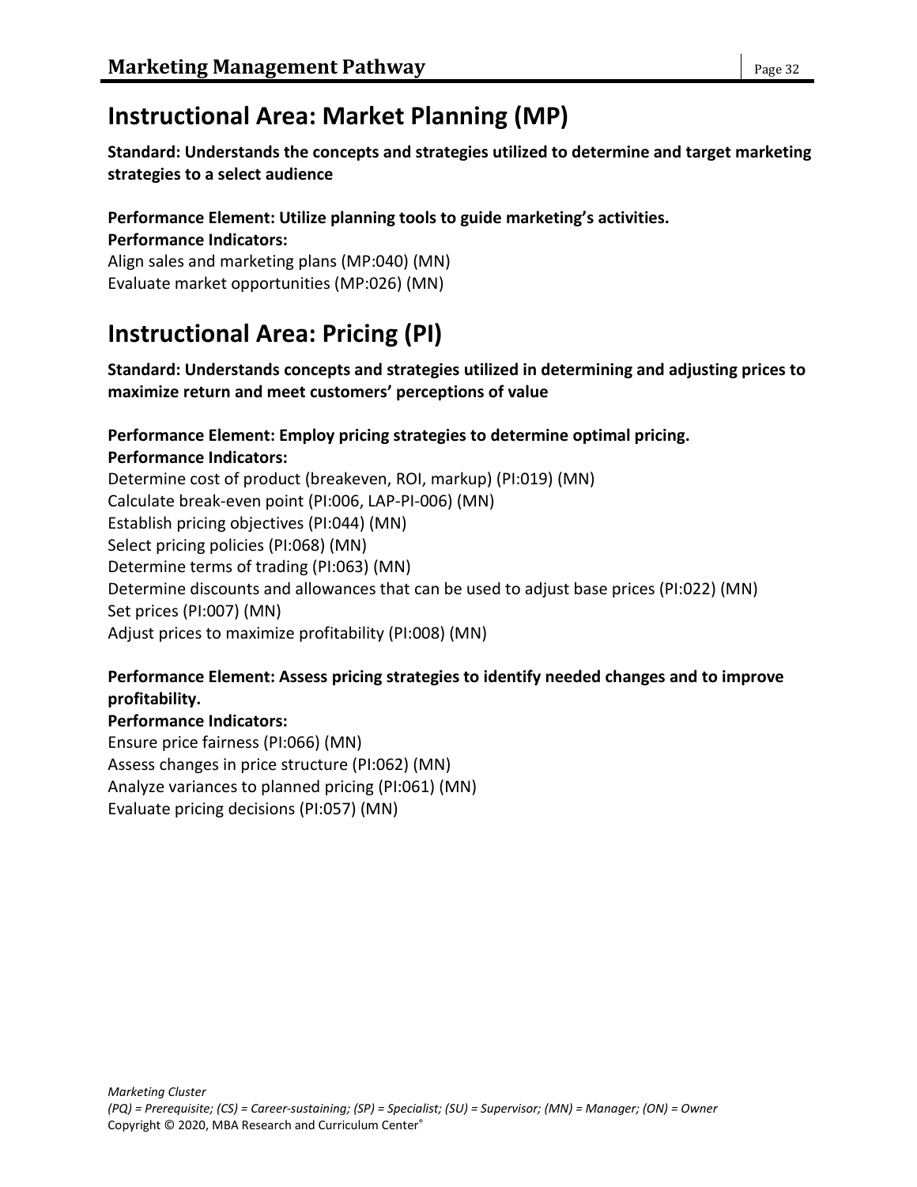# Instructional Area: Market Planning (MP)

**Standard: Understands the concepts and strategies utilized to determine and target marketing strategies to a select audience**

**Performance Element: Utilize planning tools to guide marketing's activities.**
**Performance Indicators:**
Align sales and marketing plans (MP:040) (MN)
Evaluate market opportunities (MP:026) (MN)

# Instructional Area: Pricing (PI)

**Standard: Understands concepts and strategies utilized in determining and adjusting prices to maximize return and meet customers' perceptions of value**

**Performance Element: Employ pricing strategies to determine optimal pricing.**
**Performance Indicators:**
Determine cost of product (breakeven, ROI, markup) (PI:019) (MN)
Calculate break-even point (PI:006, LAP-PI-006) (MN)
Establish pricing objectives (PI:044) (MN)
Select pricing policies (PI:068) (MN)
Determine terms of trading (PI:063) (MN)
Determine discounts and allowances that can be used to adjust base prices (PI:022) (MN)
Set prices (PI:007) (MN)
Adjust prices to maximize profitability (PI:008) (MN)

**Performance Element: Assess pricing strategies to identify needed changes and to improve profitability.**
**Performance Indicators:**
Ensure price fairness (PI:066) (MN)
Assess changes in price structure (PI:062) (MN)
Analyze variances to planned pricing (PI:061) (MN)
Evaluate pricing decisions (PI:057) (MN)

*Marketing Cluster*
*(PQ) = Prerequisite; (CS) = Career-sustaining; (SP) = Specialist; (SU) = Supervisor; (MN) = Manager; (ON) = Owner*
Copyright © 2020, MBA Research and Curriculum Center®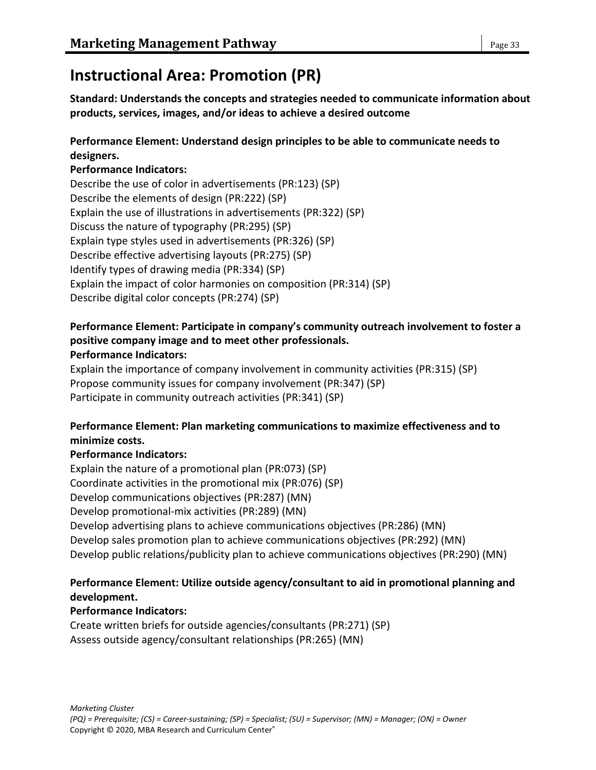# Instructional Area: Promotion (PR)

**Standard: Understands the concepts and strategies needed to communicate information about products, services, images, and/or ideas to achieve a desired outcome**

**Performance Element: Understand design principles to be able to communicate needs to designers.**

**Performance Indicators:**

Describe the use of color in advertisements (PR:123) (SP)
Describe the elements of design (PR:222) (SP)
Explain the use of illustrations in advertisements (PR:322) (SP)
Discuss the nature of typography (PR:295) (SP)
Explain type styles used in advertisements (PR:326) (SP)
Describe effective advertising layouts (PR:275) (SP)
Identify types of drawing media (PR:334) (SP)
Explain the impact of color harmonies on composition (PR:314) (SP)
Describe digital color concepts (PR:274) (SP)

**Performance Element: Participate in company's community outreach involvement to foster a positive company image and to meet other professionals.**

**Performance Indicators:**

Explain the importance of company involvement in community activities (PR:315) (SP)
Propose community issues for company involvement (PR:347) (SP)
Participate in community outreach activities (PR:341) (SP)

**Performance Element: Plan marketing communications to maximize effectiveness and to minimize costs.**

**Performance Indicators:**

Explain the nature of a promotional plan (PR:073) (SP)
Coordinate activities in the promotional mix (PR:076) (SP)
Develop communications objectives (PR:287) (MN)
Develop promotional-mix activities (PR:289) (MN)
Develop advertising plans to achieve communications objectives (PR:286) (MN)
Develop sales promotion plan to achieve communications objectives (PR:292) (MN)
Develop public relations/publicity plan to achieve communications objectives (PR:290) (MN)

**Performance Element: Utilize outside agency/consultant to aid in promotional planning and development.**

**Performance Indicators:**

Create written briefs for outside agencies/consultants (PR:271) (SP)
Assess outside agency/consultant relationships (PR:265) (MN)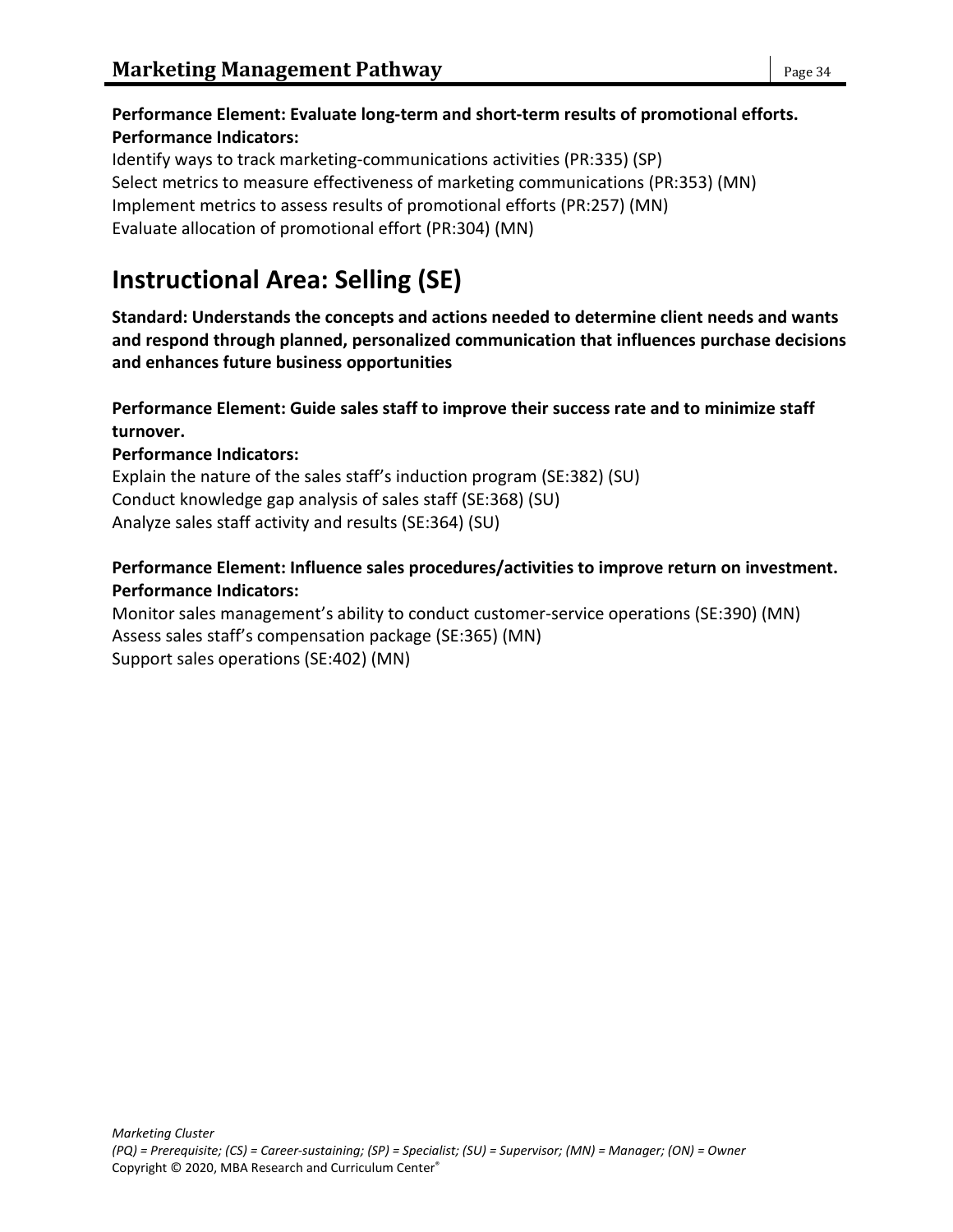**Performance Element: Evaluate long-term and short-term results of promotional efforts.**
**Performance Indicators:**

Identify ways to track marketing-communications activities (PR:335) (SP)
Select metrics to measure effectiveness of marketing communications (PR:353) (MN)
Implement metrics to assess results of promotional efforts (PR:257) (MN)
Evaluate allocation of promotional effort (PR:304) (MN)

## Instructional Area: Selling (SE)

**Standard: Understands the concepts and actions needed to determine client needs and wants and respond through planned, personalized communication that influences purchase decisions and enhances future business opportunities**

**Performance Element: Guide sales staff to improve their success rate and to minimize staff turnover.**
**Performance Indicators:**

Explain the nature of the sales staff's induction program (SE:382) (SU)
Conduct knowledge gap analysis of sales staff (SE:368) (SU)
Analyze sales staff activity and results (SE:364) (SU)

**Performance Element: Influence sales procedures/activities to improve return on investment.**
**Performance Indicators:**

Monitor sales management's ability to conduct customer-service operations (SE:390) (MN)
Assess sales staff's compensation package (SE:365) (MN)
Support sales operations (SE:402) (MN)

*Marketing Cluster*
*(PQ) = Prerequisite; (CS) = Career-sustaining; (SP) = Specialist; (SU) = Supervisor; (MN) = Manager; (ON) = Owner*
Copyright © 2020, MBA Research and Curriculum Center®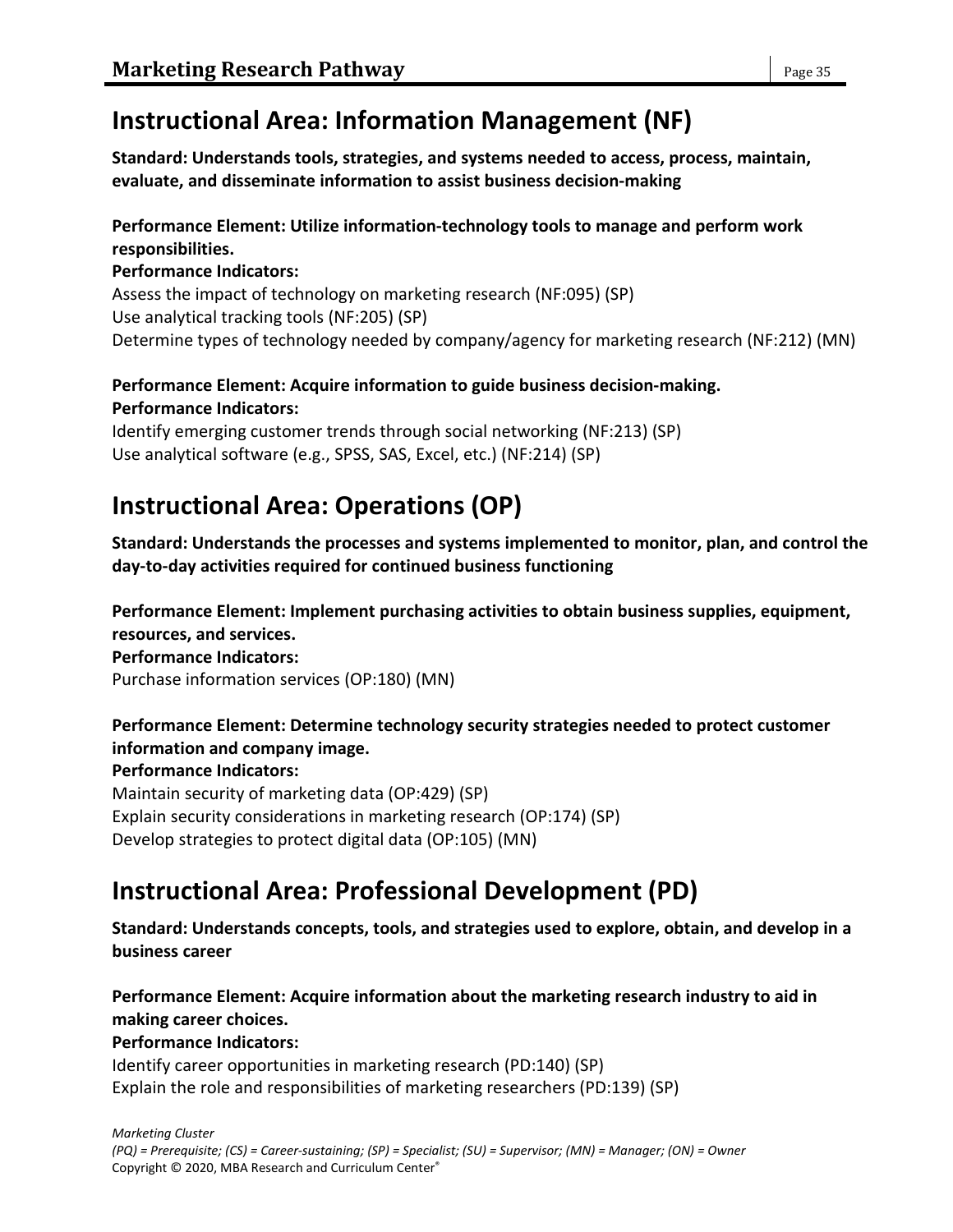## Instructional Area: Information Management (NF)

**Standard: Understands tools, strategies, and systems needed to access, process, maintain, evaluate, and disseminate information to assist business decision-making**

**Performance Element: Utilize information-technology tools to manage and perform work responsibilities.**
**Performance Indicators:**
Assess the impact of technology on marketing research (NF:095) (SP)
Use analytical tracking tools (NF:205) (SP)
Determine types of technology needed by company/agency for marketing research (NF:212) (MN)

**Performance Element: Acquire information to guide business decision-making.**
**Performance Indicators:**
Identify emerging customer trends through social networking (NF:213) (SP)
Use analytical software (e.g., SPSS, SAS, Excel, etc.) (NF:214) (SP)

## Instructional Area: Operations (OP)

**Standard: Understands the processes and systems implemented to monitor, plan, and control the day-to-day activities required for continued business functioning**

**Performance Element: Implement purchasing activities to obtain business supplies, equipment, resources, and services.**
**Performance Indicators:**
Purchase information services (OP:180) (MN)

**Performance Element: Determine technology security strategies needed to protect customer information and company image.**
**Performance Indicators:**
Maintain security of marketing data (OP:429) (SP)
Explain security considerations in marketing research (OP:174) (SP)
Develop strategies to protect digital data (OP:105) (MN)

## Instructional Area: Professional Development (PD)

**Standard: Understands concepts, tools, and strategies used to explore, obtain, and develop in a business career**

**Performance Element: Acquire information about the marketing research industry to aid in making career choices.**
**Performance Indicators:**
Identify career opportunities in marketing research (PD:140) (SP)
Explain the role and responsibilities of marketing researchers (PD:139) (SP)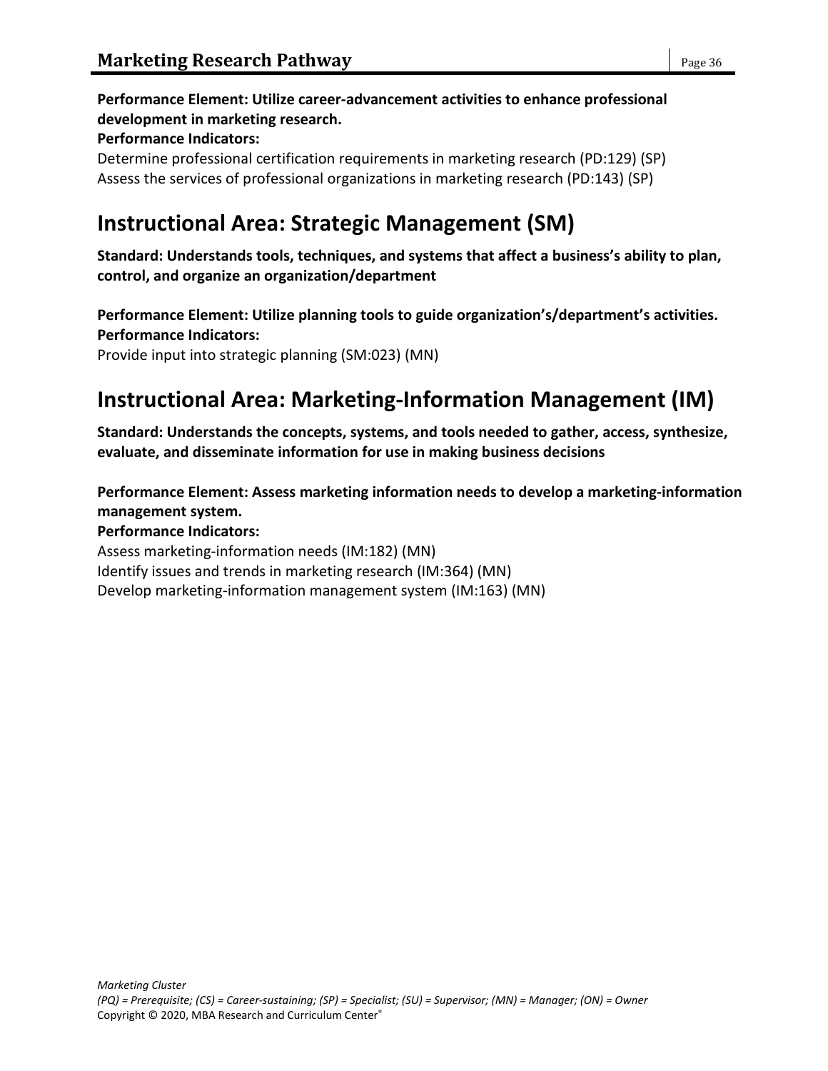**Performance Element: Utilize career-advancement activities to enhance professional development in marketing research.**
**Performance Indicators:**
Determine professional certification requirements in marketing research (PD:129) (SP)
Assess the services of professional organizations in marketing research (PD:143) (SP)

## Instructional Area: Strategic Management (SM)

**Standard: Understands tools, techniques, and systems that affect a business's ability to plan, control, and organize an organization/department**

**Performance Element: Utilize planning tools to guide organization's/department's activities.**
**Performance Indicators:**
Provide input into strategic planning (SM:023) (MN)

## Instructional Area: Marketing-Information Management (IM)

**Standard: Understands the concepts, systems, and tools needed to gather, access, synthesize, evaluate, and disseminate information for use in making business decisions**

**Performance Element: Assess marketing information needs to develop a marketing-information management system.**
**Performance Indicators:**
Assess marketing-information needs (IM:182) (MN)
Identify issues and trends in marketing research (IM:364) (MN)
Develop marketing-information management system (IM:163) (MN)

*Marketing Cluster*
*(PQ) = Prerequisite; (CS) = Career-sustaining; (SP) = Specialist; (SU) = Supervisor; (MN) = Manager; (ON) = Owner*
Copyright © 2020, MBA Research and Curriculum Center®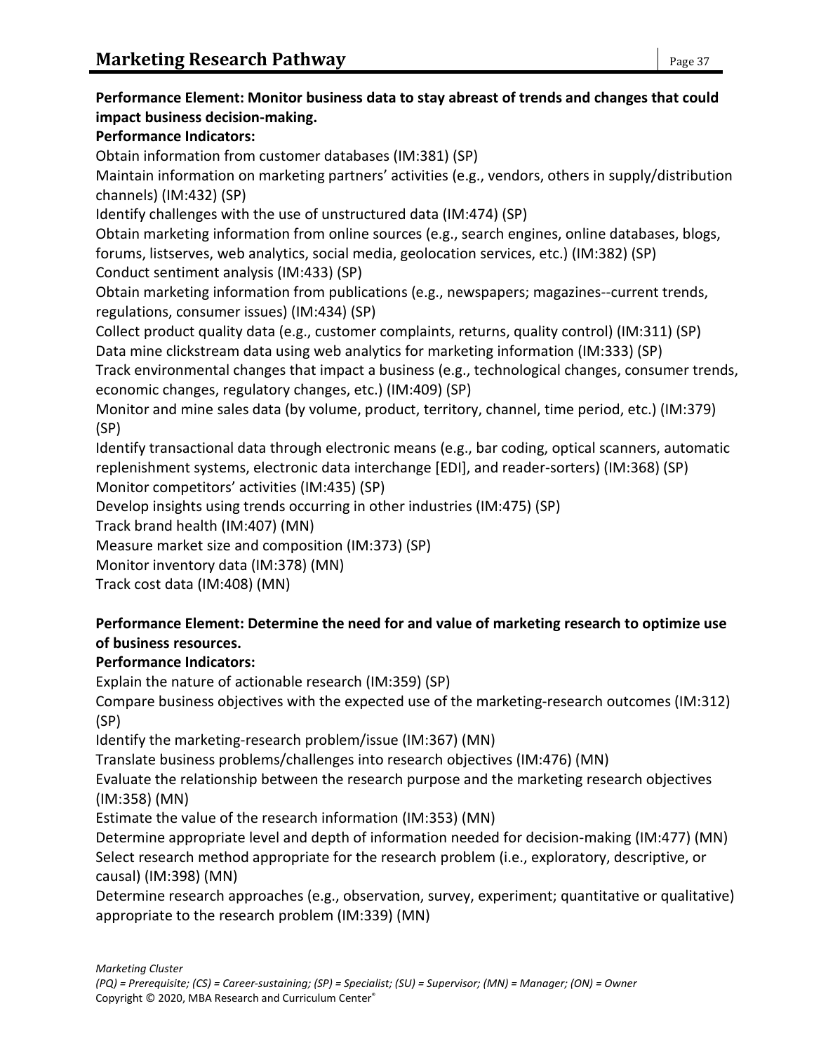**Performance Element: Monitor business data to stay abreast of trends and changes that could impact business decision-making.**

**Performance Indicators:**

Obtain information from customer databases (IM:381) (SP)

Maintain information on marketing partners' activities (e.g., vendors, others in supply/distribution channels) (IM:432) (SP)

Identify challenges with the use of unstructured data (IM:474) (SP)

Obtain marketing information from online sources (e.g., search engines, online databases, blogs, forums, listserves, web analytics, social media, geolocation services, etc.) (IM:382) (SP)

Conduct sentiment analysis (IM:433) (SP)

Obtain marketing information from publications (e.g., newspapers; magazines--current trends, regulations, consumer issues) (IM:434) (SP)

Collect product quality data (e.g., customer complaints, returns, quality control) (IM:311) (SP)

Data mine clickstream data using web analytics for marketing information (IM:333) (SP)

Track environmental changes that impact a business (e.g., technological changes, consumer trends, economic changes, regulatory changes, etc.) (IM:409) (SP)

Monitor and mine sales data (by volume, product, territory, channel, time period, etc.) (IM:379) (SP)

Identify transactional data through electronic means (e.g., bar coding, optical scanners, automatic replenishment systems, electronic data interchange [EDI], and reader-sorters) (IM:368) (SP)

Monitor competitors' activities (IM:435) (SP)

Develop insights using trends occurring in other industries (IM:475) (SP)

Track brand health (IM:407) (MN)

Measure market size and composition (IM:373) (SP)

Monitor inventory data (IM:378) (MN)

Track cost data (IM:408) (MN)

**Performance Element: Determine the need for and value of marketing research to optimize use of business resources.**

**Performance Indicators:**

Explain the nature of actionable research (IM:359) (SP)

Compare business objectives with the expected use of the marketing-research outcomes (IM:312) (SP)

Identify the marketing-research problem/issue (IM:367) (MN)

Translate business problems/challenges into research objectives (IM:476) (MN)

Evaluate the relationship between the research purpose and the marketing research objectives (IM:358) (MN)

Estimate the value of the research information (IM:353) (MN)

Determine appropriate level and depth of information needed for decision-making (IM:477) (MN)

Select research method appropriate for the research problem (i.e., exploratory, descriptive, or causal) (IM:398) (MN)

Determine research approaches (e.g., observation, survey, experiment; quantitative or qualitative) appropriate to the research problem (IM:339) (MN)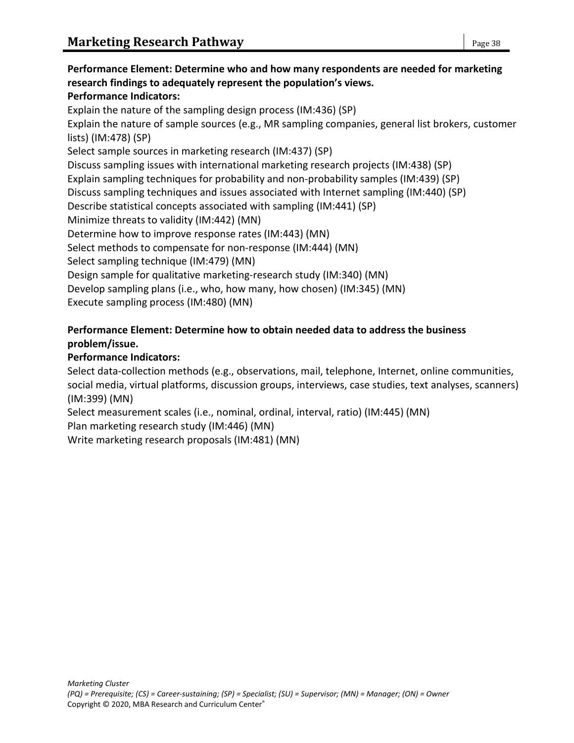**Performance Element: Determine who and how many respondents are needed for marketing research findings to adequately represent the population's views.**

**Performance Indicators:**

Explain the nature of the sampling design process (IM:436) (SP)

Explain the nature of sample sources (e.g., MR sampling companies, general list brokers, customer lists) (IM:478) (SP)

Select sample sources in marketing research (IM:437) (SP)

Discuss sampling issues with international marketing research projects (IM:438) (SP)

Explain sampling techniques for probability and non-probability samples (IM:439) (SP)

Discuss sampling techniques and issues associated with Internet sampling (IM:440) (SP)

Describe statistical concepts associated with sampling (IM:441) (SP)

Minimize threats to validity (IM:442) (MN)

Determine how to improve response rates (IM:443) (MN)

Select methods to compensate for non-response (IM:444) (MN)

Select sampling technique (IM:479) (MN)

Design sample for qualitative marketing-research study (IM:340) (MN)

Develop sampling plans (i.e., who, how many, how chosen) (IM:345) (MN)

Execute sampling process (IM:480) (MN)

**Performance Element: Determine how to obtain needed data to address the business problem/issue.**

**Performance Indicators:**

Select data-collection methods (e.g., observations, mail, telephone, Internet, online communities, social media, virtual platforms, discussion groups, interviews, case studies, text analyses, scanners) (IM:399) (MN)

Select measurement scales (i.e., nominal, ordinal, interval, ratio) (IM:445) (MN)

Plan marketing research study (IM:446) (MN)

Write marketing research proposals (IM:481) (MN)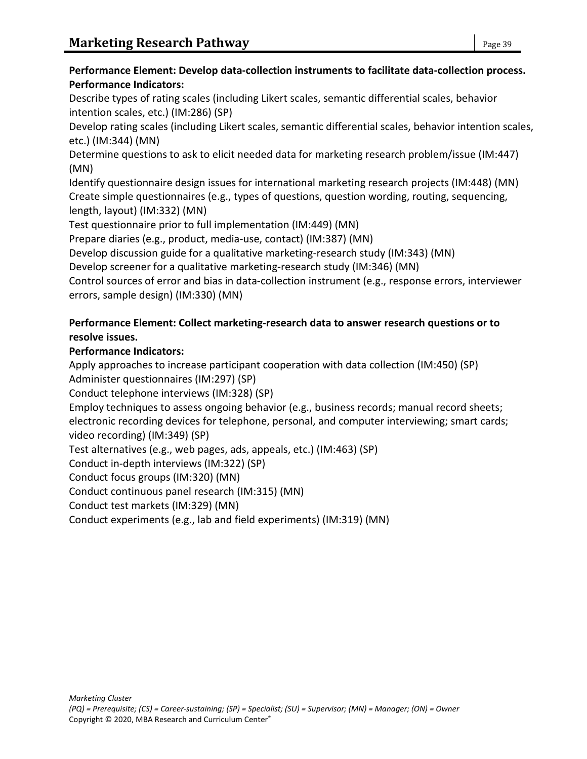**Performance Element: Develop data-collection instruments to facilitate data-collection process.**
**Performance Indicators:**

Describe types of rating scales (including Likert scales, semantic differential scales, behavior intention scales, etc.) (IM:286) (SP)
Develop rating scales (including Likert scales, semantic differential scales, behavior intention scales, etc.) (IM:344) (MN)
Determine questions to ask to elicit needed data for marketing research problem/issue (IM:447) (MN)
Identify questionnaire design issues for international marketing research projects (IM:448) (MN)
Create simple questionnaires (e.g., types of questions, question wording, routing, sequencing, length, layout) (IM:332) (MN)
Test questionnaire prior to full implementation (IM:449) (MN)
Prepare diaries (e.g., product, media-use, contact) (IM:387) (MN)
Develop discussion guide for a qualitative marketing-research study (IM:343) (MN)
Develop screener for a qualitative marketing-research study (IM:346) (MN)
Control sources of error and bias in data-collection instrument (e.g., response errors, interviewer errors, sample design) (IM:330) (MN)

**Performance Element: Collect marketing-research data to answer research questions or to resolve issues.**
**Performance Indicators:**

Apply approaches to increase participant cooperation with data collection (IM:450) (SP)
Administer questionnaires (IM:297) (SP)
Conduct telephone interviews (IM:328) (SP)
Employ techniques to assess ongoing behavior (e.g., business records; manual record sheets; electronic recording devices for telephone, personal, and computer interviewing; smart cards; video recording) (IM:349) (SP)
Test alternatives (e.g., web pages, ads, appeals, etc.) (IM:463) (SP)
Conduct in-depth interviews (IM:322) (SP)
Conduct focus groups (IM:320) (MN)
Conduct continuous panel research (IM:315) (MN)
Conduct test markets (IM:329) (MN)
Conduct experiments (e.g., lab and field experiments) (IM:319) (MN)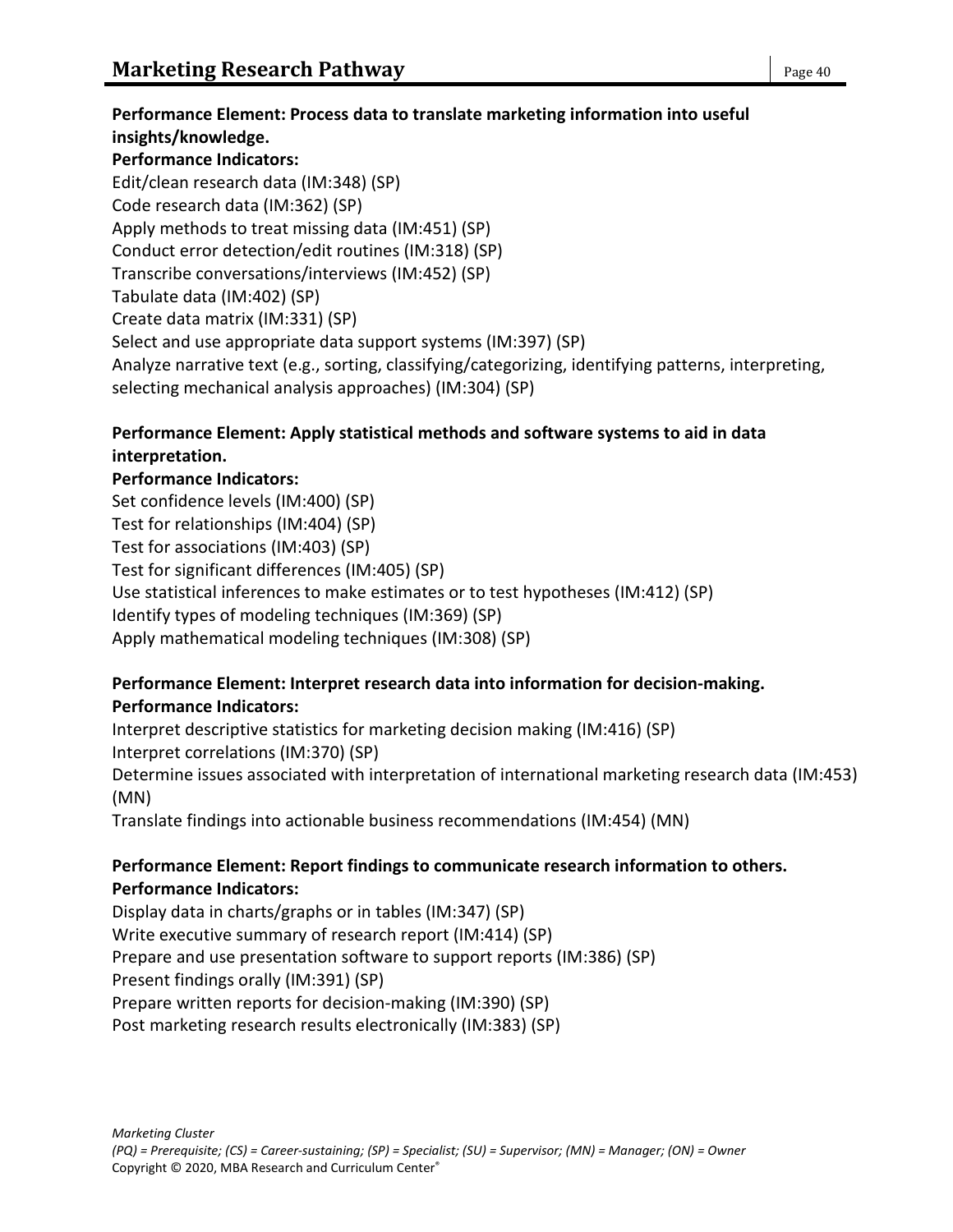**Performance Element: Process data to translate marketing information into useful insights/knowledge.**

**Performance Indicators:**

Edit/clean research data (IM:348) (SP)
Code research data (IM:362) (SP)
Apply methods to treat missing data (IM:451) (SP)
Conduct error detection/edit routines (IM:318) (SP)
Transcribe conversations/interviews (IM:452) (SP)
Tabulate data (IM:402) (SP)
Create data matrix (IM:331) (SP)
Select and use appropriate data support systems (IM:397) (SP)
Analyze narrative text (e.g., sorting, classifying/categorizing, identifying patterns, interpreting, selecting mechanical analysis approaches) (IM:304) (SP)

**Performance Element: Apply statistical methods and software systems to aid in data interpretation.**

**Performance Indicators:**

Set confidence levels (IM:400) (SP)
Test for relationships (IM:404) (SP)
Test for associations (IM:403) (SP)
Test for significant differences (IM:405) (SP)
Use statistical inferences to make estimates or to test hypotheses (IM:412) (SP)
Identify types of modeling techniques (IM:369) (SP)
Apply mathematical modeling techniques (IM:308) (SP)

**Performance Element: Interpret research data into information for decision-making.**

**Performance Indicators:**

Interpret descriptive statistics for marketing decision making (IM:416) (SP)
Interpret correlations (IM:370) (SP)
Determine issues associated with interpretation of international marketing research data (IM:453) (MN)
Translate findings into actionable business recommendations (IM:454) (MN)

**Performance Element: Report findings to communicate research information to others.**

**Performance Indicators:**

Display data in charts/graphs or in tables (IM:347) (SP)
Write executive summary of research report (IM:414) (SP)
Prepare and use presentation software to support reports (IM:386) (SP)
Present findings orally (IM:391) (SP)
Prepare written reports for decision-making (IM:390) (SP)
Post marketing research results electronically (IM:383) (SP)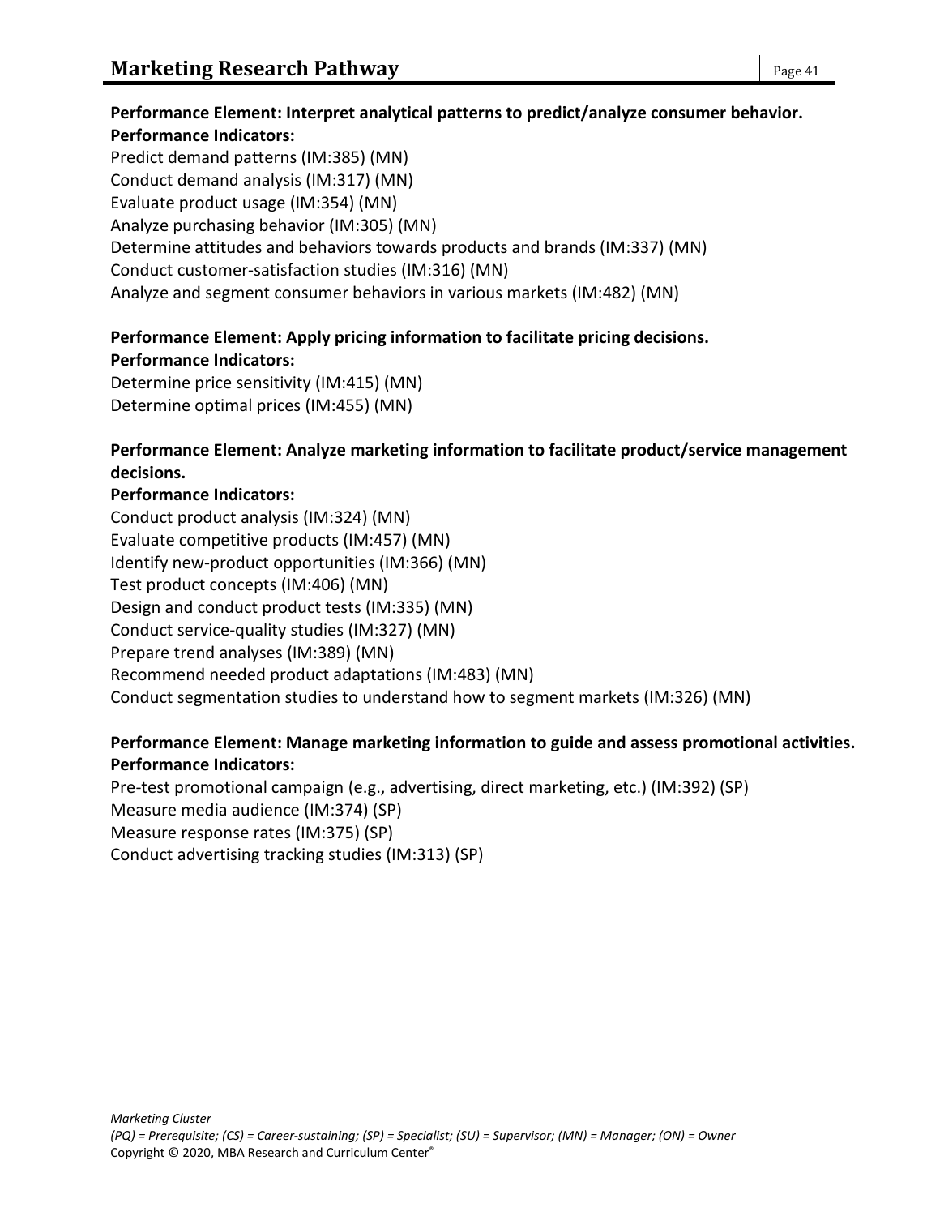**Performance Element: Interpret analytical patterns to predict/analyze consumer behavior.**
**Performance Indicators:**
Predict demand patterns (IM:385) (MN)
Conduct demand analysis (IM:317) (MN)
Evaluate product usage (IM:354) (MN)
Analyze purchasing behavior (IM:305) (MN)
Determine attitudes and behaviors towards products and brands (IM:337) (MN)
Conduct customer-satisfaction studies (IM:316) (MN)
Analyze and segment consumer behaviors in various markets (IM:482) (MN)

**Performance Element: Apply pricing information to facilitate pricing decisions.**
**Performance Indicators:**
Determine price sensitivity (IM:415) (MN)
Determine optimal prices (IM:455) (MN)

**Performance Element: Analyze marketing information to facilitate product/service management decisions.**
**Performance Indicators:**
Conduct product analysis (IM:324) (MN)
Evaluate competitive products (IM:457) (MN)
Identify new-product opportunities (IM:366) (MN)
Test product concepts (IM:406) (MN)
Design and conduct product tests (IM:335) (MN)
Conduct service-quality studies (IM:327) (MN)
Prepare trend analyses (IM:389) (MN)
Recommend needed product adaptations (IM:483) (MN)
Conduct segmentation studies to understand how to segment markets (IM:326) (MN)

**Performance Element: Manage marketing information to guide and assess promotional activities.**
**Performance Indicators:**
Pre-test promotional campaign (e.g., advertising, direct marketing, etc.) (IM:392) (SP)
Measure media audience (IM:374) (SP)
Measure response rates (IM:375) (SP)
Conduct advertising tracking studies (IM:313) (SP)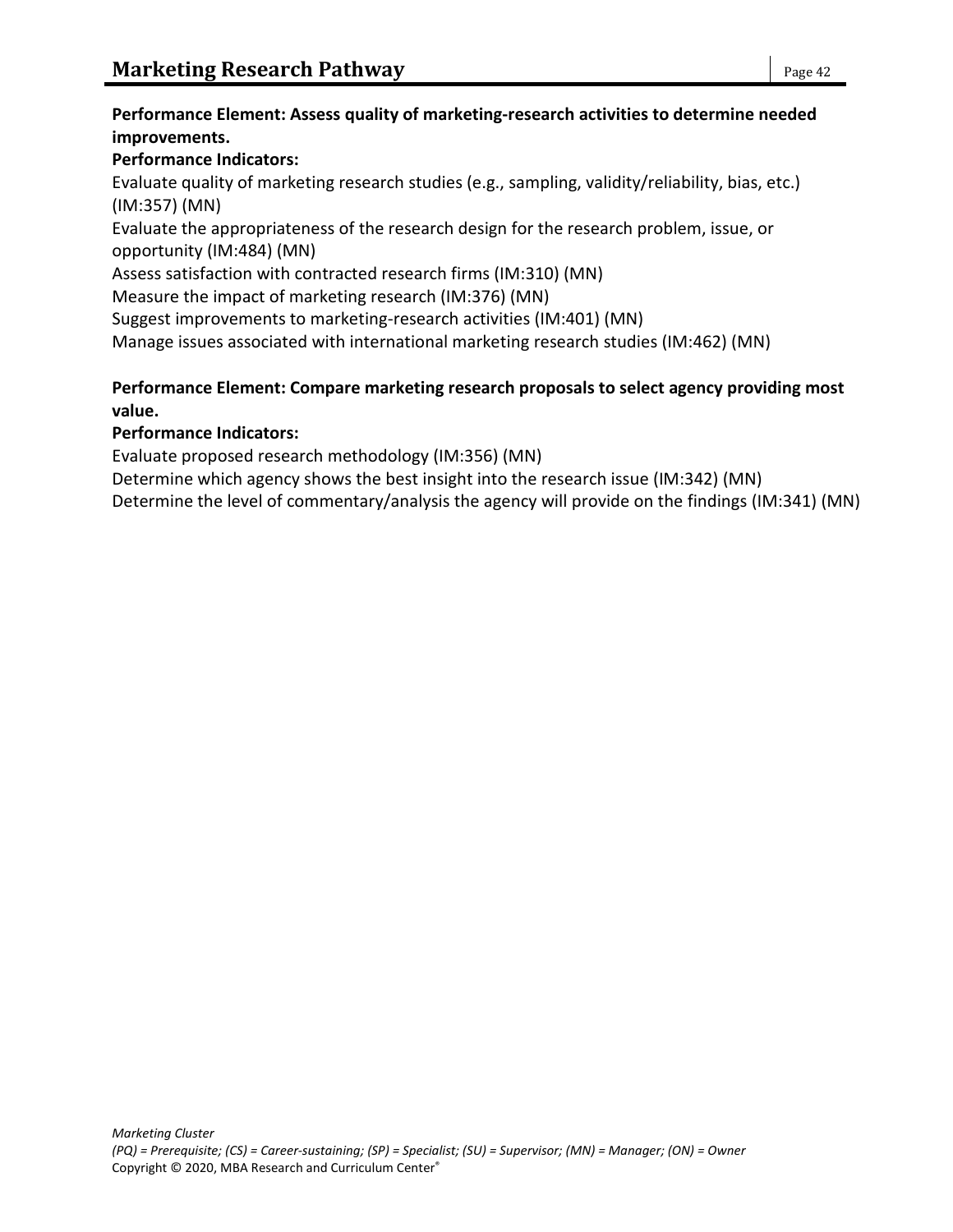**Performance Element: Assess quality of marketing-research activities to determine needed improvements.**

**Performance Indicators:**

Evaluate quality of marketing research studies (e.g., sampling, validity/reliability, bias, etc.) (IM:357) (MN)

Evaluate the appropriateness of the research design for the research problem, issue, or opportunity (IM:484) (MN)

Assess satisfaction with contracted research firms (IM:310) (MN)

Measure the impact of marketing research (IM:376) (MN)

Suggest improvements to marketing-research activities (IM:401) (MN)

Manage issues associated with international marketing research studies (IM:462) (MN)

**Performance Element: Compare marketing research proposals to select agency providing most value.**

**Performance Indicators:**

Evaluate proposed research methodology (IM:356) (MN)

Determine which agency shows the best insight into the research issue (IM:342) (MN)

Determine the level of commentary/analysis the agency will provide on the findings (IM:341) (MN)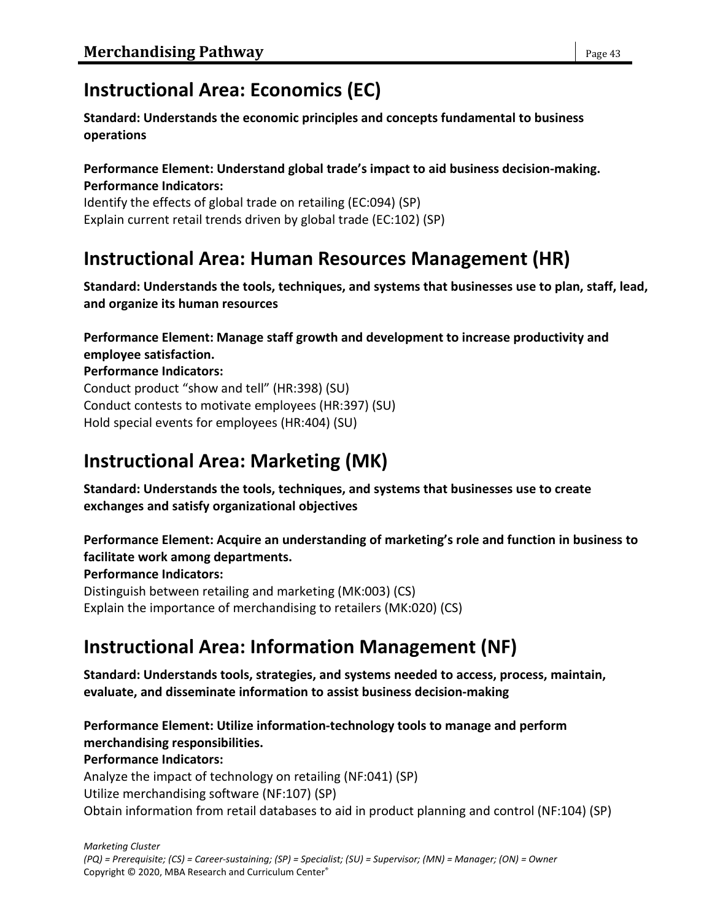## Instructional Area: Economics (EC)

**Standard: Understands the economic principles and concepts fundamental to business operations**

**Performance Element: Understand global trade's impact to aid business decision-making.**
**Performance Indicators:**
Identify the effects of global trade on retailing (EC:094) (SP)
Explain current retail trends driven by global trade (EC:102) (SP)

## Instructional Area: Human Resources Management (HR)

**Standard: Understands the tools, techniques, and systems that businesses use to plan, staff, lead, and organize its human resources**

**Performance Element: Manage staff growth and development to increase productivity and employee satisfaction.**
**Performance Indicators:**
Conduct product "show and tell" (HR:398) (SU)
Conduct contests to motivate employees (HR:397) (SU)
Hold special events for employees (HR:404) (SU)

## Instructional Area: Marketing (MK)

**Standard: Understands the tools, techniques, and systems that businesses use to create exchanges and satisfy organizational objectives**

**Performance Element: Acquire an understanding of marketing's role and function in business to facilitate work among departments.**
**Performance Indicators:**
Distinguish between retailing and marketing (MK:003) (CS)
Explain the importance of merchandising to retailers (MK:020) (CS)

## Instructional Area: Information Management (NF)

**Standard: Understands tools, strategies, and systems needed to access, process, maintain, evaluate, and disseminate information to assist business decision-making**

**Performance Element: Utilize information-technology tools to manage and perform merchandising responsibilities.**
**Performance Indicators:**
Analyze the impact of technology on retailing (NF:041) (SP)
Utilize merchandising software (NF:107) (SP)
Obtain information from retail databases to aid in product planning and control (NF:104) (SP)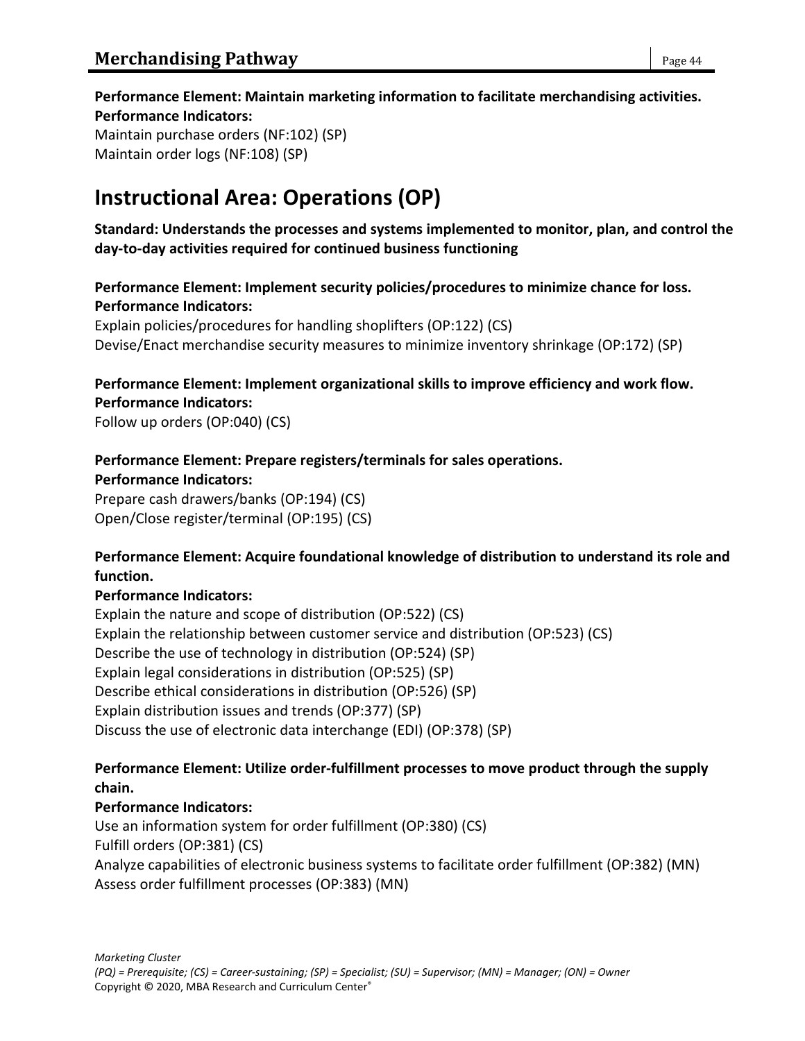**Performance Element: Maintain marketing information to facilitate merchandising activities.**
**Performance Indicators:**
Maintain purchase orders (NF:102) (SP)
Maintain order logs (NF:108) (SP)

## Instructional Area: Operations (OP)

**Standard: Understands the processes and systems implemented to monitor, plan, and control the day-to-day activities required for continued business functioning**

**Performance Element: Implement security policies/procedures to minimize chance for loss.**
**Performance Indicators:**
Explain policies/procedures for handling shoplifters (OP:122) (CS)
Devise/Enact merchandise security measures to minimize inventory shrinkage (OP:172) (SP)

**Performance Element: Implement organizational skills to improve efficiency and work flow.**
**Performance Indicators:**
Follow up orders (OP:040) (CS)

**Performance Element: Prepare registers/terminals for sales operations.**
**Performance Indicators:**
Prepare cash drawers/banks (OP:194) (CS)
Open/Close register/terminal (OP:195) (CS)

**Performance Element: Acquire foundational knowledge of distribution to understand its role and function.**
**Performance Indicators:**
Explain the nature and scope of distribution (OP:522) (CS)
Explain the relationship between customer service and distribution (OP:523) (CS)
Describe the use of technology in distribution (OP:524) (SP)
Explain legal considerations in distribution (OP:525) (SP)
Describe ethical considerations in distribution (OP:526) (SP)
Explain distribution issues and trends (OP:377) (SP)
Discuss the use of electronic data interchange (EDI) (OP:378) (SP)

**Performance Element: Utilize order-fulfillment processes to move product through the supply chain.**
**Performance Indicators:**
Use an information system for order fulfillment (OP:380) (CS)
Fulfill orders (OP:381) (CS)
Analyze capabilities of electronic business systems to facilitate order fulfillment (OP:382) (MN)
Assess order fulfillment processes (OP:383) (MN)

*Marketing Cluster*
*(PQ) = Prerequisite; (CS) = Career-sustaining; (SP) = Specialist; (SU) = Supervisor; (MN) = Manager; (ON) = Owner*
Copyright © 2020, MBA Research and Curriculum Center®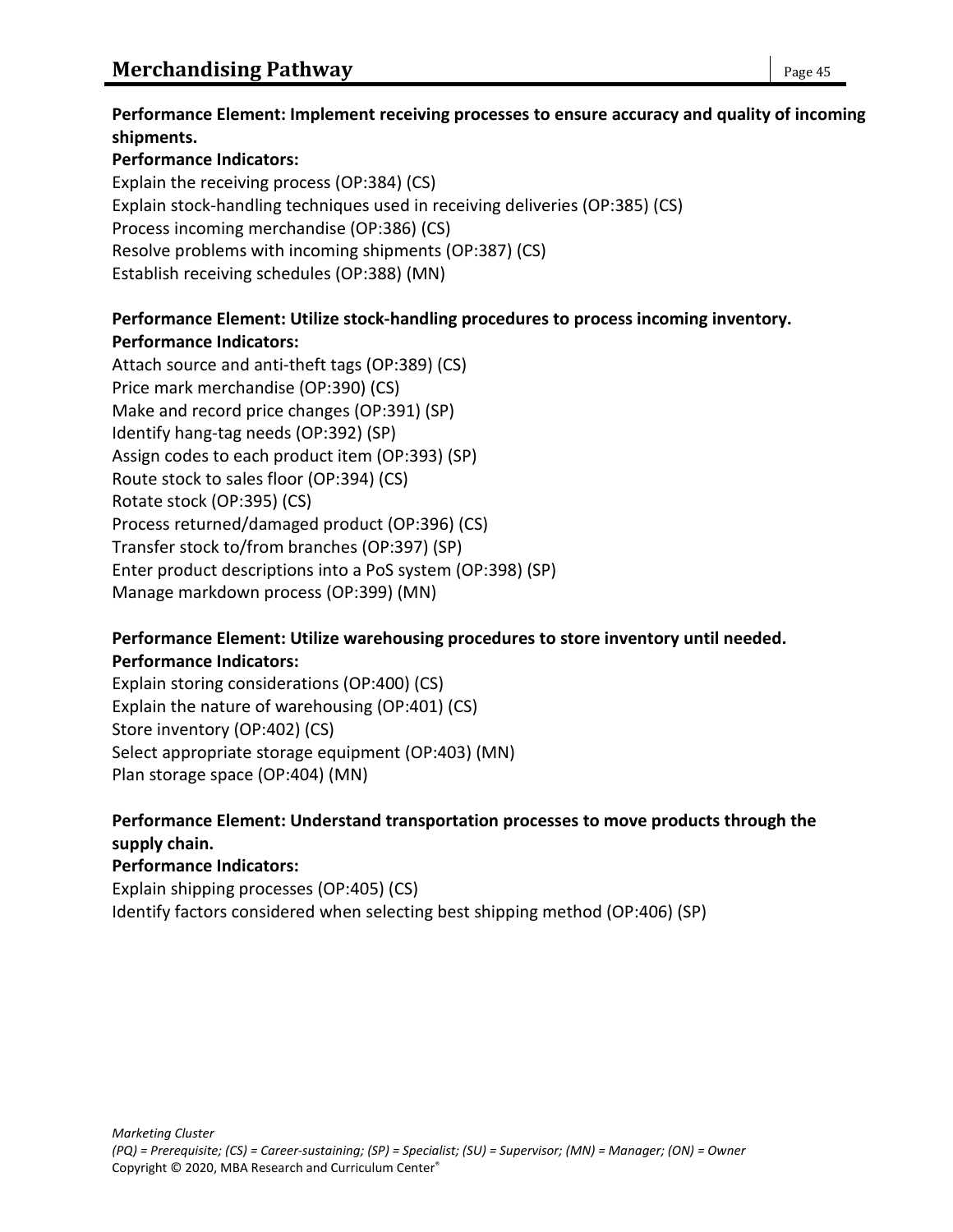**Performance Element: Implement receiving processes to ensure accuracy and quality of incoming shipments.**

**Performance Indicators:**

Explain the receiving process (OP:384) (CS)
Explain stock-handling techniques used in receiving deliveries (OP:385) (CS)
Process incoming merchandise (OP:386) (CS)
Resolve problems with incoming shipments (OP:387) (CS)
Establish receiving schedules (OP:388) (MN)

**Performance Element: Utilize stock-handling procedures to process incoming inventory.**

**Performance Indicators:**

Attach source and anti-theft tags (OP:389) (CS)
Price mark merchandise (OP:390) (CS)
Make and record price changes (OP:391) (SP)
Identify hang-tag needs (OP:392) (SP)
Assign codes to each product item (OP:393) (SP)
Route stock to sales floor (OP:394) (CS)
Rotate stock (OP:395) (CS)
Process returned/damaged product (OP:396) (CS)
Transfer stock to/from branches (OP:397) (SP)
Enter product descriptions into a PoS system (OP:398) (SP)
Manage markdown process (OP:399) (MN)

**Performance Element: Utilize warehousing procedures to store inventory until needed.**

**Performance Indicators:**

Explain storing considerations (OP:400) (CS)
Explain the nature of warehousing (OP:401) (CS)
Store inventory (OP:402) (CS)
Select appropriate storage equipment (OP:403) (MN)
Plan storage space (OP:404) (MN)

**Performance Element: Understand transportation processes to move products through the supply chain.**

**Performance Indicators:**

Explain shipping processes (OP:405) (CS)
Identify factors considered when selecting best shipping method (OP:406) (SP)

*Marketing Cluster*
*(PQ) = Prerequisite; (CS) = Career-sustaining; (SP) = Specialist; (SU) = Supervisor; (MN) = Manager; (ON) = Owner*
Copyright © 2020, MBA Research and Curriculum Center®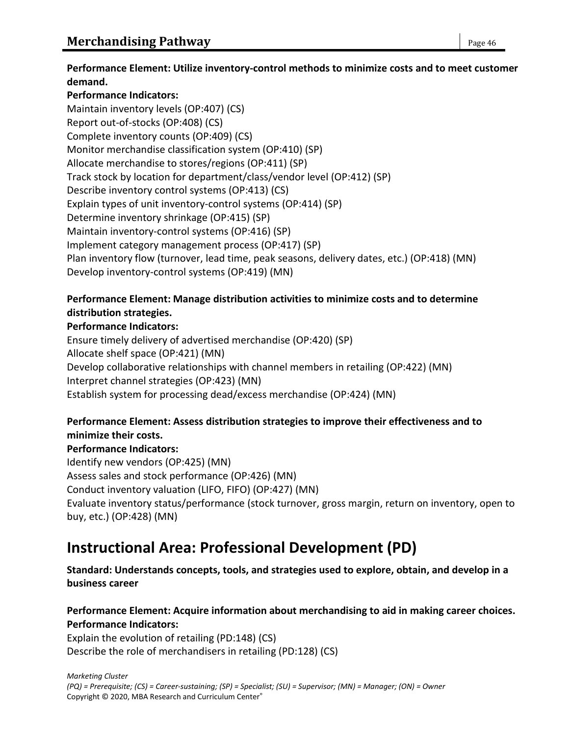**Performance Element: Utilize inventory-control methods to minimize costs and to meet customer demand.**

**Performance Indicators:**

Maintain inventory levels (OP:407) (CS)
Report out-of-stocks (OP:408) (CS)
Complete inventory counts (OP:409) (CS)
Monitor merchandise classification system (OP:410) (SP)
Allocate merchandise to stores/regions (OP:411) (SP)
Track stock by location for department/class/vendor level (OP:412) (SP)
Describe inventory control systems (OP:413) (CS)
Explain types of unit inventory-control systems (OP:414) (SP)
Determine inventory shrinkage (OP:415) (SP)
Maintain inventory-control systems (OP:416) (SP)
Implement category management process (OP:417) (SP)
Plan inventory flow (turnover, lead time, peak seasons, delivery dates, etc.) (OP:418) (MN)
Develop inventory-control systems (OP:419) (MN)

**Performance Element: Manage distribution activities to minimize costs and to determine distribution strategies.**

**Performance Indicators:**

Ensure timely delivery of advertised merchandise (OP:420) (SP)
Allocate shelf space (OP:421) (MN)
Develop collaborative relationships with channel members in retailing (OP:422) (MN)
Interpret channel strategies (OP:423) (MN)
Establish system for processing dead/excess merchandise (OP:424) (MN)

**Performance Element: Assess distribution strategies to improve their effectiveness and to minimize their costs.**

**Performance Indicators:**

Identify new vendors (OP:425) (MN)
Assess sales and stock performance (OP:426) (MN)
Conduct inventory valuation (LIFO, FIFO) (OP:427) (MN)
Evaluate inventory status/performance (stock turnover, gross margin, return on inventory, open to buy, etc.) (OP:428) (MN)

# Instructional Area: Professional Development (PD)

**Standard: Understands concepts, tools, and strategies used to explore, obtain, and develop in a business career**

**Performance Element: Acquire information about merchandising to aid in making career choices.**

**Performance Indicators:**

Explain the evolution of retailing (PD:148) (CS)
Describe the role of merchandisers in retailing (PD:128) (CS)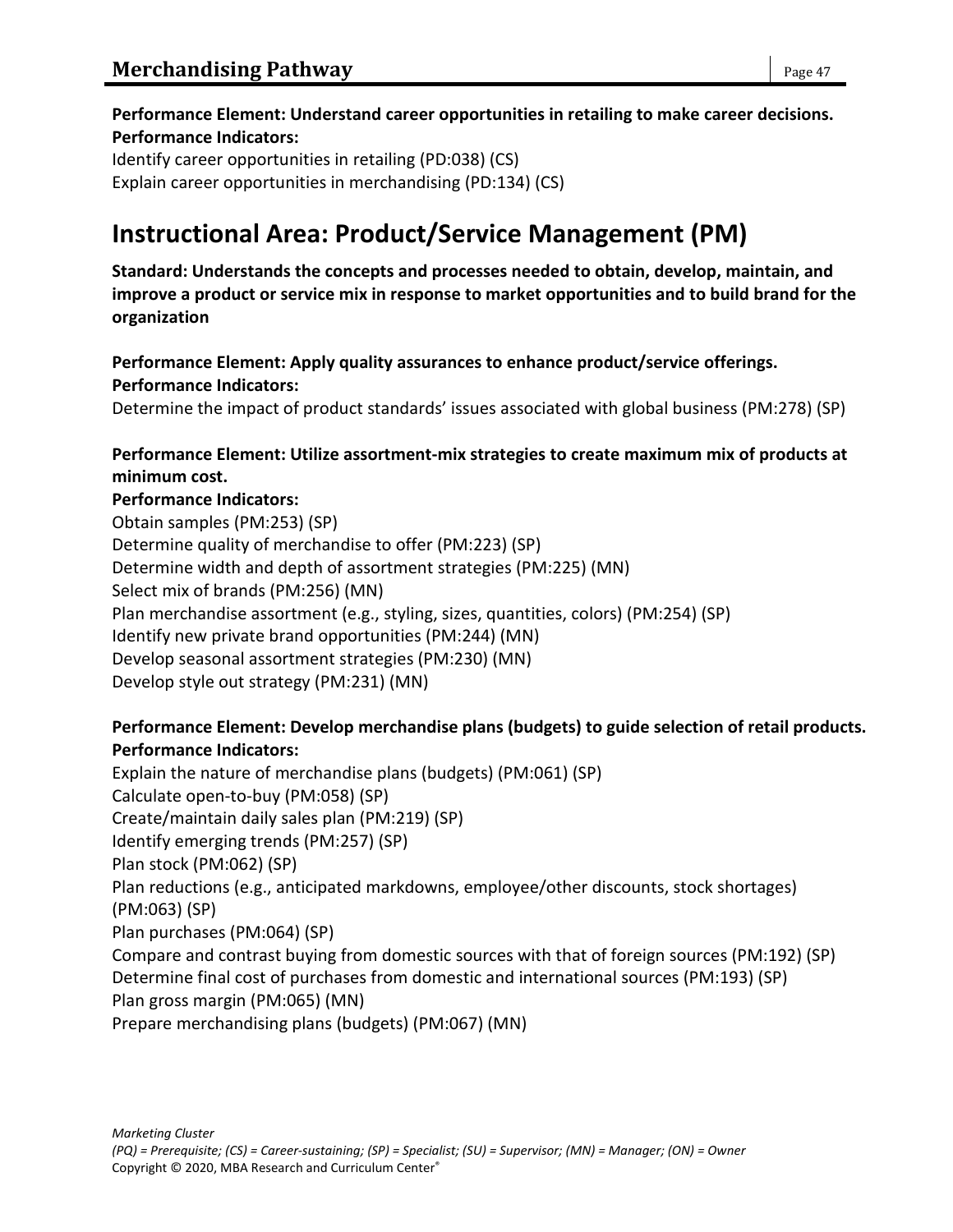**Performance Element: Understand career opportunities in retailing to make career decisions.**
**Performance Indicators:**

Identify career opportunities in retailing (PD:038) (CS)
Explain career opportunities in merchandising (PD:134) (CS)

## Instructional Area: Product/Service Management (PM)

**Standard: Understands the concepts and processes needed to obtain, develop, maintain, and improve a product or service mix in response to market opportunities and to build brand for the organization**

**Performance Element: Apply quality assurances to enhance product/service offerings.**
**Performance Indicators:**

Determine the impact of product standards' issues associated with global business (PM:278) (SP)

**Performance Element: Utilize assortment-mix strategies to create maximum mix of products at minimum cost.**
**Performance Indicators:**

Obtain samples (PM:253) (SP)
Determine quality of merchandise to offer (PM:223) (SP)
Determine width and depth of assortment strategies (PM:225) (MN)
Select mix of brands (PM:256) (MN)
Plan merchandise assortment (e.g., styling, sizes, quantities, colors) (PM:254) (SP)
Identify new private brand opportunities (PM:244) (MN)
Develop seasonal assortment strategies (PM:230) (MN)
Develop style out strategy (PM:231) (MN)

**Performance Element: Develop merchandise plans (budgets) to guide selection of retail products.**
**Performance Indicators:**

Explain the nature of merchandise plans (budgets) (PM:061) (SP)
Calculate open-to-buy (PM:058) (SP)
Create/maintain daily sales plan (PM:219) (SP)
Identify emerging trends (PM:257) (SP)
Plan stock (PM:062) (SP)
Plan reductions (e.g., anticipated markdowns, employee/other discounts, stock shortages) (PM:063) (SP)
Plan purchases (PM:064) (SP)
Compare and contrast buying from domestic sources with that of foreign sources (PM:192) (SP)
Determine final cost of purchases from domestic and international sources (PM:193) (SP)
Plan gross margin (PM:065) (MN)
Prepare merchandising plans (budgets) (PM:067) (MN)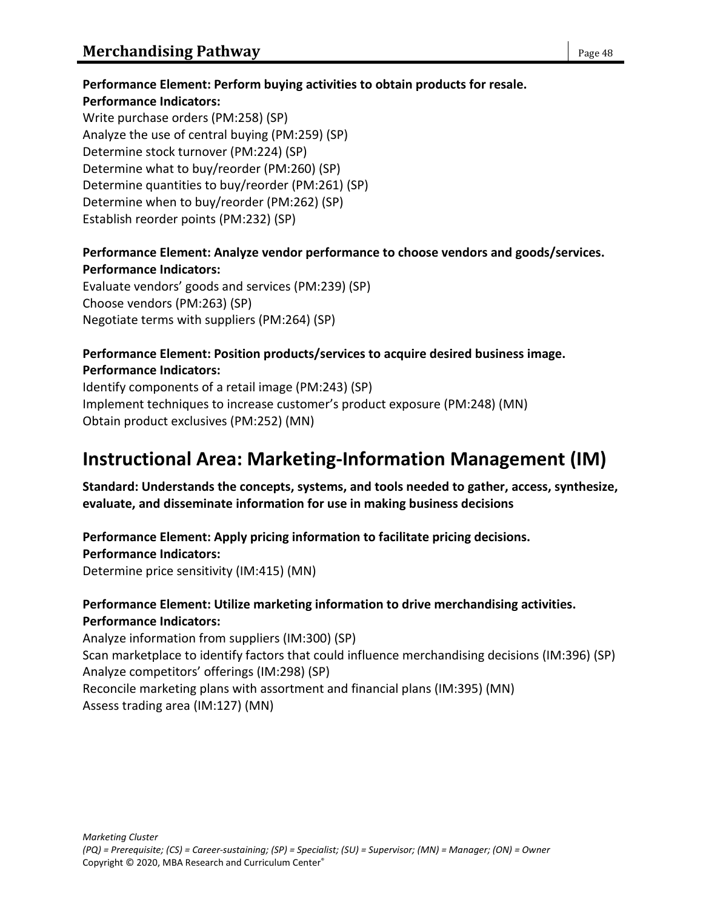**Performance Element: Perform buying activities to obtain products for resale.**
**Performance Indicators:**
Write purchase orders (PM:258) (SP)
Analyze the use of central buying (PM:259) (SP)
Determine stock turnover (PM:224) (SP)
Determine what to buy/reorder (PM:260) (SP)
Determine quantities to buy/reorder (PM:261) (SP)
Determine when to buy/reorder (PM:262) (SP)
Establish reorder points (PM:232) (SP)

**Performance Element: Analyze vendor performance to choose vendors and goods/services.**
**Performance Indicators:**
Evaluate vendors' goods and services (PM:239) (SP)
Choose vendors (PM:263) (SP)
Negotiate terms with suppliers (PM:264) (SP)

**Performance Element: Position products/services to acquire desired business image.**
**Performance Indicators:**
Identify components of a retail image (PM:243) (SP)
Implement techniques to increase customer's product exposure (PM:248) (MN)
Obtain product exclusives (PM:252) (MN)

## Instructional Area: Marketing-Information Management (IM)

**Standard: Understands the concepts, systems, and tools needed to gather, access, synthesize, evaluate, and disseminate information for use in making business decisions**

**Performance Element: Apply pricing information to facilitate pricing decisions.**
**Performance Indicators:**
Determine price sensitivity (IM:415) (MN)

**Performance Element: Utilize marketing information to drive merchandising activities.**
**Performance Indicators:**
Analyze information from suppliers (IM:300) (SP)
Scan marketplace to identify factors that could influence merchandising decisions (IM:396) (SP)
Analyze competitors' offerings (IM:298) (SP)
Reconcile marketing plans with assortment and financial plans (IM:395) (MN)
Assess trading area (IM:127) (MN)

*Marketing Cluster*
*(PQ) = Prerequisite; (CS) = Career-sustaining; (SP) = Specialist; (SU) = Supervisor; (MN) = Manager; (ON) = Owner*
Copyright © 2020, MBA Research and Curriculum Center®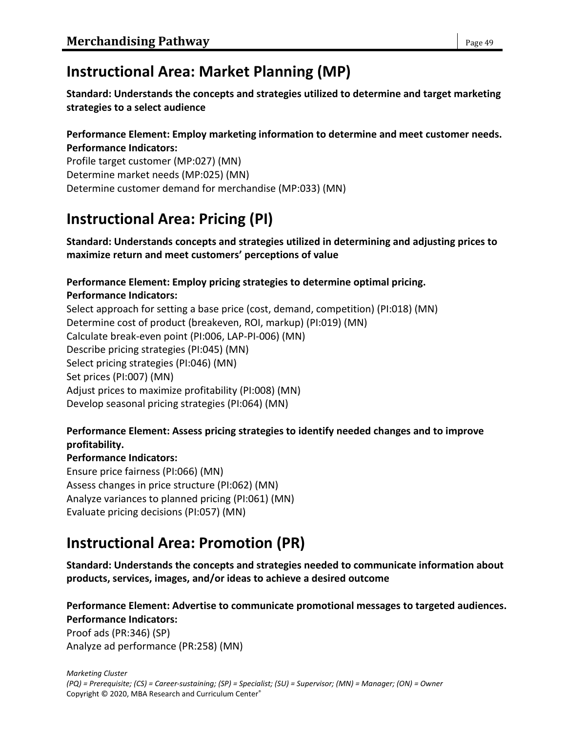## Instructional Area: Market Planning (MP)

**Standard: Understands the concepts and strategies utilized to determine and target marketing strategies to a select audience**

**Performance Element: Employ marketing information to determine and meet customer needs.**
**Performance Indicators:**
Profile target customer (MP:027) (MN)
Determine market needs (MP:025) (MN)
Determine customer demand for merchandise (MP:033) (MN)

## Instructional Area: Pricing (PI)

**Standard: Understands concepts and strategies utilized in determining and adjusting prices to maximize return and meet customers' perceptions of value**

**Performance Element: Employ pricing strategies to determine optimal pricing.**
**Performance Indicators:**
Select approach for setting a base price (cost, demand, competition) (PI:018) (MN)
Determine cost of product (breakeven, ROI, markup) (PI:019) (MN)
Calculate break-even point (PI:006, LAP-PI-006) (MN)
Describe pricing strategies (PI:045) (MN)
Select pricing strategies (PI:046) (MN)
Set prices (PI:007) (MN)
Adjust prices to maximize profitability (PI:008) (MN)
Develop seasonal pricing strategies (PI:064) (MN)

**Performance Element: Assess pricing strategies to identify needed changes and to improve profitability.**
**Performance Indicators:**
Ensure price fairness (PI:066) (MN)
Assess changes in price structure (PI:062) (MN)
Analyze variances to planned pricing (PI:061) (MN)
Evaluate pricing decisions (PI:057) (MN)

## Instructional Area: Promotion (PR)

**Standard: Understands the concepts and strategies needed to communicate information about products, services, images, and/or ideas to achieve a desired outcome**

**Performance Element: Advertise to communicate promotional messages to targeted audiences.**
**Performance Indicators:**
Proof ads (PR:346) (SP)
Analyze ad performance (PR:258) (MN)

*Marketing Cluster*
*(PQ) = Prerequisite; (CS) = Career-sustaining; (SP) = Specialist; (SU) = Supervisor; (MN) = Manager; (ON) = Owner*
Copyright © 2020, MBA Research and Curriculum Center®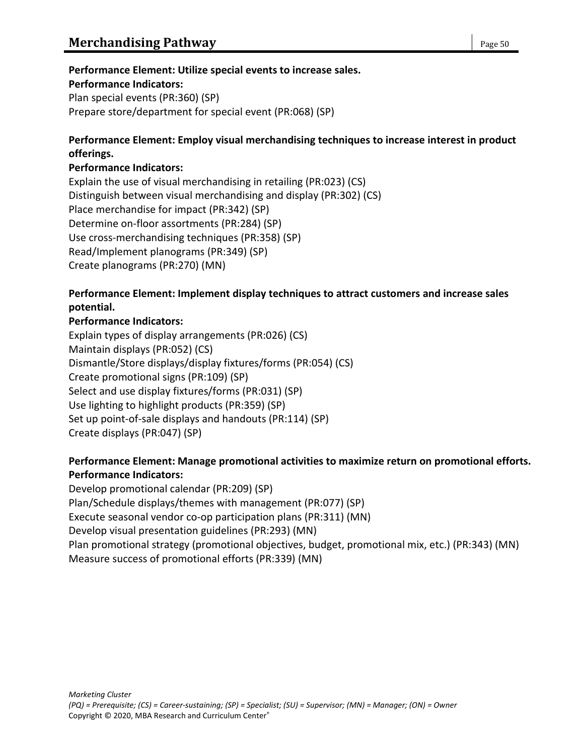**Performance Element: Utilize special events to increase sales.**
**Performance Indicators:**
Plan special events (PR:360) (SP)
Prepare store/department for special event (PR:068) (SP)

**Performance Element: Employ visual merchandising techniques to increase interest in product offerings.**
**Performance Indicators:**
Explain the use of visual merchandising in retailing (PR:023) (CS)
Distinguish between visual merchandising and display (PR:302) (CS)
Place merchandise for impact (PR:342) (SP)
Determine on-floor assortments (PR:284) (SP)
Use cross-merchandising techniques (PR:358) (SP)
Read/Implement planograms (PR:349) (SP)
Create planograms (PR:270) (MN)

**Performance Element: Implement display techniques to attract customers and increase sales potential.**
**Performance Indicators:**
Explain types of display arrangements (PR:026) (CS)
Maintain displays (PR:052) (CS)
Dismantle/Store displays/display fixtures/forms (PR:054) (CS)
Create promotional signs (PR:109) (SP)
Select and use display fixtures/forms (PR:031) (SP)
Use lighting to highlight products (PR:359) (SP)
Set up point-of-sale displays and handouts (PR:114) (SP)
Create displays (PR:047) (SP)

**Performance Element: Manage promotional activities to maximize return on promotional efforts.**
**Performance Indicators:**
Develop promotional calendar (PR:209) (SP)
Plan/Schedule displays/themes with management (PR:077) (SP)
Execute seasonal vendor co-op participation plans (PR:311) (MN)
Develop visual presentation guidelines (PR:293) (MN)
Plan promotional strategy (promotional objectives, budget, promotional mix, etc.) (PR:343) (MN)
Measure success of promotional efforts (PR:339) (MN)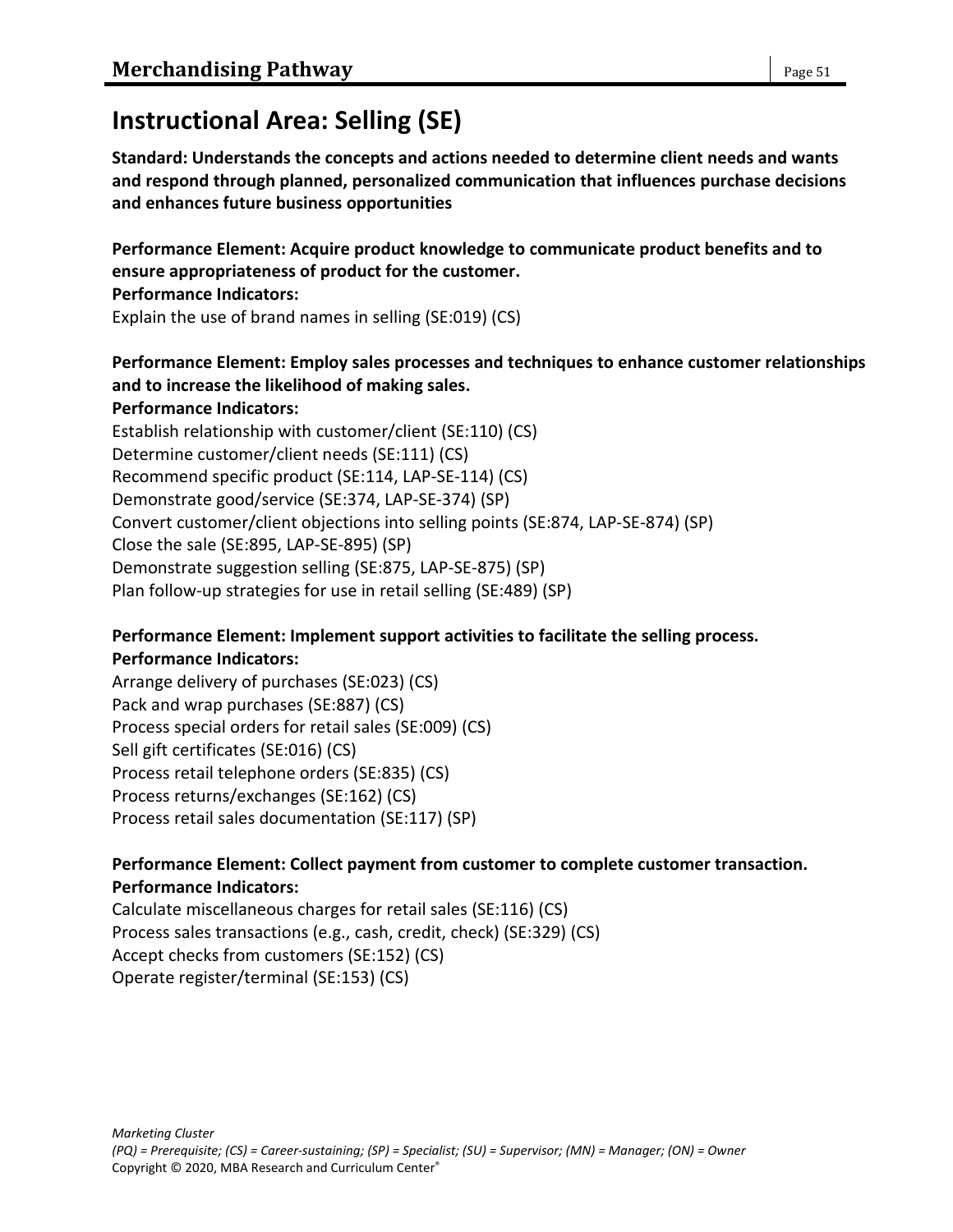# Instructional Area: Selling (SE)

**Standard: Understands the concepts and actions needed to determine client needs and wants and respond through planned, personalized communication that influences purchase decisions and enhances future business opportunities**

**Performance Element: Acquire product knowledge to communicate product benefits and to ensure appropriateness of product for the customer.**
**Performance Indicators:**
Explain the use of brand names in selling (SE:019) (CS)

**Performance Element: Employ sales processes and techniques to enhance customer relationships and to increase the likelihood of making sales.**
**Performance Indicators:**
Establish relationship with customer/client (SE:110) (CS)
Determine customer/client needs (SE:111) (CS)
Recommend specific product (SE:114, LAP-SE-114) (CS)
Demonstrate good/service (SE:374, LAP-SE-374) (SP)
Convert customer/client objections into selling points (SE:874, LAP-SE-874) (SP)
Close the sale (SE:895, LAP-SE-895) (SP)
Demonstrate suggestion selling (SE:875, LAP-SE-875) (SP)
Plan follow-up strategies for use in retail selling (SE:489) (SP)

**Performance Element: Implement support activities to facilitate the selling process.**
**Performance Indicators:**
Arrange delivery of purchases (SE:023) (CS)
Pack and wrap purchases (SE:887) (CS)
Process special orders for retail sales (SE:009) (CS)
Sell gift certificates (SE:016) (CS)
Process retail telephone orders (SE:835) (CS)
Process returns/exchanges (SE:162) (CS)
Process retail sales documentation (SE:117) (SP)

**Performance Element: Collect payment from customer to complete customer transaction.**
**Performance Indicators:**
Calculate miscellaneous charges for retail sales (SE:116) (CS)
Process sales transactions (e.g., cash, credit, check) (SE:329) (CS)
Accept checks from customers (SE:152) (CS)
Operate register/terminal (SE:153) (CS)

*(PQ) = Prerequisite; (CS) = Career-sustaining; (SP) = Specialist; (SU) = Supervisor; (MN) = Manager; (ON) = Owner*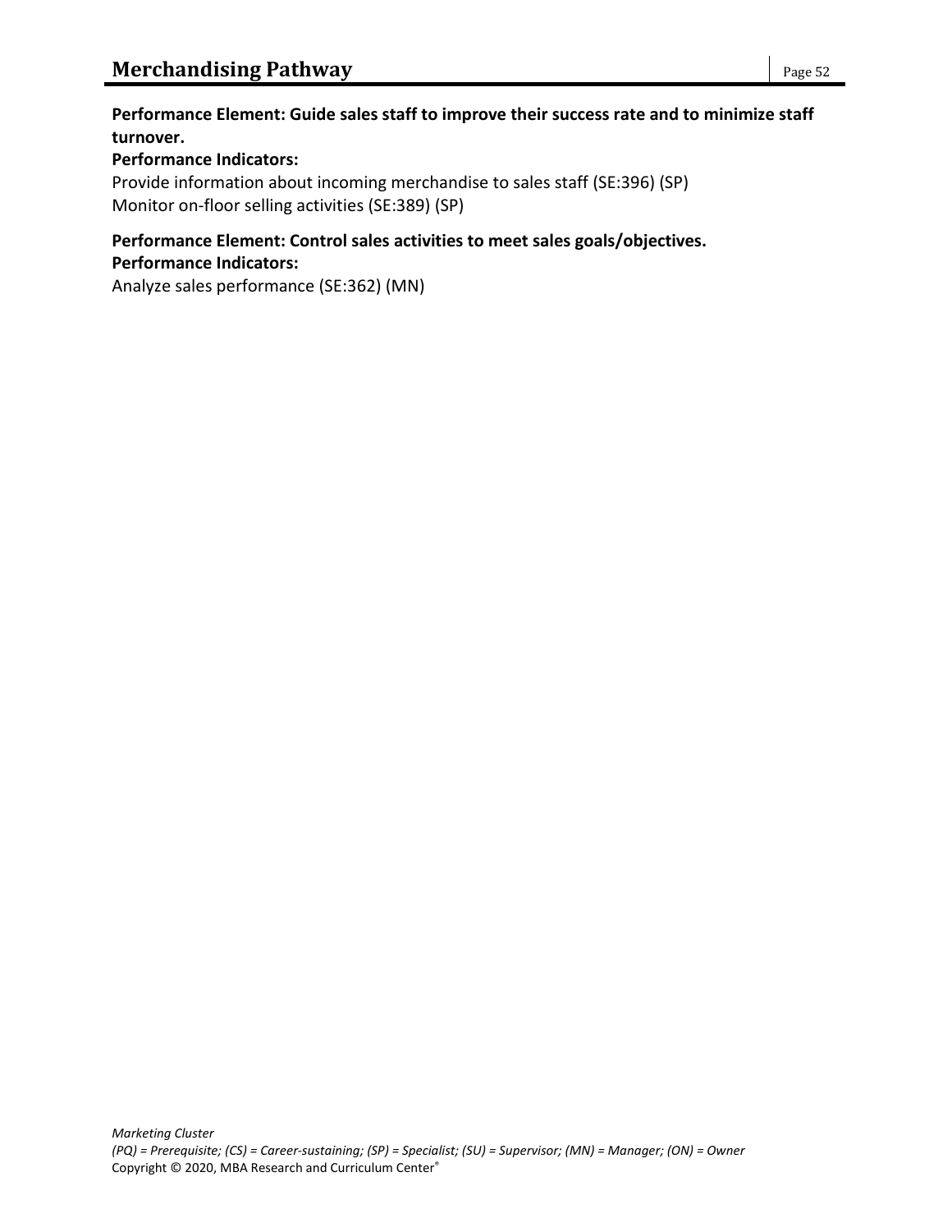**Performance Element: Guide sales staff to improve their success rate and to minimize staff turnover.**

**Performance Indicators:**

Provide information about incoming merchandise to sales staff (SE:396) (SP)
Monitor on-floor selling activities (SE:389) (SP)

**Performance Element: Control sales activities to meet sales goals/objectives.**

**Performance Indicators:**

Analyze sales performance (SE:362) (MN)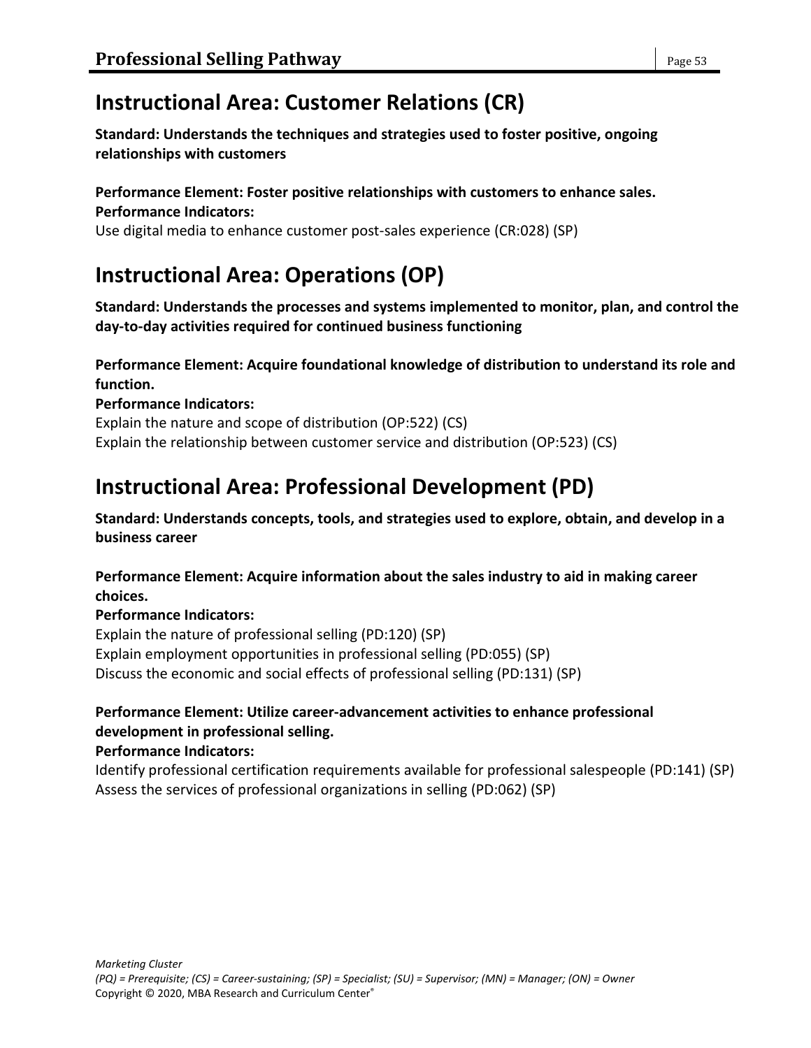## Instructional Area: Customer Relations (CR)

**Standard: Understands the techniques and strategies used to foster positive, ongoing relationships with customers**

**Performance Element: Foster positive relationships with customers to enhance sales.**
**Performance Indicators:**
Use digital media to enhance customer post-sales experience (CR:028) (SP)

## Instructional Area: Operations (OP)

**Standard: Understands the processes and systems implemented to monitor, plan, and control the day-to-day activities required for continued business functioning**

**Performance Element: Acquire foundational knowledge of distribution to understand its role and function.**
**Performance Indicators:**
Explain the nature and scope of distribution (OP:522) (CS)
Explain the relationship between customer service and distribution (OP:523) (CS)

## Instructional Area: Professional Development (PD)

**Standard: Understands concepts, tools, and strategies used to explore, obtain, and develop in a business career**

**Performance Element: Acquire information about the sales industry to aid in making career choices.**
**Performance Indicators:**
Explain the nature of professional selling (PD:120) (SP)
Explain employment opportunities in professional selling (PD:055) (SP)
Discuss the economic and social effects of professional selling (PD:131) (SP)

**Performance Element: Utilize career-advancement activities to enhance professional development in professional selling.**
**Performance Indicators:**
Identify professional certification requirements available for professional salespeople (PD:141) (SP)
Assess the services of professional organizations in selling (PD:062) (SP)

*Marketing Cluster*
*(PQ) = Prerequisite; (CS) = Career-sustaining; (SP) = Specialist; (SU) = Supervisor; (MN) = Manager; (ON) = Owner*
Copyright © 2020, MBA Research and Curriculum Center®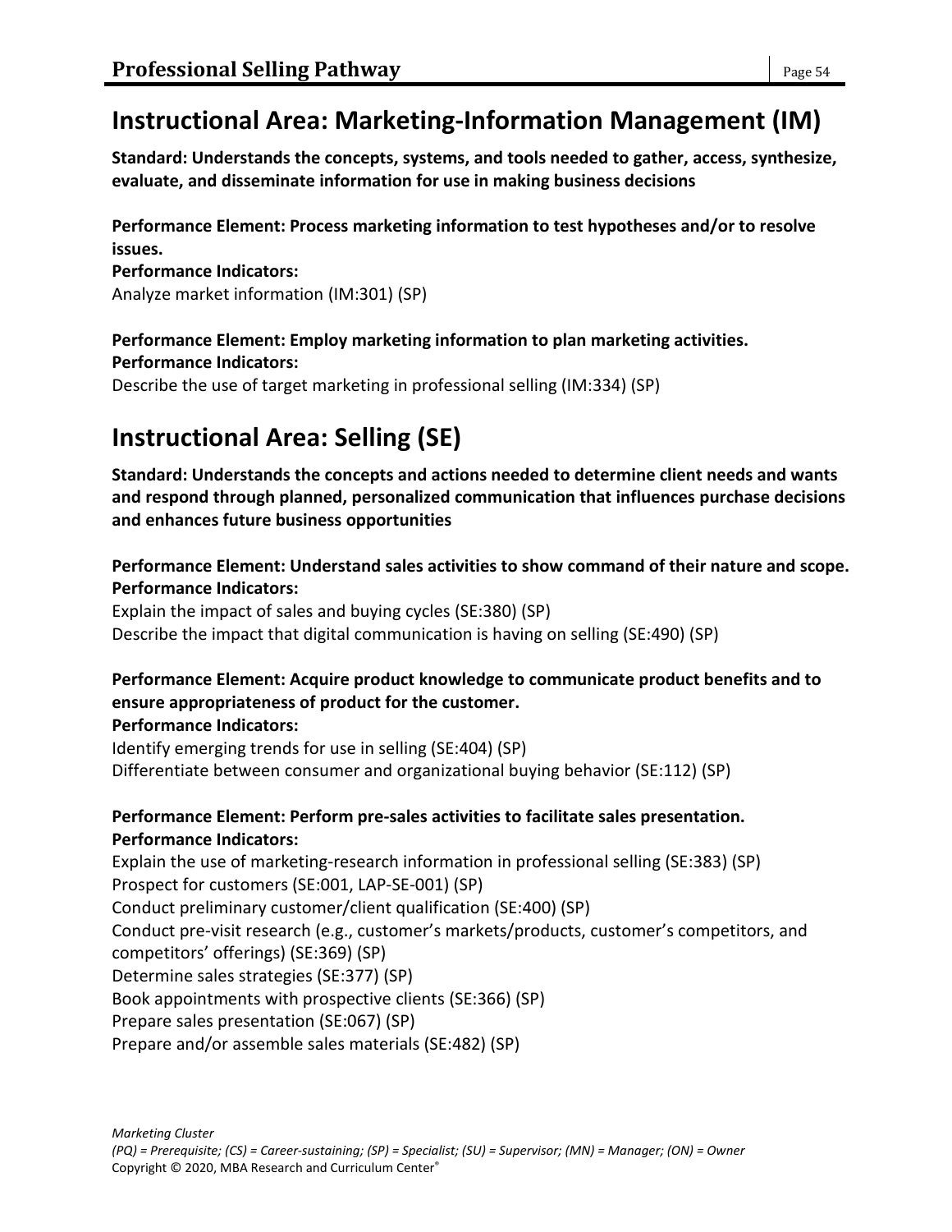## Instructional Area: Marketing-Information Management (IM)

**Standard: Understands the concepts, systems, and tools needed to gather, access, synthesize, evaluate, and disseminate information for use in making business decisions**

**Performance Element: Process marketing information to test hypotheses and/or to resolve issues.**
**Performance Indicators:**
Analyze market information (IM:301) (SP)

**Performance Element: Employ marketing information to plan marketing activities.**
**Performance Indicators:**
Describe the use of target marketing in professional selling (IM:334) (SP)

## Instructional Area: Selling (SE)

**Standard: Understands the concepts and actions needed to determine client needs and wants and respond through planned, personalized communication that influences purchase decisions and enhances future business opportunities**

**Performance Element: Understand sales activities to show command of their nature and scope.**
**Performance Indicators:**
Explain the impact of sales and buying cycles (SE:380) (SP)
Describe the impact that digital communication is having on selling (SE:490) (SP)

**Performance Element: Acquire product knowledge to communicate product benefits and to ensure appropriateness of product for the customer.**
**Performance Indicators:**
Identify emerging trends for use in selling (SE:404) (SP)
Differentiate between consumer and organizational buying behavior (SE:112) (SP)

**Performance Element: Perform pre-sales activities to facilitate sales presentation.**
**Performance Indicators:**
Explain the use of marketing-research information in professional selling (SE:383) (SP)
Prospect for customers (SE:001, LAP-SE-001) (SP)
Conduct preliminary customer/client qualification (SE:400) (SP)
Conduct pre-visit research (e.g., customer's markets/products, customer's competitors, and competitors' offerings) (SE:369) (SP)
Determine sales strategies (SE:377) (SP)
Book appointments with prospective clients (SE:366) (SP)
Prepare sales presentation (SE:067) (SP)
Prepare and/or assemble sales materials (SE:482) (SP)

*Marketing Cluster*
*(PQ) = Prerequisite; (CS) = Career-sustaining; (SP) = Specialist; (SU) = Supervisor; (MN) = Manager; (ON) = Owner*
Copyright © 2020, MBA Research and Curriculum Center®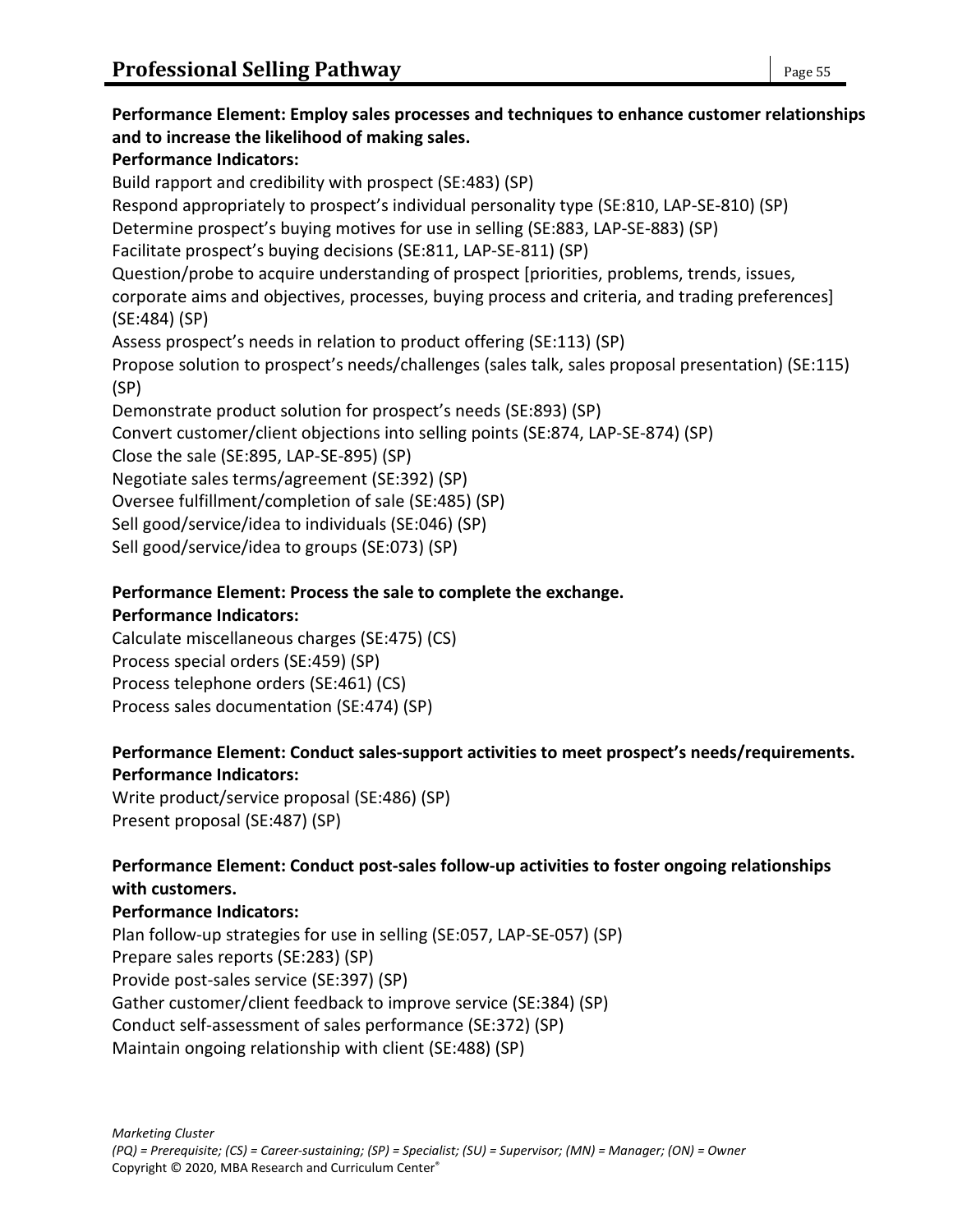**Performance Element: Employ sales processes and techniques to enhance customer relationships and to increase the likelihood of making sales.**

**Performance Indicators:**

Build rapport and credibility with prospect (SE:483) (SP)
Respond appropriately to prospect's individual personality type (SE:810, LAP-SE-810) (SP)
Determine prospect's buying motives for use in selling (SE:883, LAP-SE-883) (SP)
Facilitate prospect's buying decisions (SE:811, LAP-SE-811) (SP)
Question/probe to acquire understanding of prospect [priorities, problems, trends, issues, corporate aims and objectives, processes, buying process and criteria, and trading preferences] (SE:484) (SP)
Assess prospect's needs in relation to product offering (SE:113) (SP)
Propose solution to prospect's needs/challenges (sales talk, sales proposal presentation) (SE:115) (SP)
Demonstrate product solution for prospect's needs (SE:893) (SP)
Convert customer/client objections into selling points (SE:874, LAP-SE-874) (SP)
Close the sale (SE:895, LAP-SE-895) (SP)
Negotiate sales terms/agreement (SE:392) (SP)
Oversee fulfillment/completion of sale (SE:485) (SP)
Sell good/service/idea to individuals (SE:046) (SP)
Sell good/service/idea to groups (SE:073) (SP)

**Performance Element: Process the sale to complete the exchange.**

**Performance Indicators:**

Calculate miscellaneous charges (SE:475) (CS)
Process special orders (SE:459) (SP)
Process telephone orders (SE:461) (CS)
Process sales documentation (SE:474) (SP)

**Performance Element: Conduct sales-support activities to meet prospect's needs/requirements.**

**Performance Indicators:**

Write product/service proposal (SE:486) (SP)
Present proposal (SE:487) (SP)

**Performance Element: Conduct post-sales follow-up activities to foster ongoing relationships with customers.**

**Performance Indicators:**

Plan follow-up strategies for use in selling (SE:057, LAP-SE-057) (SP)
Prepare sales reports (SE:283) (SP)
Provide post-sales service (SE:397) (SP)
Gather customer/client feedback to improve service (SE:384) (SP)
Conduct self-assessment of sales performance (SE:372) (SP)
Maintain ongoing relationship with client (SE:488) (SP)

*Marketing Cluster*
*(PQ) = Prerequisite; (CS) = Career-sustaining; (SP) = Specialist; (SU) = Supervisor; (MN) = Manager; (ON) = Owner*
Copyright © 2020, MBA Research and Curriculum Center®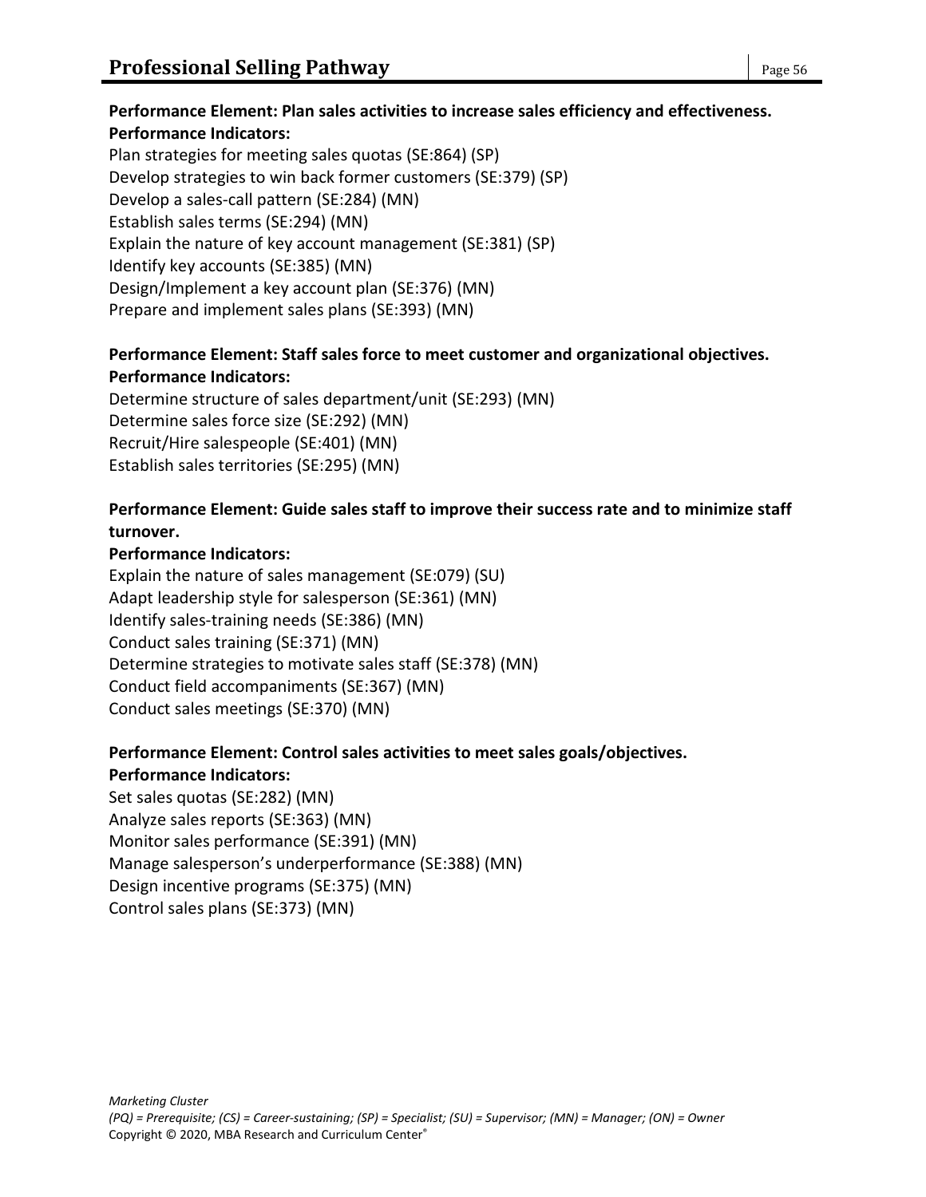**Performance Element: Plan sales activities to increase sales efficiency and effectiveness.**
**Performance Indicators:**

Plan strategies for meeting sales quotas (SE:864) (SP)
Develop strategies to win back former customers (SE:379) (SP)
Develop a sales-call pattern (SE:284) (MN)
Establish sales terms (SE:294) (MN)
Explain the nature of key account management (SE:381) (SP)
Identify key accounts (SE:385) (MN)
Design/Implement a key account plan (SE:376) (MN)
Prepare and implement sales plans (SE:393) (MN)

**Performance Element: Staff sales force to meet customer and organizational objectives.**
**Performance Indicators:**

Determine structure of sales department/unit (SE:293) (MN)
Determine sales force size (SE:292) (MN)
Recruit/Hire salespeople (SE:401) (MN)
Establish sales territories (SE:295) (MN)

**Performance Element: Guide sales staff to improve their success rate and to minimize staff turnover.**
**Performance Indicators:**

Explain the nature of sales management (SE:079) (SU)
Adapt leadership style for salesperson (SE:361) (MN)
Identify sales-training needs (SE:386) (MN)
Conduct sales training (SE:371) (MN)
Determine strategies to motivate sales staff (SE:378) (MN)
Conduct field accompaniments (SE:367) (MN)
Conduct sales meetings (SE:370) (MN)

**Performance Element: Control sales activities to meet sales goals/objectives.**
**Performance Indicators:**

Set sales quotas (SE:282) (MN)
Analyze sales reports (SE:363) (MN)
Monitor sales performance (SE:391) (MN)
Manage salesperson's underperformance (SE:388) (MN)
Design incentive programs (SE:375) (MN)
Control sales plans (SE:373) (MN)

*Marketing Cluster*
*(PQ) = Prerequisite; (CS) = Career-sustaining; (SP) = Specialist; (SU) = Supervisor; (MN) = Manager; (ON) = Owner*
Copyright © 2020, MBA Research and Curriculum Center®